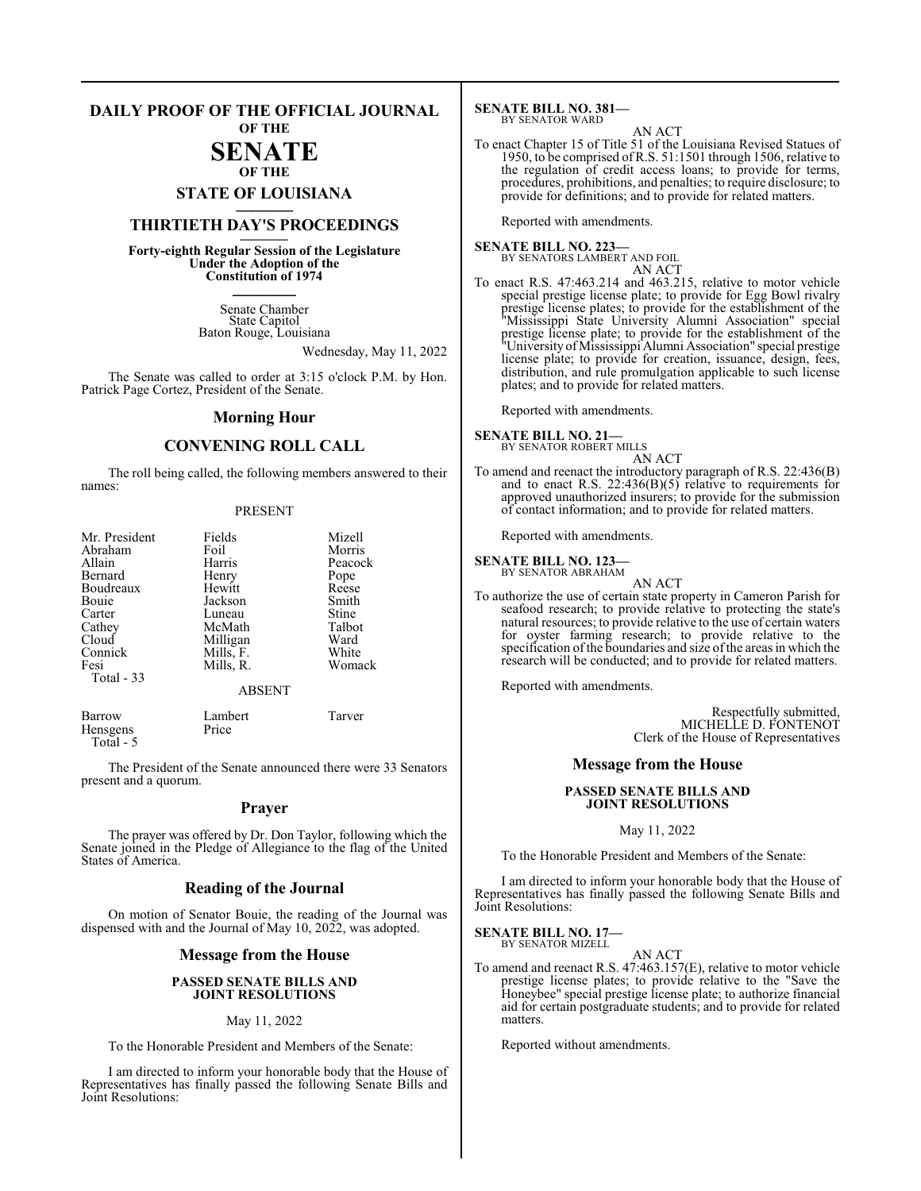# DAILY PROOF OF THE OFFICIAL JOURNAL

**OF THE**

# SENATE

**OF THE**

## STATE OF LOUISIANA

## THIRTIETH DAY'S PROCEEDINGS

**Forty-eighth Regular Session of the Legislature Under the Adoption of the Constitution of 1974**

Senate Chamber
State Capitol
Baton Rouge, Louisiana

Wednesday, May 11, 2022

The Senate was called to order at 3:15 o'clock P.M. by Hon. Patrick Page Cortez, President of the Senate.

## Morning Hour

## CONVENING ROLL CALL

The roll being called, the following members answered to their names:

PRESENT

| | | |
|---|---|---|
| Mr. President | Fields | Mizell |
| Abraham | Foil | Morris |
| Allain | Harris | Peacock |
| Bernard | Henry | Pope |
| Boudreaux | Hewitt | Reese |
| Bouie | Jackson | Smith |
| Carter | Luneau | Stine |
| Cathey | McMath | Talbot |
| Cloud | Milligan | Ward |
| Connick | Mills, F. | White |
| Fesi | Mills, R. | Womack |
| Total - 33 | | |

ABSENT

| | | |
|---|---|---|
| Barrow | Lambert | Tarver |
| Hensgens | Price | |
| Total - 5 | | |

The President of the Senate announced there were 33 Senators present and a quorum.

## Prayer

The prayer was offered by Dr. Don Taylor, following which the Senate joined in the Pledge of Allegiance to the flag of the United States of America.

## Reading of the Journal

On motion of Senator Bouie, the reading of the Journal was dispensed with and the Journal of May 10, 2022, was adopted.

## Message from the House

**PASSED SENATE BILLS AND JOINT RESOLUTIONS**

May 11, 2022

To the Honorable President and Members of the Senate:

I am directed to inform your honorable body that the House of Representatives has finally passed the following Senate Bills and Joint Resolutions:

**SENATE BILL NO. 381—**
BY SENATOR WARD

AN ACT

To enact Chapter 15 of Title 51 of the Louisiana Revised Statues of 1950, to be comprised of R.S. 51:1501 through 1506, relative to the regulation of credit access loans; to provide for terms, procedures, prohibitions, and penalties; to require disclosure; to provide for definitions; and to provide for related matters.

Reported with amendments.

**SENATE BILL NO. 223—**
BY SENATORS LAMBERT AND FOIL

AN ACT

To enact R.S. 47:463.214 and 463.215, relative to motor vehicle special prestige license plate; to provide for Egg Bowl rivalry prestige license plates; to provide for the establishment of the "Mississippi State University Alumni Association" special prestige license plate; to provide for the establishment of the "University of Mississippi Alumni Association" special prestige license plate; to provide for creation, issuance, design, fees, distribution, and rule promulgation applicable to such license plates; and to provide for related matters.

Reported with amendments.

**SENATE BILL NO. 21—**
BY SENATOR ROBERT MILLS

AN ACT

To amend and reenact the introductory paragraph of R.S. 22:436(B) and to enact R.S. 22:436(B)(5) relative to requirements for approved unauthorized insurers; to provide for the submission of contact information; and to provide for related matters.

Reported with amendments.

**SENATE BILL NO. 123—**
BY SENATOR ABRAHAM

AN ACT

To authorize the use of certain state property in Cameron Parish for seafood research; to provide relative to protecting the state's natural resources; to provide relative to the use of certain waters for oyster farming research; to provide relative to the specification of the boundaries and size of the areas in which the research will be conducted; and to provide for related matters.

Reported with amendments.

Respectfully submitted,
MICHELLE D. FONTENOT
Clerk of the House of Representatives

## Message from the House

**PASSED SENATE BILLS AND JOINT RESOLUTIONS**

May 11, 2022

To the Honorable President and Members of the Senate:

I am directed to inform your honorable body that the House of Representatives has finally passed the following Senate Bills and Joint Resolutions:

**SENATE BILL NO. 17—**
BY SENATOR MIZELL

AN ACT

To amend and reenact R.S. 47:463.157(E), relative to motor vehicle prestige license plates; to provide relative to the "Save the Honeybee" special prestige license plate; to authorize financial aid for certain postgraduate students; and to provide for related matters.

Reported without amendments.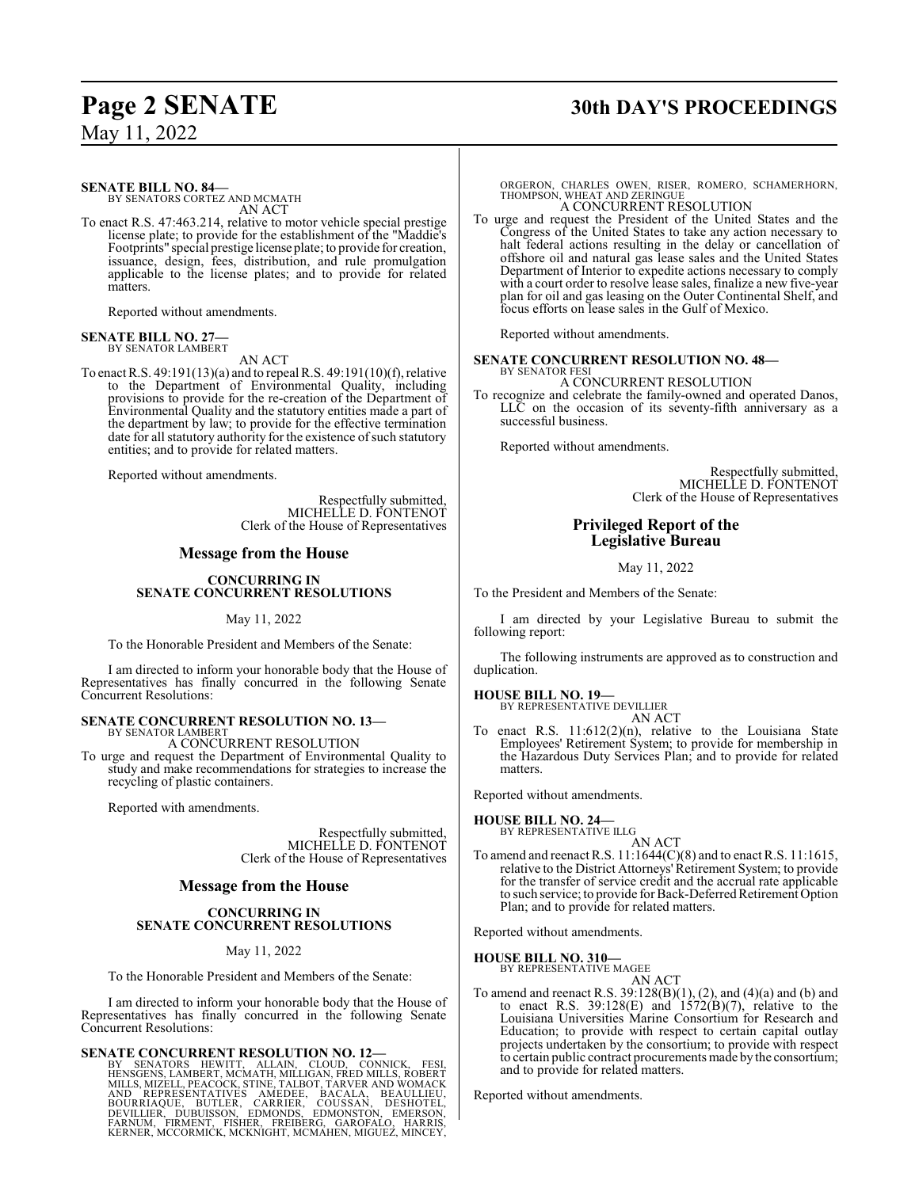**SENATE BILL NO. 84—**
BY SENATORS CORTEZ AND MCMATH
AN ACT

To enact R.S. 47:463.214, relative to motor vehicle special prestige license plate; to provide for the establishment of the "Maddie's Footprints" special prestige license plate; to provide for creation, issuance, design, fees, distribution, and rule promulgation applicable to the license plates; and to provide for related matters.

Reported without amendments.

**SENATE BILL NO. 27—**
BY SENATOR LAMBERT
AN ACT

To enact R.S. 49:191(13)(a) and to repeal R.S. 49:191(10)(f), relative to the Department of Environmental Quality, including provisions to provide for the re-creation of the Department of Environmental Quality and the statutory entities made a part of the department by law; to provide for the effective termination date for all statutory authority for the existence of such statutory entities; and to provide for related matters.

Reported without amendments.

Respectfully submitted,
MICHELLE D. FONTENOT
Clerk of the House of Representatives

## Message from the House

### CONCURRING IN SENATE CONCURRENT RESOLUTIONS

May 11, 2022

To the Honorable President and Members of the Senate:

I am directed to inform your honorable body that the House of Representatives has finally concurred in the following Senate Concurrent Resolutions:

**SENATE CONCURRENT RESOLUTION NO. 13—**
BY SENATOR LAMBERT
A CONCURRENT RESOLUTION

To urge and request the Department of Environmental Quality to study and make recommendations for strategies to increase the recycling of plastic containers.

Reported with amendments.

Respectfully submitted,
MICHELLE D. FONTENOT
Clerk of the House of Representatives

## Message from the House

### CONCURRING IN SENATE CONCURRENT RESOLUTIONS

May 11, 2022

To the Honorable President and Members of the Senate:

I am directed to inform your honorable body that the House of Representatives has finally concurred in the following Senate Concurrent Resolutions:

**SENATE CONCURRENT RESOLUTION NO. 12—**
BY SENATORS HEWITT, ALLAIN, CLOUD, CONNICK, FESI, HENSGENS, LAMBERT, MCMATH, MILLIGAN, FRED MILLS, ROBERT MILLS, MIZELL, PEACOCK, STINE, TALBOT, TARVER AND WOMACK AND REPRESENTATIVES AMEDEE, BACALA, BEAULLIEU, BOURRIAQUE, BUTLER, CARRIER, COUSSAN, DESHOTEL, DEVILLIER, DUBUISSON, EDMONDS, EDMONSTON, EMERSON, FARNUM, FIRMENT, FISHER, FREIBERG, GAROFALO, HARRIS, KERNER, MCCORMICK, MCKNIGHT, MCMAHEN, MIGUEZ, MINCEY, ORGERON, CHARLES OWEN, RISER, ROMERO, SCHAMERHORN, THOMPSON, WHEAT AND ZERINGUE
A CONCURRENT RESOLUTION

To urge and request the President of the United States and the Congress of the United States to take any action necessary to halt federal actions resulting in the delay or cancellation of offshore oil and natural gas lease sales and the United States Department of Interior to expedite actions necessary to comply with a court order to resolve lease sales, finalize a new five-year plan for oil and gas leasing on the Outer Continental Shelf, and focus efforts on lease sales in the Gulf of Mexico.

Reported without amendments.

**SENATE CONCURRENT RESOLUTION NO. 48—**
BY SENATOR FESI
A CONCURRENT RESOLUTION

To recognize and celebrate the family-owned and operated Danos, LLC on the occasion of its seventy-fifth anniversary as a successful business.

Reported without amendments.

Respectfully submitted,
MICHELLE D. FONTENOT
Clerk of the House of Representatives

## Privileged Report of the Legislative Bureau

May 11, 2022

To the President and Members of the Senate:

I am directed by your Legislative Bureau to submit the following report:

The following instruments are approved as to construction and duplication.

**HOUSE BILL NO. 19—**
BY REPRESENTATIVE DEVILLIER
AN ACT

To enact R.S. 11:612(2)(n), relative to the Louisiana State Employees' Retirement System; to provide for membership in the Hazardous Duty Services Plan; and to provide for related matters.

Reported without amendments.

**HOUSE BILL NO. 24—**
BY REPRESENTATIVE ILLG
AN ACT

To amend and reenact R.S. 11:1644(C)(8) and to enact R.S. 11:1615, relative to the District Attorneys' Retirement System; to provide for the transfer of service credit and the accrual rate applicable to such service; to provide for Back-Deferred Retirement Option Plan; and to provide for related matters.

Reported without amendments.

**HOUSE BILL NO. 310—**
BY REPRESENTATIVE MAGEE
AN ACT

To amend and reenact R.S. 39:128(B)(1), (2), and (4)(a) and (b) and to enact R.S. 39:128(E) and 1572(B)(7), relative to the Louisiana Universities Marine Consortium for Research and Education; to provide with respect to certain capital outlay projects undertaken by the consortium; to provide with respect to certain public contract procurements made by the consortium; and to provide for related matters.

Reported without amendments.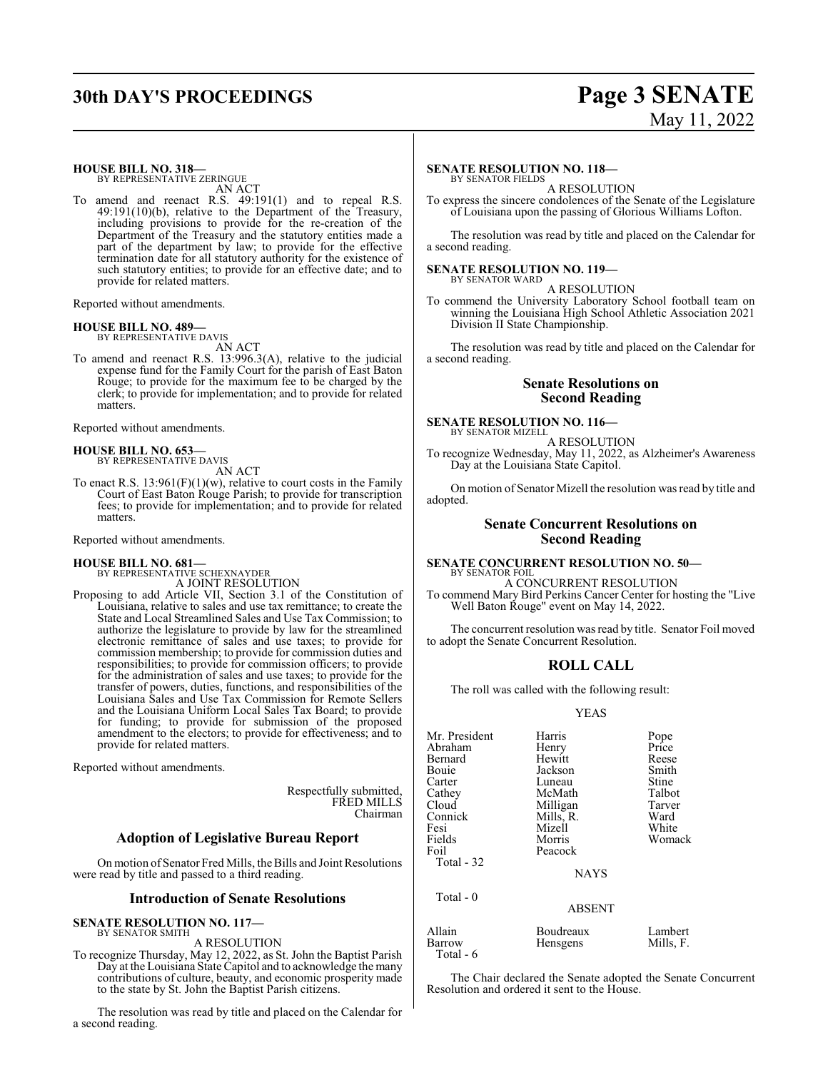**HOUSE BILL NO. 318—**
BY REPRESENTATIVE ZERINGUE
AN ACT

To amend and reenact R.S. 49:191(1) and to repeal R.S. 49:191(10)(b), relative to the Department of the Treasury, including provisions to provide for the re-creation of the Department of the Treasury and the statutory entities made a part of the department by law; to provide for the effective termination date for all statutory authority for the existence of such statutory entities; to provide for an effective date; and to provide for related matters.

Reported without amendments.

**HOUSE BILL NO. 489—**
BY REPRESENTATIVE DAVIS
AN ACT

To amend and reenact R.S. 13:996.3(A), relative to the judicial expense fund for the Family Court for the parish of East Baton Rouge; to provide for the maximum fee to be charged by the clerk; to provide for implementation; and to provide for related matters.

Reported without amendments.

**HOUSE BILL NO. 653—**
BY REPRESENTATIVE DAVIS
AN ACT

To enact R.S. 13:961(F)(1)(w), relative to court costs in the Family Court of East Baton Rouge Parish; to provide for transcription fees; to provide for implementation; and to provide for related matters.

Reported without amendments.

**HOUSE BILL NO. 681—**
BY REPRESENTATIVE SCHEXNAYDER
A JOINT RESOLUTION

Proposing to add Article VII, Section 3.1 of the Constitution of Louisiana, relative to sales and use tax remittance; to create the State and Local Streamlined Sales and Use Tax Commission; to authorize the legislature to provide by law for the streamlined electronic remittance of sales and use taxes; to provide for commission membership; to provide for commission duties and responsibilities; to provide for commission officers; to provide for the administration of sales and use taxes; to provide for the transfer of powers, duties, functions, and responsibilities of the Louisiana Sales and Use Tax Commission for Remote Sellers and the Louisiana Uniform Local Sales Tax Board; to provide for funding; to provide for submission of the proposed amendment to the electors; to provide for effectiveness; and to provide for related matters.

Reported without amendments.

Respectfully submitted,
FRED MILLS
Chairman

## Adoption of Legislative Bureau Report

On motion of Senator Fred Mills, the Bills and Joint Resolutions were read by title and passed to a third reading.

## Introduction of Senate Resolutions

**SENATE RESOLUTION NO. 117—**
BY SENATOR SMITH
A RESOLUTION

To recognize Thursday, May 12, 2022, as St. John the Baptist Parish Day at the Louisiana State Capitol and to acknowledge the many contributions of culture, beauty, and economic prosperity made to the state by St. John the Baptist Parish citizens.

The resolution was read by title and placed on the Calendar for a second reading.

**SENATE RESOLUTION NO. 118—**
BY SENATOR FIELDS
A RESOLUTION

To express the sincere condolences of the Senate of the Legislature of Louisiana upon the passing of Glorious Williams Lofton.

The resolution was read by title and placed on the Calendar for a second reading.

**SENATE RESOLUTION NO. 119—**
BY SENATOR WARD
A RESOLUTION

To commend the University Laboratory School football team on winning the Louisiana High School Athletic Association 2021 Division II State Championship.

The resolution was read by title and placed on the Calendar for a second reading.

## Senate Resolutions on Second Reading

**SENATE RESOLUTION NO. 116—**
BY SENATOR MIZELL
A RESOLUTION

To recognize Wednesday, May 11, 2022, as Alzheimer's Awareness Day at the Louisiana State Capitol.

On motion of Senator Mizell the resolution was read by title and adopted.

## Senate Concurrent Resolutions on Second Reading

**SENATE CONCURRENT RESOLUTION NO. 50—**
BY SENATOR FOIL
A CONCURRENT RESOLUTION

To commend Mary Bird Perkins Cancer Center for hosting the "Live Well Baton Rouge" event on May 14, 2022.

The concurrent resolution was read by title. Senator Foil moved to adopt the Senate Concurrent Resolution.

## ROLL CALL

The roll was called with the following result:

YEAS

| | | |
|---|---|---|
| Mr. President | Harris | Pope |
| Abraham | Henry | Price |
| Bernard | Hewitt | Reese |
| Bouie | Jackson | Smith |
| Carter | Luneau | Stine |
| Cathey | McMath | Talbot |
| Cloud | Milligan | Tarver |
| Connick | Mills, R. | Ward |
| Fesi | Mizell | White |
| Fields | Morris | Womack |
| Foil | Peacock | |

Total - 32

NAYS

Total - 0

ABSENT

| | | |
|---|---|---|
| Allain | Boudreaux | Lambert |
| Barrow | Hensgens | Mills, F. |

Total - 6

The Chair declared the Senate adopted the Senate Concurrent Resolution and ordered it sent to the House.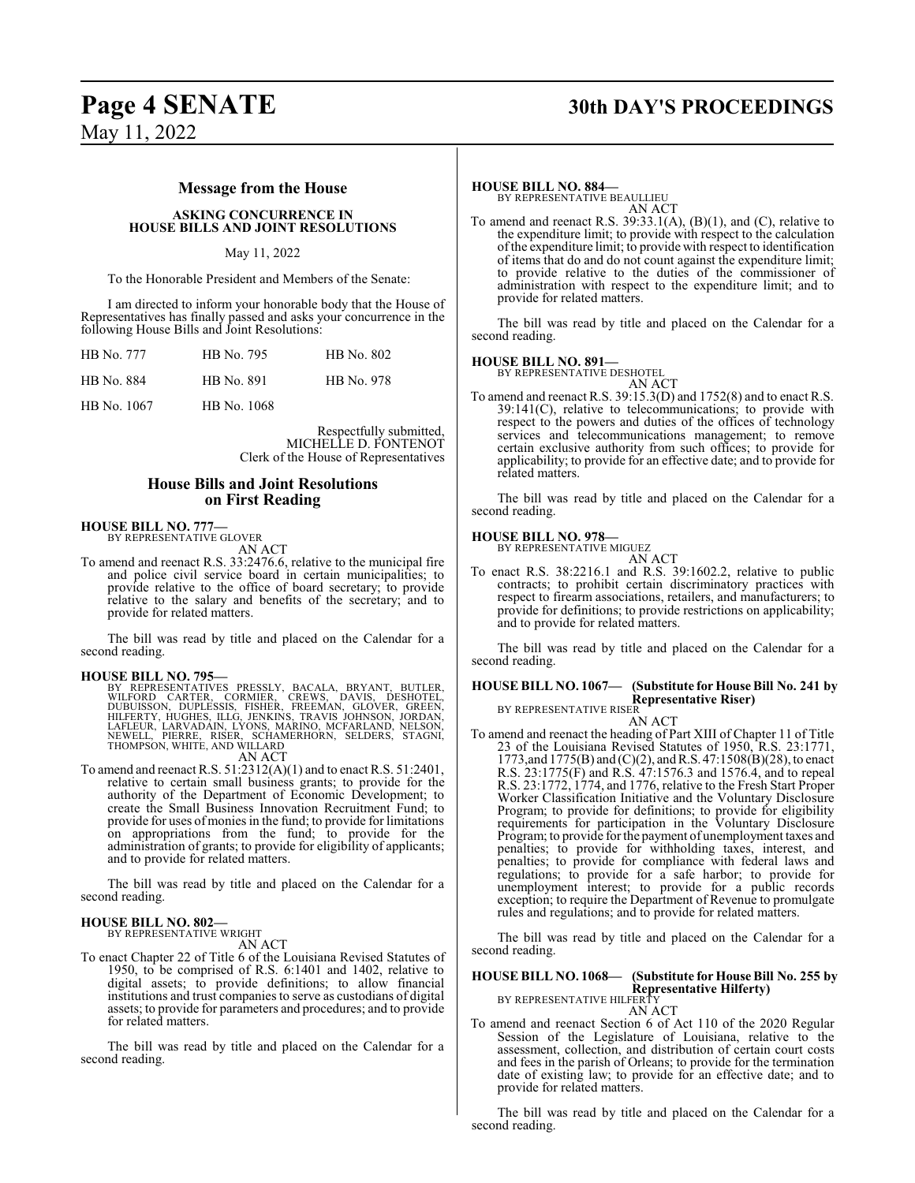## Message from the House

**ASKING CONCURRENCE IN HOUSE BILLS AND JOINT RESOLUTIONS**

May 11, 2022

To the Honorable President and Members of the Senate:

I am directed to inform your honorable body that the House of Representatives has finally passed and asks your concurrence in the following House Bills and Joint Resolutions:

| | | |
|---|---|---|
| HB No. 777 | HB No. 795 | HB No. 802 |
| HB No. 884 | HB No. 891 | HB No. 978 |
| HB No. 1067 | HB No. 1068 | |

Respectfully submitted,
MICHELLE D. FONTENOT
Clerk of the House of Representatives

## House Bills and Joint Resolutions on First Reading

**HOUSE BILL NO. 777—**
BY REPRESENTATIVE GLOVER
AN ACT

To amend and reenact R.S. 33:2476.6, relative to the municipal fire and police civil service board in certain municipalities; to provide relative to the office of board secretary; to provide relative to the salary and benefits of the secretary; and to provide for related matters.

The bill was read by title and placed on the Calendar for a second reading.

**HOUSE BILL NO. 795—**
BY REPRESENTATIVES PRESSLY, BACALA, BRYANT, BUTLER, WILFORD CARTER, CORMIER, CREWS, DAVIS, DESHOTEL, DUBUISSON, DUPLESSIS, FISHER, FREEMAN, GLOVER, GREEN, HILFERTY, HUGHES, ILLG, JENKINS, TRAVIS JOHNSON, JORDAN, LAFLEUR, LARVADAIN, LYONS, MARINO, MCFARLAND, NELSON, NEWELL, PIERRE, RISER, SCHAMERHORN, SELDERS, STAGNI, THOMPSON, WHITE, AND WILLARD
AN ACT

To amend and reenact R.S. 51:2312(A)(1) and to enact R.S. 51:2401, relative to certain small business grants; to provide for the authority of the Department of Economic Development; to create the Small Business Innovation Recruitment Fund; to provide for uses of monies in the fund; to provide for limitations on appropriations from the fund; to provide for the administration of grants; to provide for eligibility of applicants; and to provide for related matters.

The bill was read by title and placed on the Calendar for a second reading.

**HOUSE BILL NO. 802—**
BY REPRESENTATIVE WRIGHT
AN ACT

To enact Chapter 22 of Title 6 of the Louisiana Revised Statutes of 1950, to be comprised of R.S. 6:1401 and 1402, relative to digital assets; to provide definitions; to allow financial institutions and trust companies to serve as custodians of digital assets; to provide for parameters and procedures; and to provide for related matters.

The bill was read by title and placed on the Calendar for a second reading.

**HOUSE BILL NO. 884—**
BY REPRESENTATIVE BEAULLIEU
AN ACT

To amend and reenact R.S. 39:33.1(A), (B)(1), and (C), relative to the expenditure limit; to provide with respect to the calculation of the expenditure limit; to provide with respect to identification of items that do and do not count against the expenditure limit; to provide relative to the duties of the commissioner of administration with respect to the expenditure limit; and to provide for related matters.

The bill was read by title and placed on the Calendar for a second reading.

**HOUSE BILL NO. 891—**
BY REPRESENTATIVE DESHOTEL
AN ACT

To amend and reenact R.S. 39:15.3(D) and 1752(8) and to enact R.S. 39:141(C), relative to telecommunications; to provide with respect to the powers and duties of the offices of technology services and telecommunications management; to remove certain exclusive authority from such offices; to provide for applicability; to provide for an effective date; and to provide for related matters.

The bill was read by title and placed on the Calendar for a second reading.

**HOUSE BILL NO. 978—**
BY REPRESENTATIVE MIGUEZ
AN ACT

To enact R.S. 38:2216.1 and R.S. 39:1602.2, relative to public contracts; to prohibit certain discriminatory practices with respect to firearm associations, retailers, and manufacturers; to provide for definitions; to provide restrictions on applicability; and to provide for related matters.

The bill was read by title and placed on the Calendar for a second reading.

**HOUSE BILL NO. 1067— (Substitute for House Bill No. 241 by Representative Riser)**
BY REPRESENTATIVE RISER
AN ACT

To amend and reenact the heading of Part XIII of Chapter 11 of Title 23 of the Louisiana Revised Statutes of 1950, R.S. 23:1771, 1773,and 1775(B) and (C)(2), and R.S. 47:1508(B)(28), to enact R.S. 23:1775(F) and R.S. 47:1576.3 and 1576.4, and to repeal R.S. 23:1772, 1774, and 1776, relative to the Fresh Start Proper Worker Classification Initiative and the Voluntary Disclosure Program; to provide for definitions; to provide for eligibility requirements for participation in the Voluntary Disclosure Program; to provide for the payment of unemployment taxes and penalties; to provide for withholding taxes, interest, and penalties; to provide for compliance with federal laws and regulations; to provide for a safe harbor; to provide for unemployment interest; to provide for a public records exception; to require the Department of Revenue to promulgate rules and regulations; and to provide for related matters.

The bill was read by title and placed on the Calendar for a second reading.

**HOUSE BILL NO. 1068— (Substitute for House Bill No. 255 by Representative Hilferty)**
BY REPRESENTATIVE HILFERTY
AN ACT

To amend and reenact Section 6 of Act 110 of the 2020 Regular Session of the Legislature of Louisiana, relative to the assessment, collection, and distribution of certain court costs and fees in the parish of Orleans; to provide for the termination date of existing law; to provide for an effective date; and to provide for related matters.

The bill was read by title and placed on the Calendar for a second reading.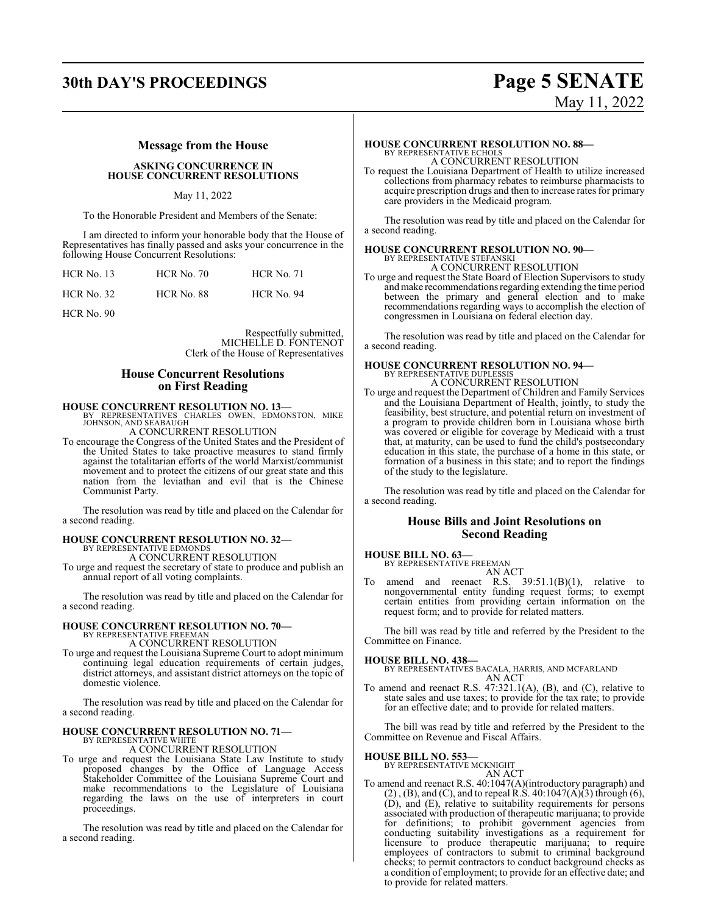## Message from the House

**ASKING CONCURRENCE IN HOUSE CONCURRENT RESOLUTIONS**

May 11, 2022

To the Honorable President and Members of the Senate:

I am directed to inform your honorable body that the House of Representatives has finally passed and asks your concurrence in the following House Concurrent Resolutions:

| | | |
|---|---|---|
| HCR No. 13 | HCR No. 70 | HCR No. 71 |
| HCR No. 32 | HCR No. 88 | HCR No. 94 |
| HCR No. 90 | | |

Respectfully submitted,
MICHELLE D. FONTENOT
Clerk of the House of Representatives

## House Concurrent Resolutions on First Reading

**HOUSE CONCURRENT RESOLUTION NO. 13—**
BY REPRESENTATIVES CHARLES OWEN, EDMONSTON, MIKE JOHNSON, AND SEABAUGH

A CONCURRENT RESOLUTION

To encourage the Congress of the United States and the President of the United States to take proactive measures to stand firmly against the totalitarian efforts of the world Marxist/communist movement and to protect the citizens of our great state and this nation from the leviathan and evil that is the Chinese Communist Party.

The resolution was read by title and placed on the Calendar for a second reading.

**HOUSE CONCURRENT RESOLUTION NO. 32—**
BY REPRESENTATIVE EDMONDS

A CONCURRENT RESOLUTION

To urge and request the secretary of state to produce and publish an annual report of all voting complaints.

The resolution was read by title and placed on the Calendar for a second reading.

**HOUSE CONCURRENT RESOLUTION NO. 70—**
BY REPRESENTATIVE FREEMAN

A CONCURRENT RESOLUTION

To urge and request the Louisiana Supreme Court to adopt minimum continuing legal education requirements of certain judges, district attorneys, and assistant district attorneys on the topic of domestic violence.

The resolution was read by title and placed on the Calendar for a second reading.

**HOUSE CONCURRENT RESOLUTION NO. 71—**
BY REPRESENTATIVE WHITE

A CONCURRENT RESOLUTION

To urge and request the Louisiana State Law Institute to study proposed changes by the Office of Language Access Stakeholder Committee of the Louisiana Supreme Court and make recommendations to the Legislature of Louisiana regarding the laws on the use of interpreters in court proceedings.

The resolution was read by title and placed on the Calendar for a second reading.

**HOUSE CONCURRENT RESOLUTION NO. 88—**
BY REPRESENTATIVE ECHOLS

A CONCURRENT RESOLUTION

To request the Louisiana Department of Health to utilize increased collections from pharmacy rebates to reimburse pharmacists to acquire prescription drugs and then to increase rates for primary care providers in the Medicaid program.

The resolution was read by title and placed on the Calendar for a second reading.

**HOUSE CONCURRENT RESOLUTION NO. 90—**
BY REPRESENTATIVE STEFANSKI

A CONCURRENT RESOLUTION

To urge and request the State Board of Election Supervisors to study and make recommendations regarding extending the time period between the primary and general election and to make recommendations regarding ways to accomplish the election of congressmen in Louisiana on federal election day.

The resolution was read by title and placed on the Calendar for a second reading.

**HOUSE CONCURRENT RESOLUTION NO. 94—**
BY REPRESENTATIVE DUPLESSIS

A CONCURRENT RESOLUTION

To urge and request the Department of Children and Family Services and the Louisiana Department of Health, jointly, to study the feasibility, best structure, and potential return on investment of a program to provide children born in Louisiana whose birth was covered or eligible for coverage by Medicaid with a trust that, at maturity, can be used to fund the child's postsecondary education in this state, the purchase of a home in this state, or formation of a business in this state; and to report the findings of the study to the legislature.

The resolution was read by title and placed on the Calendar for a second reading.

## House Bills and Joint Resolutions on Second Reading

**HOUSE BILL NO. 63—**
BY REPRESENTATIVE FREEMAN

AN ACT

To amend and reenact R.S. 39:51.1(B)(1), relative to nongovernmental entity funding request forms; to exempt certain entities from providing certain information on the request form; and to provide for related matters.

The bill was read by title and referred by the President to the Committee on Finance.

**HOUSE BILL NO. 438—**
BY REPRESENTATIVES BACALA, HARRIS, AND MCFARLAND

AN ACT

To amend and reenact R.S. 47:321.1(A), (B), and (C), relative to state sales and use taxes; to provide for the tax rate; to provide for an effective date; and to provide for related matters.

The bill was read by title and referred by the President to the Committee on Revenue and Fiscal Affairs.

**HOUSE BILL NO. 553—**
BY REPRESENTATIVE MCKNIGHT

AN ACT

To amend and reenact R.S. 40:1047(A)(introductory paragraph) and (2), (B), and (C), and to repeal R.S. 40:1047(A)(3) through (6), (D), and (E), relative to suitability requirements for persons associated with production of therapeutic marijuana; to provide for definitions; to prohibit government agencies from conducting suitability investigations as a requirement for licensure to produce therapeutic marijuana; to require employees of contractors to submit to criminal background checks; to permit contractors to conduct background checks as a condition of employment; to provide for an effective date; and to provide for related matters.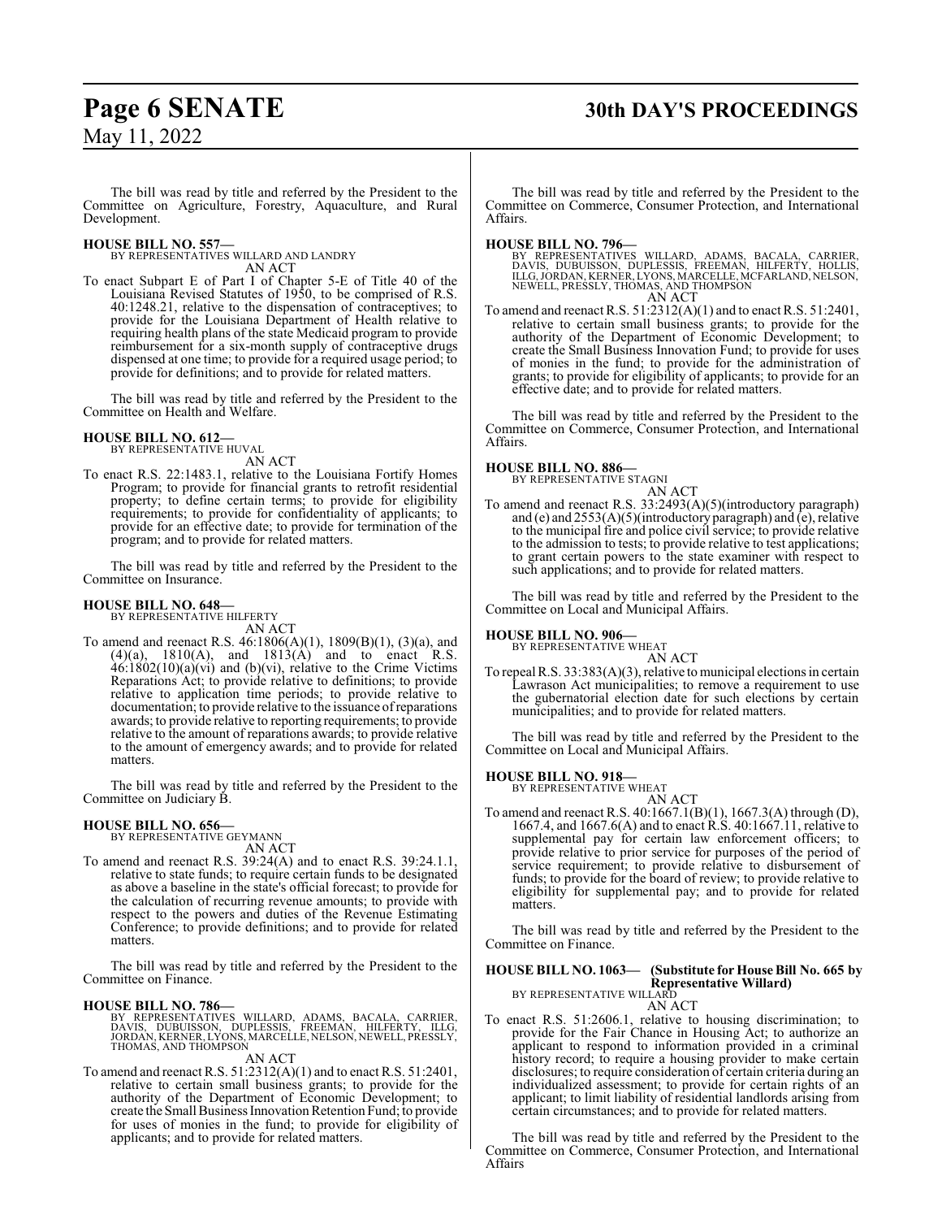The bill was read by title and referred by the President to the Committee on Agriculture, Forestry, Aquaculture, and Rural Development.

**HOUSE BILL NO. 557—**
BY REPRESENTATIVES WILLARD AND LANDRY
AN ACT

To enact Subpart E of Part I of Chapter 5-E of Title 40 of the Louisiana Revised Statutes of 1950, to be comprised of R.S. 40:1248.21, relative to the dispensation of contraceptives; to provide for the Louisiana Department of Health relative to requiring health plans of the state Medicaid program to provide reimbursement for a six-month supply of contraceptive drugs dispensed at one time; to provide for a required usage period; to provide for definitions; and to provide for related matters.

The bill was read by title and referred by the President to the Committee on Health and Welfare.

**HOUSE BILL NO. 612—**
BY REPRESENTATIVE HUVAL
AN ACT

To enact R.S. 22:1483.1, relative to the Louisiana Fortify Homes Program; to provide for financial grants to retrofit residential property; to define certain terms; to provide for eligibility requirements; to provide for confidentiality of applicants; to provide for an effective date; to provide for termination of the program; and to provide for related matters.

The bill was read by title and referred by the President to the Committee on Insurance.

**HOUSE BILL NO. 648—**
BY REPRESENTATIVE HILFERTY
AN ACT

To amend and reenact R.S. 46:1806(A)(1), 1809(B)(1), (3)(a), and (4)(a), 1810(A), and 1813(A) and to enact R.S. 46:1802(10)(a)(vi) and (b)(vi), relative to the Crime Victims Reparations Act; to provide relative to definitions; to provide relative to application time periods; to provide relative to documentation; to provide relative to the issuance of reparations awards; to provide relative to reporting requirements; to provide relative to the amount of reparations awards; to provide relative to the amount of emergency awards; and to provide for related matters.

The bill was read by title and referred by the President to the Committee on Judiciary B.

**HOUSE BILL NO. 656—**
BY REPRESENTATIVE GEYMANN
AN ACT

To amend and reenact R.S. 39:24(A) and to enact R.S. 39:24.1.1, relative to state funds; to require certain funds to be designated as above a baseline in the state's official forecast; to provide for the calculation of recurring revenue amounts; to provide with respect to the powers and duties of the Revenue Estimating Conference; to provide definitions; and to provide for related matters.

The bill was read by title and referred by the President to the Committee on Finance.

**HOUSE BILL NO. 786—**
BY REPRESENTATIVES WILLARD, ADAMS, BACALA, CARRIER, DAVIS, DUBUISSON, DUPLESSIS, FREEMAN, HILFERTY, ILLG, JORDAN, KERNER, LYONS, MARCELLE, NELSON, NEWELL, PRESSLY, THOMAS, AND THOMPSON
AN ACT

To amend and reenact R.S. 51:2312(A)(1) and to enact R.S. 51:2401, relative to certain small business grants; to provide for the authority of the Department of Economic Development; to create the Small Business Innovation Retention Fund; to provide for uses of monies in the fund; to provide for eligibility of applicants; and to provide for related matters.

The bill was read by title and referred by the President to the Committee on Commerce, Consumer Protection, and International Affairs.

**HOUSE BILL NO. 796—**
BY REPRESENTATIVES WILLARD, ADAMS, BACALA, CARRIER, DAVIS, DUBUISSON, DUPLESSIS, FREEMAN, HILFERTY, HOLLIS, ILLG, JORDAN, KERNER, LYONS, MARCELLE, MCFARLAND, NELSON, NEWELL, PRESSLY, THOMAS, AND THOMPSON
AN ACT

To amend and reenact R.S. 51:2312(A)(1) and to enact R.S. 51:2401, relative to certain small business grants; to provide for the authority of the Department of Economic Development; to create the Small Business Innovation Fund; to provide for uses of monies in the fund; to provide for the administration of grants; to provide for eligibility of applicants; to provide for an effective date; and to provide for related matters.

The bill was read by title and referred by the President to the Committee on Commerce, Consumer Protection, and International Affairs.

**HOUSE BILL NO. 886—**
BY REPRESENTATIVE STAGNI
AN ACT

To amend and reenact R.S. 33:2493(A)(5)(introductory paragraph) and (e) and 2553(A)(5)(introductory paragraph) and (e), relative to the municipal fire and police civil service; to provide relative to the admission to tests; to provide relative to test applications; to grant certain powers to the state examiner with respect to such applications; and to provide for related matters.

The bill was read by title and referred by the President to the Committee on Local and Municipal Affairs.

**HOUSE BILL NO. 906—**
BY REPRESENTATIVE WHEAT
AN ACT

To repeal R.S. 33:383(A)(3), relative to municipal elections in certain Lawrason Act municipalities; to remove a requirement to use the gubernatorial election date for such elections by certain municipalities; and to provide for related matters.

The bill was read by title and referred by the President to the Committee on Local and Municipal Affairs.

**HOUSE BILL NO. 918—**
BY REPRESENTATIVE WHEAT
AN ACT

To amend and reenact R.S. 40:1667.1(B)(1), 1667.3(A) through (D), 1667.4, and 1667.6(A) and to enact R.S. 40:1667.11, relative to supplemental pay for certain law enforcement officers; to provide relative to prior service for purposes of the period of service requirement; to provide relative to disbursement of funds; to provide for the board of review; to provide relative to eligibility for supplemental pay; and to provide for related matters.

The bill was read by title and referred by the President to the Committee on Finance.

**HOUSE BILL NO. 1063— (Substitute for House Bill No. 665 by Representative Willard)**
BY REPRESENTATIVE WILLARD
AN ACT

To enact R.S. 51:2606.1, relative to housing discrimination; to provide for the Fair Chance in Housing Act; to authorize an applicant to respond to information provided in a criminal history record; to require a housing provider to make certain disclosures; to require consideration of certain criteria during an individualized assessment; to provide for certain rights of an applicant; to limit liability of residential landlords arising from certain circumstances; and to provide for related matters.

The bill was read by title and referred by the President to the Committee on Commerce, Consumer Protection, and International Affairs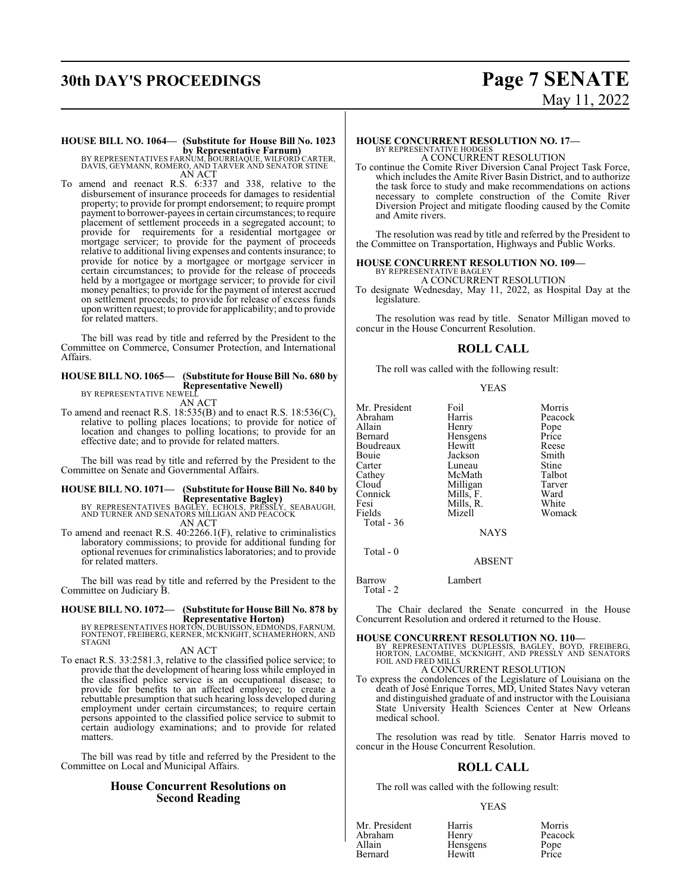**HOUSE BILL NO. 1064— (Substitute for House Bill No. 1023 by Representative Farnum)**
BY REPRESENTATIVES FARNUM, BOURRIAQUE, WILFORD CARTER, DAVIS, GEYMANN, ROMERO, AND TARVER AND SENATOR STINE
AN ACT

To amend and reenact R.S. 6:337 and 338, relative to the disbursement of insurance proceeds for damages to residential property; to provide for prompt endorsement; to require prompt payment to borrower-payees in certain circumstances; to require placement of settlement proceeds in a segregated account; to provide for requirements for a residential mortgagee or mortgage servicer; to provide for the payment of proceeds relative to additional living expenses and contents insurance; to provide for notice by a mortgagee or mortgage servicer in certain circumstances; to provide for the release of proceeds held by a mortgagee or mortgage servicer; to provide for civil money penalties; to provide for the payment of interest accrued on settlement proceeds; to provide for release of excess funds upon written request; to provide for applicability; and to provide for related matters.

The bill was read by title and referred by the President to the Committee on Commerce, Consumer Protection, and International Affairs.

**HOUSE BILL NO. 1065— (Substitute for House Bill No. 680 by Representative Newell)**
BY REPRESENTATIVE NEWELL
AN ACT

To amend and reenact R.S. 18:535(B) and to enact R.S. 18:536(C), relative to polling places locations; to provide for notice of location and changes to polling locations; to provide for an effective date; and to provide for related matters.

The bill was read by title and referred by the President to the Committee on Senate and Governmental Affairs.

**HOUSE BILL NO. 1071— (Substitute for House Bill No. 840 by Representative Bagley)**
BY REPRESENTATIVES BAGLEY, ECHOLS, PRESSLY, SEABAUGH, AND TURNER AND SENATORS MILLIGAN AND PEACOCK
AN ACT

To amend and reenact R.S. 40:2266.1(F), relative to criminalistics laboratory commissions; to provide for additional funding for optional revenues for criminalistics laboratories; and to provide for related matters.

The bill was read by title and referred by the President to the Committee on Judiciary B.

**HOUSE BILL NO. 1072— (Substitute for House Bill No. 878 by Representative Horton)**
BY REPRESENTATIVES HORTON, DUBUISSON, EDMONDS, FARNUM, FONTENOT, FREIBERG, KERNER, MCKNIGHT, SCHAMERHORN, AND STAGNI
AN ACT

To enact R.S. 33:2581.3, relative to the classified police service; to provide that the development of hearing loss while employed in the classified police service is an occupational disease; to provide for benefits to an affected employee; to create a rebuttable presumption that such hearing loss developed during employment under certain circumstances; to require certain persons appointed to the classified police service to submit to certain audiology examinations; and to provide for related matters.

The bill was read by title and referred by the President to the Committee on Local and Municipal Affairs.

## House Concurrent Resolutions on Second Reading

**HOUSE CONCURRENT RESOLUTION NO. 17—**
BY REPRESENTATIVE HODGES
A CONCURRENT RESOLUTION

To continue the Comite River Diversion Canal Project Task Force, which includes the Amite River Basin District, and to authorize the task force to study and make recommendations on actions necessary to complete construction of the Comite River Diversion Project and mitigate flooding caused by the Comite and Amite rivers.

The resolution was read by title and referred by the President to the Committee on Transportation, Highways and Public Works.

**HOUSE CONCURRENT RESOLUTION NO. 109—**
BY REPRESENTATIVE BAGLEY
A CONCURRENT RESOLUTION

To designate Wednesday, May 11, 2022, as Hospital Day at the legislature.

The resolution was read by title. Senator Milligan moved to concur in the House Concurrent Resolution.

## ROLL CALL

The roll was called with the following result:

YEAS

| | | |
|---|---|---|
| Mr. President | Foil | Morris |
| Abraham | Harris | Peacock |
| Allain | Henry | Pope |
| Bernard | Hensgens | Price |
| Boudreaux | Hewitt | Reese |
| Bouie | Jackson | Smith |
| Carter | Luneau | Stine |
| Cathey | McMath | Talbot |
| Cloud | Milligan | Tarver |
| Connick | Mills, F. | Ward |
| Fesi | Mills, R. | White |
| Fields | Mizell | Womack |

Total - 36

NAYS

Total - 0

ABSENT

Barrow Lambert

Total - 2

The Chair declared the Senate concurred in the House Concurrent Resolution and ordered it returned to the House.

**HOUSE CONCURRENT RESOLUTION NO. 110—**
BY REPRESENTATIVES DUPLESSIS, BAGLEY, BOYD, FREIBERG, HORTON, LACOMBE, MCKNIGHT, AND PRESSLY AND SENATORS FOIL AND FRED MILLS
A CONCURRENT RESOLUTION

To express the condolences of the Legislature of Louisiana on the death of José Enrique Torres, MD, United States Navy veteran and distinguished graduate of and instructor with the Louisiana State University Health Sciences Center at New Orleans medical school.

The resolution was read by title. Senator Harris moved to concur in the House Concurrent Resolution.

## ROLL CALL

The roll was called with the following result:

YEAS

| | | |
|---|---|---|
| Mr. President | Harris | Morris |
| Abraham | Henry | Peacock |
| Allain | Hensgens | Pope |
| Bernard | Hewitt | Price |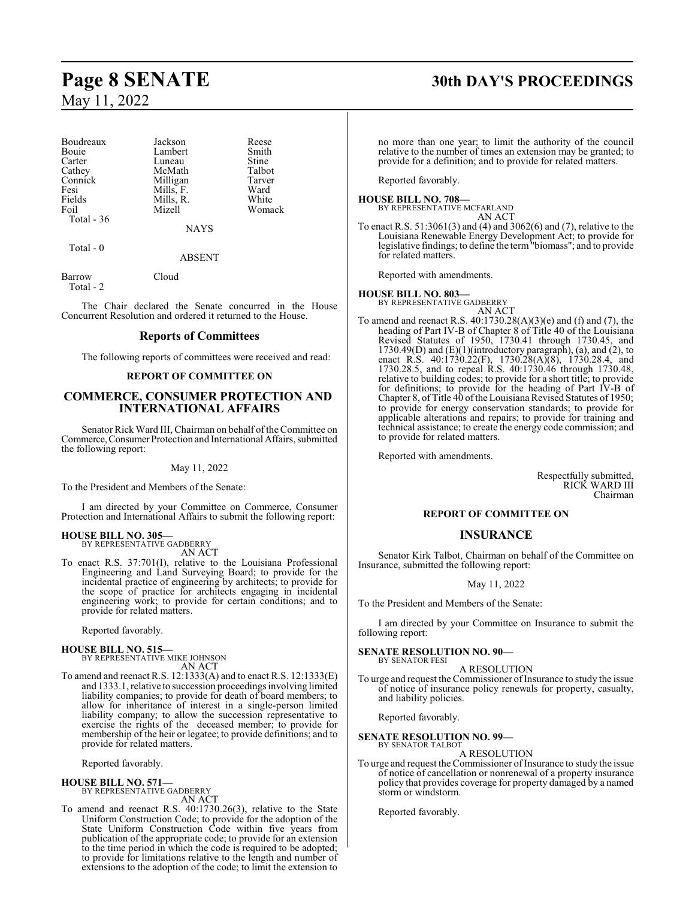| | | |
|---|---|---|
| Boudreaux | Jackson | Reese |
| Bouie | Lambert | Smith |
| Carter | Luneau | Stine |
| Cathey | McMath | Talbot |
| Connick | Milligan | Tarver |
| Fesi | Mills, F. | Ward |
| Fields | Mills, R. | White |
| Foil | Mizell | Womack |
| Total - 36 | | |

NAYS

Total - 0

ABSENT

Barrow Cloud
Total - 2

The Chair declared the Senate concurred in the House Concurrent Resolution and ordered it returned to the House.

## Reports of Committees

The following reports of committees were received and read:

### REPORT OF COMMITTEE ON

## COMMERCE, CONSUMER PROTECTION AND INTERNATIONAL AFFAIRS

Senator Rick Ward III, Chairman on behalf of the Committee on Commerce, Consumer Protection and International Affairs, submitted the following report:

May 11, 2022

To the President and Members of the Senate:

I am directed by your Committee on Commerce, Consumer Protection and International Affairs to submit the following report:

**HOUSE BILL NO. 305—**
BY REPRESENTATIVE GADBERRY
AN ACT

To enact R.S. 37:701(I), relative to the Louisiana Professional Engineering and Land Surveying Board; to provide for the incidental practice of engineering by architects; to provide for the scope of practice for architects engaging in incidental engineering work; to provide for certain conditions; and to provide for related matters.

Reported favorably.

**HOUSE BILL NO. 515—**
BY REPRESENTATIVE MIKE JOHNSON
AN ACT

To amend and reenact R.S. 12:1333(A) and to enact R.S. 12:1333(E) and 1333.1, relative to succession proceedings involving limited liability companies; to provide for death of board members; to allow for inheritance of interest in a single-person limited liability company; to allow the succession representative to exercise the rights of the deceased member; to provide for membership of the heir or legatee; to provide definitions; and to provide for related matters.

Reported favorably.

**HOUSE BILL NO. 571—**
BY REPRESENTATIVE GADBERRY
AN ACT

To amend and reenact R.S. 40:1730.26(3), relative to the State Uniform Construction Code; to provide for the adoption of the State Uniform Construction Code within five years from publication of the appropriate code; to provide for an extension to the time period in which the code is required to be adopted; to provide for limitations relative to the length and number of extensions to the adoption of the code; to limit the extension to no more than one year; to limit the authority of the council relative to the number of times an extension may be granted; to provide for a definition; and to provide for related matters.

Reported favorably.

**HOUSE BILL NO. 708—**
BY REPRESENTATIVE MCFARLAND
AN ACT

To enact R.S. 51:3061(3) and (4) and 3062(6) and (7), relative to the Louisiana Renewable Energy Development Act; to provide for legislative findings; to define the term "biomass"; and to provide for related matters.

Reported with amendments.

**HOUSE BILL NO. 803—**
BY REPRESENTATIVE GADBERRY
AN ACT

To amend and reenact R.S. 40:1730.28(A)(3)(e) and (f) and (7), the heading of Part IV-B of Chapter 8 of Title 40 of the Louisiana Revised Statutes of 1950, 1730.41 through 1730.45, and 1730.49(D) and (E)(1)(introductory paragraph), (a), and (2), to enact R.S. 40:1730.22(F), 1730.28(A)(8), 1730.28.4, and 1730.28.5, and to repeal R.S. 40:1730.46 through 1730.48, relative to building codes; to provide for a short title; to provide for definitions; to provide for the heading of Part IV-B of Chapter 8, of Title 40 of the Louisiana Revised Statutes of 1950; to provide for energy conservation standards; to provide for applicable alterations and repairs; to provide for training and technical assistance; to create the energy code commission; and to provide for related matters.

Reported with amendments.

Respectfully submitted,
RICK WARD III
Chairman

### REPORT OF COMMITTEE ON

## INSURANCE

Senator Kirk Talbot, Chairman on behalf of the Committee on Insurance, submitted the following report:

May 11, 2022

To the President and Members of the Senate:

I am directed by your Committee on Insurance to submit the following report:

**SENATE RESOLUTION NO. 90—**
BY SENATOR FESI
A RESOLUTION

To urge and request the Commissioner of Insurance to study the issue of notice of insurance policy renewals for property, casualty, and liability policies.

Reported favorably.

**SENATE RESOLUTION NO. 99—**
BY SENATOR TALBOT
A RESOLUTION

To urge and request the Commissioner of Insurance to study the issue of notice of cancellation or nonrenewal of a property insurance policy that provides coverage for property damaged by a named storm or windstorm.

Reported favorably.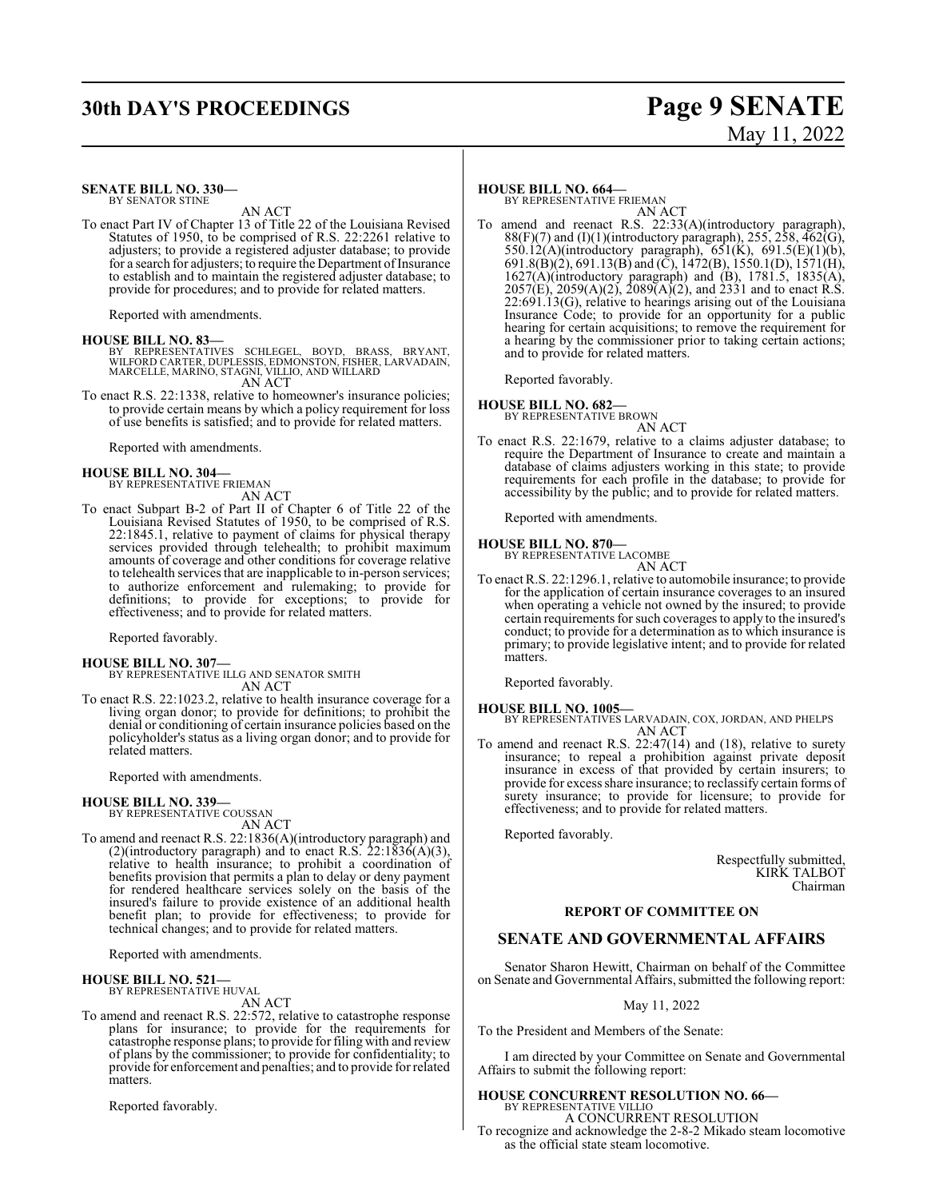**SENATE BILL NO. 330—**
BY SENATOR STINE

AN ACT

To enact Part IV of Chapter 13 of Title 22 of the Louisiana Revised Statutes of 1950, to be comprised of R.S. 22:2261 relative to adjusters; to provide a registered adjuster database; to provide for a search for adjusters; to require the Department of Insurance to establish and to maintain the registered adjuster database; to provide for procedures; and to provide for related matters.

Reported with amendments.

**HOUSE BILL NO. 83—**
BY REPRESENTATIVES SCHLEGEL, BOYD, BRASS, BRYANT, WILFORD CARTER, DUPLESSIS, EDMONSTON, FISHER, LARVADAIN, MARCELLE, MARINO, STAGNI, VILLIO, AND WILLARD

AN ACT

To enact R.S. 22:1338, relative to homeowner's insurance policies; to provide certain means by which a policy requirement for loss of use benefits is satisfied; and to provide for related matters.

Reported with amendments.

**HOUSE BILL NO. 304—**
BY REPRESENTATIVE FRIEMAN

AN ACT

To enact Subpart B-2 of Part II of Chapter 6 of Title 22 of the Louisiana Revised Statutes of 1950, to be comprised of R.S. 22:1845.1, relative to payment of claims for physical therapy services provided through telehealth; to prohibit maximum amounts of coverage and other conditions for coverage relative to telehealth services that are inapplicable to in-person services; to authorize enforcement and rulemaking; to provide for definitions; to provide for exceptions; to provide for effectiveness; and to provide for related matters.

Reported favorably.

**HOUSE BILL NO. 307—**
BY REPRESENTATIVE ILLG AND SENATOR SMITH

AN ACT

To enact R.S. 22:1023.2, relative to health insurance coverage for a living organ donor; to provide for definitions; to prohibit the denial or conditioning of certain insurance policies based on the policyholder's status as a living organ donor; and to provide for related matters.

Reported with amendments.

**HOUSE BILL NO. 339—**
BY REPRESENTATIVE COUSSAN

AN ACT

To amend and reenact R.S. 22:1836(A)(introductory paragraph) and (2)(introductory paragraph) and to enact R.S. 22:1836(A)(3), relative to health insurance; to prohibit a coordination of benefits provision that permits a plan to delay or deny payment for rendered healthcare services solely on the basis of the insured's failure to provide existence of an additional health benefit plan; to provide for effectiveness; to provide for technical changes; and to provide for related matters.

Reported with amendments.

**HOUSE BILL NO. 521—**
BY REPRESENTATIVE HUVAL

AN ACT

To amend and reenact R.S. 22:572, relative to catastrophe response plans for insurance; to provide for the requirements for catastrophe response plans; to provide for filing with and review of plans by the commissioner; to provide for confidentiality; to provide for enforcement and penalties; and to provide for related matters.

Reported favorably.

**HOUSE BILL NO. 664—**
BY REPRESENTATIVE FRIEMAN

AN ACT

To amend and reenact R.S. 22:33(A)(introductory paragraph), 88(F)(7) and (I)(1)(introductory paragraph), 255, 258, 462(G), 550.12(A)(introductory paragraph), 651(K), 691.5(E)(1)(b), 691.8(B)(2), 691.13(B) and (C), 1472(B), 1550.1(D), 1571(H), 1627(A)(introductory paragraph) and (B), 1781.5, 1835(A), 2057(E), 2059(A)(2), 2089(A)(2), and 2331 and to enact R.S. 22:691.13(G), relative to hearings arising out of the Louisiana Insurance Code; to provide for an opportunity for a public hearing for certain acquisitions; to remove the requirement for a hearing by the commissioner prior to taking certain actions; and to provide for related matters.

Reported favorably.

**HOUSE BILL NO. 682—**
BY REPRESENTATIVE BROWN

AN ACT

To enact R.S. 22:1679, relative to a claims adjuster database; to require the Department of Insurance to create and maintain a database of claims adjusters working in this state; to provide requirements for each profile in the database; to provide for accessibility by the public; and to provide for related matters.

Reported with amendments.

**HOUSE BILL NO. 870—**
BY REPRESENTATIVE LACOMBE

AN ACT

To enact R.S. 22:1296.1, relative to automobile insurance; to provide for the application of certain insurance coverages to an insured when operating a vehicle not owned by the insured; to provide certain requirements for such coverages to apply to the insured's conduct; to provide for a determination as to which insurance is primary; to provide legislative intent; and to provide for related matters.

Reported favorably.

**HOUSE BILL NO. 1005—**
BY REPRESENTATIVES LARVADAIN, COX, JORDAN, AND PHELPS

AN ACT

To amend and reenact R.S. 22:47(14) and (18), relative to surety insurance; to repeal a prohibition against private deposit insurance in excess of that provided by certain insurers; to provide for excess share insurance; to reclassify certain forms of surety insurance; to provide for licensure; to provide for effectiveness; and to provide for related matters.

Reported favorably.

Respectfully submitted,
KIRK TALBOT
Chairman

**REPORT OF COMMITTEE ON**

## SENATE AND GOVERNMENTAL AFFAIRS

Senator Sharon Hewitt, Chairman on behalf of the Committee on Senate and Governmental Affairs, submitted the following report:

May 11, 2022

To the President and Members of the Senate:

I am directed by your Committee on Senate and Governmental Affairs to submit the following report:

**HOUSE CONCURRENT RESOLUTION NO. 66—**
BY REPRESENTATIVE VILLIO

A CONCURRENT RESOLUTION

To recognize and acknowledge the 2-8-2 Mikado steam locomotive as the official state steam locomotive.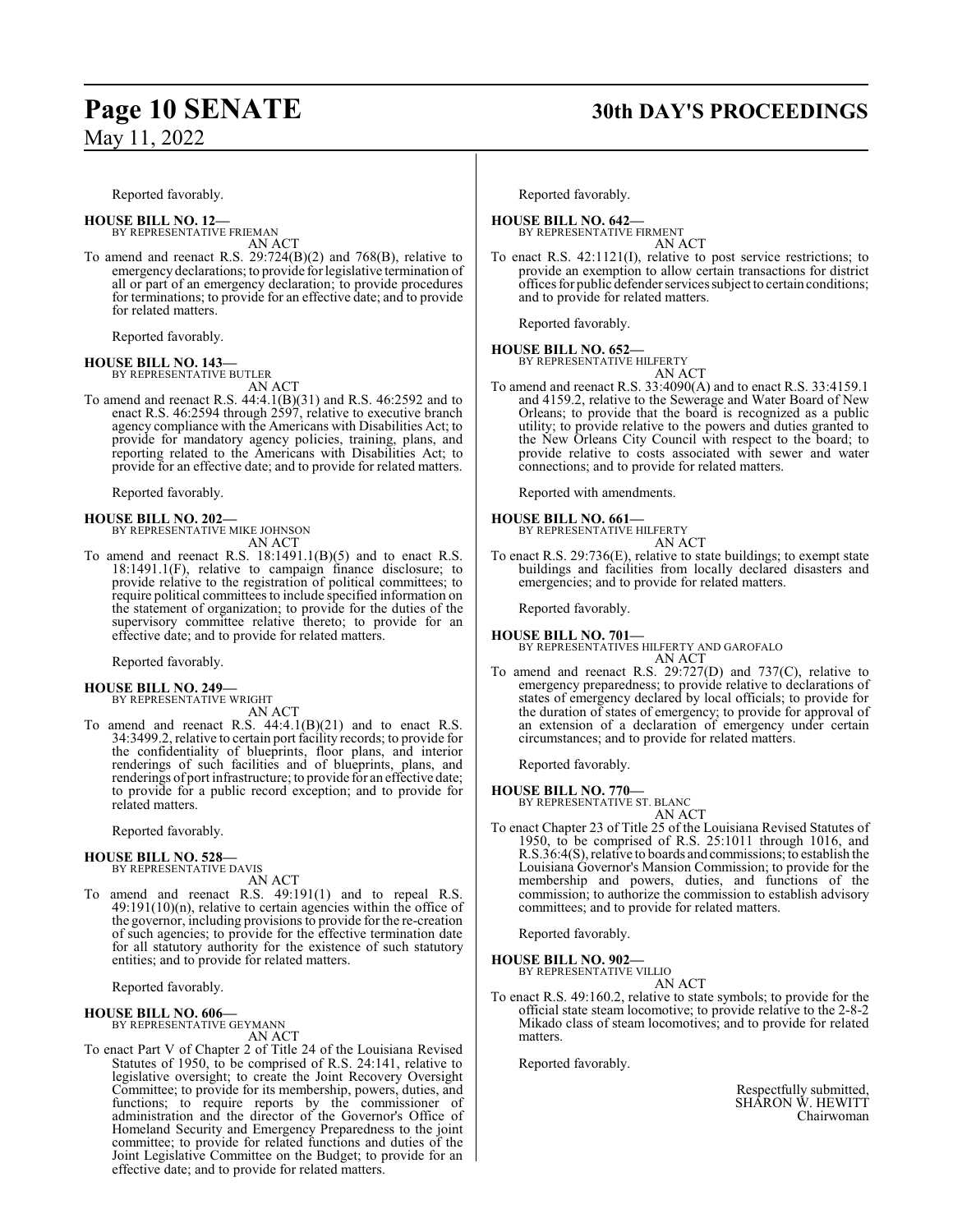Reported favorably.

**HOUSE BILL NO. 12—**
BY REPRESENTATIVE FRIEMAN
AN ACT

To amend and reenact R.S. 29:724(B)(2) and 768(B), relative to emergency declarations; to provide for legislative termination of all or part of an emergency declaration; to provide procedures for terminations; to provide for an effective date; and to provide for related matters.

Reported favorably.

**HOUSE BILL NO. 143—**
BY REPRESENTATIVE BUTLER
AN ACT

To amend and reenact R.S. 44:4.1(B)(31) and R.S. 46:2592 and to enact R.S. 46:2594 through 2597, relative to executive branch agency compliance with the Americans with Disabilities Act; to provide for mandatory agency policies, training, plans, and reporting related to the Americans with Disabilities Act; to provide for an effective date; and to provide for related matters.

Reported favorably.

**HOUSE BILL NO. 202—**
BY REPRESENTATIVE MIKE JOHNSON
AN ACT

To amend and reenact R.S. 18:1491.1(B)(5) and to enact R.S. 18:1491.1(F), relative to campaign finance disclosure; to provide relative to the registration of political committees; to require political committees to include specified information on the statement of organization; to provide for the duties of the supervisory committee relative thereto; to provide for an effective date; and to provide for related matters.

Reported favorably.

**HOUSE BILL NO. 249—**
BY REPRESENTATIVE WRIGHT
AN ACT

To amend and reenact R.S. 44:4.1(B)(21) and to enact R.S. 34:3499.2, relative to certain port facility records; to provide for the confidentiality of blueprints, floor plans, and interior renderings of such facilities and of blueprints, plans, and renderings of port infrastructure; to provide for an effective date; to provide for a public record exception; and to provide for related matters.

Reported favorably.

**HOUSE BILL NO. 528—**
BY REPRESENTATIVE DAVIS
AN ACT

To amend and reenact R.S. 49:191(1) and to repeal R.S. 49:191(10)(n), relative to certain agencies within the office of the governor, including provisions to provide for the re-creation of such agencies; to provide for the effective termination date for all statutory authority for the existence of such statutory entities; and to provide for related matters.

Reported favorably.

**HOUSE BILL NO. 606—**
BY REPRESENTATIVE GEYMANN
AN ACT

To enact Part V of Chapter 2 of Title 24 of the Louisiana Revised Statutes of 1950, to be comprised of R.S. 24:141, relative to legislative oversight; to create the Joint Recovery Oversight Committee; to provide for its membership, powers, duties, and functions; to require reports by the commissioner of administration and the director of the Governor's Office of Homeland Security and Emergency Preparedness to the joint committee; to provide for related functions and duties of the Joint Legislative Committee on the Budget; to provide for an effective date; and to provide for related matters.

Reported favorably.

**HOUSE BILL NO. 642—**
BY REPRESENTATIVE FIRMENT
AN ACT

To enact R.S. 42:1121(I), relative to post service restrictions; to provide an exemption to allow certain transactions for district offices for public defender services subject to certain conditions; and to provide for related matters.

Reported favorably.

**HOUSE BILL NO. 652—**
BY REPRESENTATIVE HILFERTY
AN ACT

To amend and reenact R.S. 33:4090(A) and to enact R.S. 33:4159.1 and 4159.2, relative to the Sewerage and Water Board of New Orleans; to provide that the board is recognized as a public utility; to provide relative to the powers and duties granted to the New Orleans City Council with respect to the board; to provide relative to costs associated with sewer and water connections; and to provide for related matters.

Reported with amendments.

**HOUSE BILL NO. 661—**
BY REPRESENTATIVE HILFERTY
AN ACT

To enact R.S. 29:736(E), relative to state buildings; to exempt state buildings and facilities from locally declared disasters and emergencies; and to provide for related matters.

Reported favorably.

**HOUSE BILL NO. 701—**
BY REPRESENTATIVES HILFERTY AND GAROFALO
AN ACT

To amend and reenact R.S. 29:727(D) and 737(C), relative to emergency preparedness; to provide relative to declarations of states of emergency declared by local officials; to provide for the duration of states of emergency; to provide for approval of an extension of a declaration of emergency under certain circumstances; and to provide for related matters.

Reported favorably.

**HOUSE BILL NO. 770—**
BY REPRESENTATIVE ST. BLANC
AN ACT

To enact Chapter 23 of Title 25 of the Louisiana Revised Statutes of 1950, to be comprised of R.S. 25:1011 through 1016, and R.S.36:4(S), relative to boards and commissions; to establish the Louisiana Governor's Mansion Commission; to provide for the membership and powers, duties, and functions of the commission; to authorize the commission to establish advisory committees; and to provide for related matters.

Reported favorably.

**HOUSE BILL NO. 902—**
BY REPRESENTATIVE VILLIO
AN ACT

To enact R.S. 49:160.2, relative to state symbols; to provide for the official state steam locomotive; to provide relative to the 2-8-2 Mikado class of steam locomotives; and to provide for related matters.

Reported favorably.

Respectfully submitted,
SHARON W. HEWITT
Chairwoman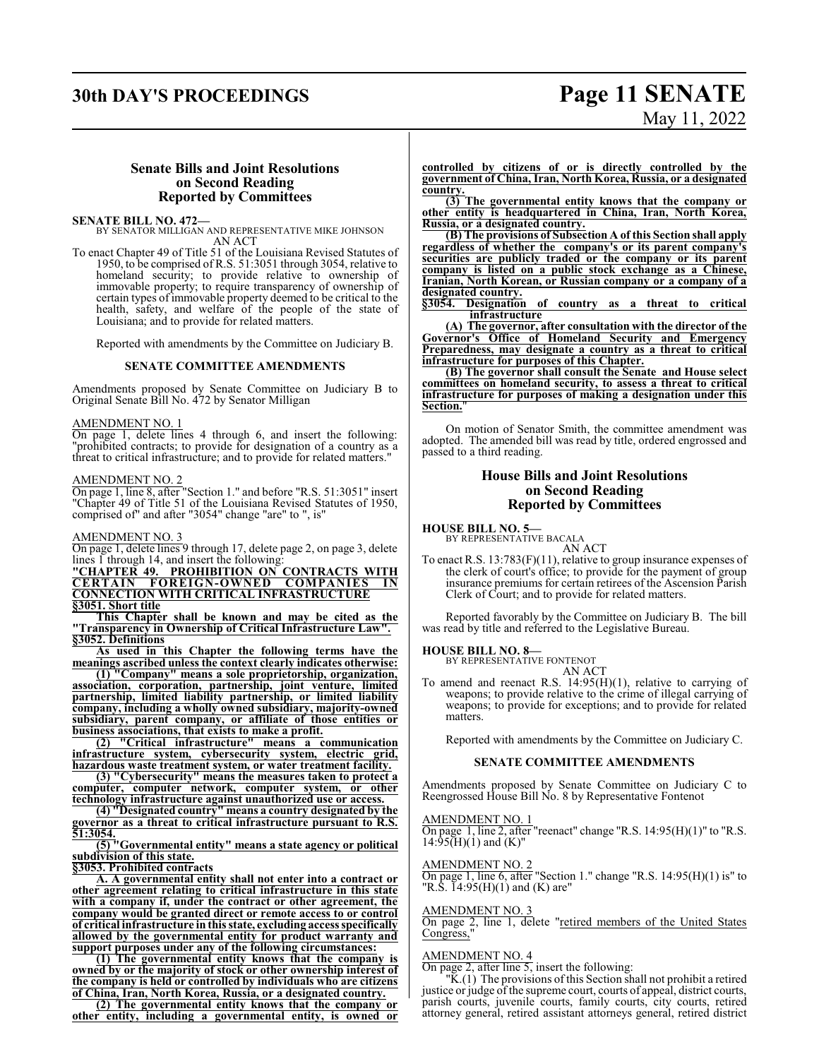## Senate Bills and Joint Resolutions on Second Reading Reported by Committees

**SENATE BILL NO. 472—**
BY SENATOR MILLIGAN AND REPRESENTATIVE MIKE JOHNSON
AN ACT

To enact Chapter 49 of Title 51 of the Louisiana Revised Statutes of 1950, to be comprised of R.S. 51:3051 through 3054, relative to homeland security; to provide relative to ownership of immovable property; to require transparency of ownership of certain types of immovable property deemed to be critical to the health, safety, and welfare of the people of the state of Louisiana; and to provide for related matters.

Reported with amendments by the Committee on Judiciary B.

**SENATE COMMITTEE AMENDMENTS**

Amendments proposed by Senate Committee on Judiciary B to Original Senate Bill No. 472 by Senator Milligan

AMENDMENT NO. 1
On page 1, delete lines 4 through 6, and insert the following: "prohibited contracts; to provide for designation of a country as a threat to critical infrastructure; and to provide for related matters."

AMENDMENT NO. 2
On page 1, line 8, after "Section 1." and before "R.S. 51:3051" insert "Chapter 49 of Title 51 of the Louisiana Revised Statutes of 1950, comprised of" and after "3054" change "are" to ", is"

AMENDMENT NO. 3
On page 1, delete lines 9 through 17, delete page 2, on page 3, delete lines 1 through 14, and insert the following:

**"CHAPTER 49. PROHIBITION ON CONTRACTS WITH CERTAIN FOREIGN-OWNED COMPANIES IN CONNECTION WITH CRITICAL INFRASTRUCTURE**

**§3051. Short title**

**This Chapter shall be known and may be cited as the "Transparency in Ownership of Critical Infrastructure Law".**

**§3052. Definitions**

**As used in this Chapter the following terms have the meanings ascribed unless the context clearly indicates otherwise:**

**(1) "Company" means a sole proprietorship, organization, association, corporation, partnership, joint venture, limited partnership, limited liability partnership, or limited liability company, including a wholly owned subsidiary, majority-owned subsidiary, parent company, or affiliate of those entities or business associations, that exists to make a profit.**

**(2) "Critical infrastructure" means a communication infrastructure system, cybersecurity system, electric grid, hazardous waste treatment system, or water treatment facility.**

**(3) "Cybersecurity" means the measures taken to protect a computer, computer network, computer system, or other technology infrastructure against unauthorized use or access.**

**(4) "Designated country" means a country designated by the governor as a threat to critical infrastructure pursuant to R.S. 51:3054.**

**(5) "Governmental entity" means a state agency or political subdivision of this state.**

**§3053. Prohibited contracts**

**A. A governmental entity shall not enter into a contract or other agreement relating to critical infrastructure in this state with a company if, under the contract or other agreement, the company would be granted direct or remote access to or control of critical infrastructure in this state, excluding access specifically allowed by the governmental entity for product warranty and support purposes under any of the following circumstances:**

**(1) The governmental entity knows that the company is owned by or the majority of stock or other ownership interest of the company is held or controlled by individuals who are citizens of China, Iran, North Korea, Russia, or a designated country.**

**(2) The governmental entity knows that the company or other entity, including a governmental entity, is owned or controlled by citizens of or is directly controlled by the government of China, Iran, North Korea, Russia, or a designated country.**

**(3) The governmental entity knows that the company or other entity is headquartered in China, Iran, North Korea, Russia, or a designated country.**

**(B) The provisions of Subsection A of this Section shall apply regardless of whether the company's or its parent company's securities are publicly traded or the company or its parent company is listed on a public stock exchange as a Chinese, Iranian, North Korean, or Russian company or a company of a designated country.**

**§3054. Designation of country as a threat to critical infrastructure**

**(A) The governor, after consultation with the director of the Governor's Office of Homeland Security and Emergency Preparedness, may designate a country as a threat to critical infrastructure for purposes of this Chapter.**

**(B) The governor shall consult the Senate and House select committees on homeland security, to assess a threat to critical infrastructure for purposes of making a designation under this Section.**"

On motion of Senator Smith, the committee amendment was adopted. The amended bill was read by title, ordered engrossed and passed to a third reading.

## House Bills and Joint Resolutions on Second Reading Reported by Committees

**HOUSE BILL NO. 5—**
BY REPRESENTATIVE BACALA
AN ACT

To enact R.S. 13:783(F)(11), relative to group insurance expenses of the clerk of court's office; to provide for the payment of group insurance premiums for certain retirees of the Ascension Parish Clerk of Court; and to provide for related matters.

Reported favorably by the Committee on Judiciary B. The bill was read by title and referred to the Legislative Bureau.

**HOUSE BILL NO. 8—**
BY REPRESENTATIVE FONTENOT
AN ACT

To amend and reenact R.S. 14:95(H)(1), relative to carrying of weapons; to provide relative to the crime of illegal carrying of weapons; to provide for exceptions; and to provide for related matters.

Reported with amendments by the Committee on Judiciary C.

**SENATE COMMITTEE AMENDMENTS**

Amendments proposed by Senate Committee on Judiciary C to Reengrossed House Bill No. 8 by Representative Fontenot

AMENDMENT NO. 1
On page 1, line 2, after "reenact" change "R.S. 14:95(H)(1)" to "R.S. 14:95(H)(1) and (K)"

AMENDMENT NO. 2
On page 1, line 6, after "Section 1." change "R.S. 14:95(H)(1) is" to "R.S. 14:95(H)(1) and (K) are"

AMENDMENT NO. 3
On page 2, line 1, delete "retired members of the United States Congress,"

AMENDMENT NO. 4
On page 2, after line 5, insert the following:

"K.(1) The provisions of this Section shall not prohibit a retired justice or judge of the supreme court, courts of appeal, district courts, parish courts, juvenile courts, family courts, city courts, retired attorney general, retired assistant attorneys general, retired district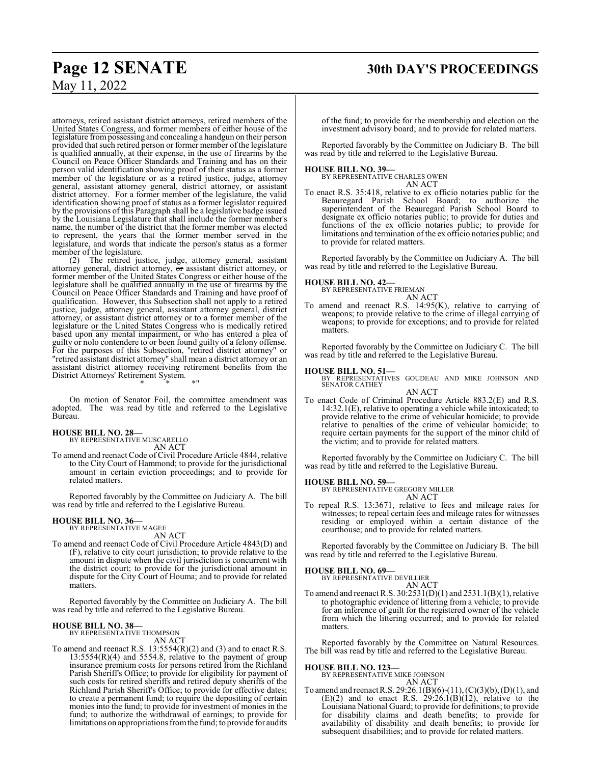attorneys, retired assistant district attorneys, retired members of the United States Congress, and former members of either house of the legislature from possessing and concealing a handgun on their person provided that such retired person or former member of the legislature is qualified annually, at their expense, in the use of firearms by the Council on Peace Officer Standards and Training and has on their person valid identification showing proof of their status as a former member of the legislature or as a retired justice, judge, attorney general, assistant attorney general, district attorney, or assistant district attorney. For a former member of the legislature, the valid identification showing proof of status as a former legislator required by the provisions of this Paragraph shall be a legislative badge issued by the Louisiana Legislature that shall include the former member's name, the number of the district that the former member was elected to represent, the years that the former member served in the legislature, and words that indicate the person's status as a former member of the legislature.

(2) The retired justice, judge, attorney general, assistant attorney general, district attorney, ~~or~~ assistant district attorney, or former member of the United States Congress or either house of the legislature shall be qualified annually in the use of firearms by the Council on Peace Officer Standards and Training and have proof of qualification. However, this Subsection shall not apply to a retired justice, judge, attorney general, assistant attorney general, district attorney, or assistant district attorney or to a former member of the legislature or the United States Congress who is medically retired based upon any mental impairment, or who has entered a plea of guilty or nolo contendere to or been found guilty of a felony offense. For the purposes of this Subsection, "retired district attorney" or "retired assistant district attorney" shall mean a district attorney or an assistant district attorney receiving retirement benefits from the District Attorneys' Retirement System.

\* \* \*"

On motion of Senator Foil, the committee amendment was adopted. The was read by title and referred to the Legislative Bureau.

**HOUSE BILL NO. 28—**
BY REPRESENTATIVE MUSCARELLO
AN ACT

To amend and reenact Code of Civil Procedure Article 4844, relative to the City Court of Hammond; to provide for the jurisdictional amount in certain eviction proceedings; and to provide for related matters.

Reported favorably by the Committee on Judiciary A. The bill was read by title and referred to the Legislative Bureau.

**HOUSE BILL NO. 36—**
BY REPRESENTATIVE MAGEE
AN ACT

To amend and reenact Code of Civil Procedure Article 4843(D) and (F), relative to city court jurisdiction; to provide relative to the amount in dispute when the civil jurisdiction is concurrent with the district court; to provide for the jurisdictional amount in dispute for the City Court of Houma; and to provide for related matters.

Reported favorably by the Committee on Judiciary A. The bill was read by title and referred to the Legislative Bureau.

**HOUSE BILL NO. 38—**
BY REPRESENTATIVE THOMPSON
AN ACT

To amend and reenact R.S. 13:5554(R)(2) and (3) and to enact R.S. 13:5554(R)(4) and 5554.8, relative to the payment of group insurance premium costs for persons retired from the Richland Parish Sheriff's Office; to provide for eligibility for payment of such costs for retired sheriffs and retired deputy sheriffs of the Richland Parish Sheriff's Office; to provide for effective dates; to create a permanent fund; to require the depositing of certain monies into the fund; to provide for investment of monies in the fund; to authorize the withdrawal of earnings; to provide for limitations on appropriations from the fund; to provide for audits of the fund; to provide for the membership and election on the investment advisory board; and to provide for related matters.

Reported favorably by the Committee on Judiciary B. The bill was read by title and referred to the Legislative Bureau.

**HOUSE BILL NO. 39—**
BY REPRESENTATIVE CHARLES OWEN
AN ACT

To enact R.S. 35:418, relative to ex officio notaries public for the Beauregard Parish School Board; to authorize the superintendent of the Beauregard Parish School Board to designate ex officio notaries public; to provide for duties and functions of the ex officio notaries public; to provide for limitations and termination of the ex officio notaries public; and to provide for related matters.

Reported favorably by the Committee on Judiciary A. The bill was read by title and referred to the Legislative Bureau.

**HOUSE BILL NO. 42—**
BY REPRESENTATIVE FRIEMAN
AN ACT

To amend and reenact R.S. 14:95(K), relative to carrying of weapons; to provide relative to the crime of illegal carrying of weapons; to provide for exceptions; and to provide for related matters.

Reported favorably by the Committee on Judiciary C. The bill was read by title and referred to the Legislative Bureau.

**HOUSE BILL NO. 51—**
BY REPRESENTATIVES GOUDEAU AND MIKE JOHNSON AND SENATOR CATHEY
AN ACT

To enact Code of Criminal Procedure Article 883.2(E) and R.S. 14:32.1(E), relative to operating a vehicle while intoxicated; to provide relative to the crime of vehicular homicide; to provide relative to penalties of the crime of vehicular homicide; to require certain payments for the support of the minor child of the victim; and to provide for related matters.

Reported favorably by the Committee on Judiciary C. The bill was read by title and referred to the Legislative Bureau.

**HOUSE BILL NO. 59—**
BY REPRESENTATIVE GREGORY MILLER
AN ACT

To repeal R.S. 13:3671, relative to fees and mileage rates for witnesses; to repeal certain fees and mileage rates for witnesses residing or employed within a certain distance of the courthouse; and to provide for related matters.

Reported favorably by the Committee on Judiciary B. The bill was read by title and referred to the Legislative Bureau.

**HOUSE BILL NO. 69—**
BY REPRESENTATIVE DEVILLIER
AN ACT

To amend and reenact R.S. 30:2531(D)(1) and 2531.1(B)(1), relative to photographic evidence of littering from a vehicle; to provide for an inference of guilt for the registered owner of the vehicle from which the littering occurred; and to provide for related matters.

Reported favorably by the Committee on Natural Resources. The bill was read by title and referred to the Legislative Bureau.

**HOUSE BILL NO. 123—**
BY REPRESENTATIVE MIKE JOHNSON
AN ACT

To amend and reenact R.S. 29:26.1(B)(6)-(11), (C)(3)(b), (D)(1), and (E)(2) and to enact R.S. 29:26.1(B)(12), relative to the Louisiana National Guard; to provide for definitions; to provide for disability claims and death benefits; to provide for availability of disability and death benefits; to provide for subsequent disabilities; and to provide for related matters.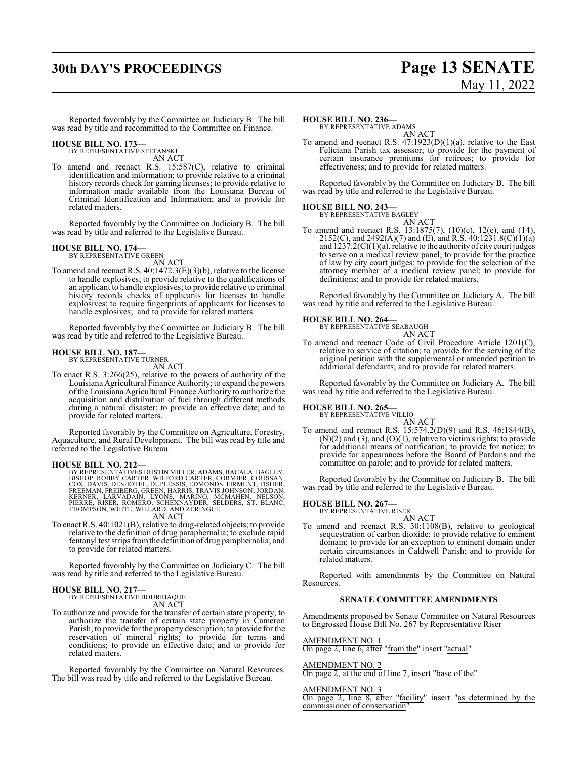Reported favorably by the Committee on Judiciary B. The bill was read by title and recommitted to the Committee on Finance.

**HOUSE BILL NO. 173—**
BY REPRESENTATIVE STEFANSKI
AN ACT

To amend and reenact R.S. 15:587(C), relative to criminal identification and information; to provide relative to a criminal history records check for gaming licenses; to provide relative to information made available from the Louisiana Bureau of Criminal Identification and Information; and to provide for related matters.

Reported favorably by the Committee on Judiciary B. The bill was read by title and referred to the Legislative Bureau.

**HOUSE BILL NO. 174—**
BY REPRESENTATIVE GREEN
AN ACT

To amend and reenact R.S. 40:1472.3(E)(3)(b), relative to the license to handle explosives; to provide relative to the qualifications of an applicant to handle explosives; to provide relative to criminal history records checks of applicants for licenses to handle explosives; to require fingerprints of applicants for licenses to handle explosives; and to provide for related matters.

Reported favorably by the Committee on Judiciary B. The bill was read by title and referred to the Legislative Bureau.

**HOUSE BILL NO. 187—**
BY REPRESENTATIVE TURNER
AN ACT

To enact R.S. 3:266(25), relative to the powers of authority of the Louisiana Agricultural Finance Authority; to expand the powers of the Louisiana Agricultural Finance Authority to authorize the acquisition and distribution of fuel through different methods during a natural disaster; to provide an effective date; and to provide for related matters.

Reported favorably by the Committee on Agriculture, Forestry, Aquaculture, and Rural Development. The bill was read by title and referred to the Legislative Bureau.

**HOUSE BILL NO. 212—**
BY REPRESENTATIVES DUSTIN MILLER, ADAMS, BACALA, BAGLEY, BISHOP, ROBBY CARTER, WILFORD CARTER, CORMIER, COUSSAN, COX, DAVIS, DESHOTEL, DUPLESSIS, EDMONDS, FIRMENT, FISHER, FREEMAN, FREIBERG, GREEN, HARRIS, TRAVIS JOHNSON, JORDAN, KERNER, LARVADAIN, LYONS, MARINO, MCMAHEN, NELSON, PIERRE, RISER, ROMERO, SCHEXNAYDER, SELDERS, ST. BLANC, THOMPSON, WHITE, WILLARD, AND ZERINGUE
AN ACT

To enact R.S. 40:1021(B), relative to drug-related objects; to provide relative to the definition of drug paraphernalia; to exclude rapid fentanyl test strips from the definition of drug paraphernalia; and to provide for related matters.

Reported favorably by the Committee on Judiciary C. The bill was read by title and referred to the Legislative Bureau.

**HOUSE BILL NO. 217—**
BY REPRESENTATIVE BOURRIAQUE
AN ACT

To authorize and provide for the transfer of certain state property; to authorize the transfer of certain state property in Cameron Parish; to provide for the property description; to provide for the reservation of mineral rights; to provide for terms and conditions; to provide an effective date; and to provide for related matters.

Reported favorably by the Committee on Natural Resources. The bill was read by title and referred to the Legislative Bureau.

**HOUSE BILL NO. 236—**
BY REPRESENTATIVE ADAMS
AN ACT

To amend and reenact R.S. 47:1923(D)(1)(a), relative to the East Feliciana Parish tax assessor; to provide for the payment of certain insurance premiums for retirees; to provide for effectiveness; and to provide for related matters.

Reported favorably by the Committee on Judiciary B. The bill was read by title and referred to the Legislative Bureau.

**HOUSE BILL NO. 243—**
BY REPRESENTATIVE BAGLEY
AN ACT

To amend and reenact R.S. 13:1875(7), (10)(c), 12(e), and (14), 2152(C), and 2492(A)(7) and (E), and R.S. 40:1231.8(C)(1)(a) and 1237.2(C)(1)(a), relative to the authority of city court judges to serve on a medical review panel; to provide for the practice of law by city court judges; to provide for the selection of the attorney member of a medical review panel; to provide for definitions; and to provide for related matters.

Reported favorably by the Committee on Judiciary A. The bill was read by title and referred to the Legislative Bureau.

**HOUSE BILL NO. 264—**
BY REPRESENTATIVE SEABAUGH
AN ACT

To amend and reenact Code of Civil Procedure Article 1201(C), relative to service of citation; to provide for the serving of the original petition with the supplemental or amended petition to additional defendants; and to provide for related matters.

Reported favorably by the Committee on Judiciary A. The bill was read by title and referred to the Legislative Bureau.

**HOUSE BILL NO. 265—**
BY REPRESENTATIVE VILLIO
AN ACT

To amend and reenact R.S. 15:574.2(D)(9) and R.S. 46:1844(B), (N)(2) and (3), and (O)(1), relative to victim's rights; to provide for additional means of notification; to provide for notice; to provide for appearances before the Board of Pardons and the committee on parole; and to provide for related matters.

Reported favorably by the Committee on Judiciary B. The bill was read by title and referred to the Legislative Bureau.

**HOUSE BILL NO. 267—**
BY REPRESENTATIVE RISER
AN ACT

To amend and reenact R.S. 30:1108(B), relative to geological sequestration of carbon dioxide; to provide relative to eminent domain; to provide for an exception to eminent domain under certain circumstances in Caldwell Parish; and to provide for related matters.

Reported with amendments by the Committee on Natural Resources.

### SENATE COMMITTEE AMENDMENTS

Amendments proposed by Senate Committee on Natural Resources to Engrossed House Bill No. 267 by Representative Riser

AMENDMENT NO. 1
On page 2, line 6, after "from the" insert "actual"

AMENDMENT NO. 2
On page 2, at the end of line 7, insert "base of the"

AMENDMENT NO. 3
On page 2, line 8, after "facility" insert "as determined by the commissioner of conservation"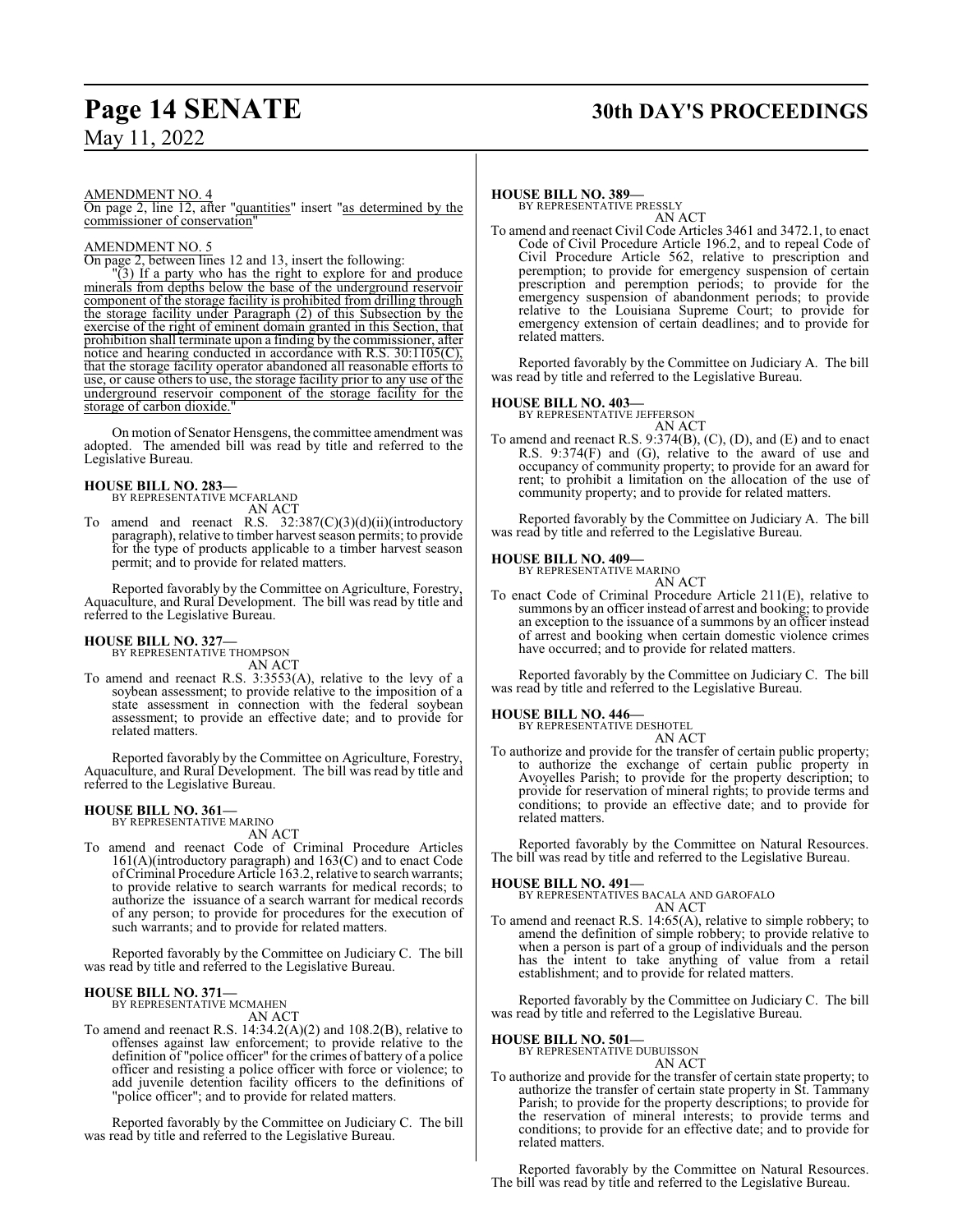AMENDMENT NO. 4

On page 2, line 12, after "quantities" insert "as determined by the commissioner of conservation"

AMENDMENT NO. 5

On page 2, between lines 12 and 13, insert the following:

"(3) If a party who has the right to explore for and produce minerals from depths below the base of the underground reservoir component of the storage facility is prohibited from drilling through the storage facility under Paragraph (2) of this Subsection by the exercise of the right of eminent domain granted in this Section, that prohibition shall terminate upon a finding by the commissioner, after notice and hearing conducted in accordance with R.S. 30:1105(C), that the storage facility operator abandoned all reasonable efforts to use, or cause others to use, the storage facility prior to any use of the underground reservoir component of the storage facility for the storage of carbon dioxide."

On motion of Senator Hensgens, the committee amendment was adopted. The amended bill was read by title and referred to the Legislative Bureau.

**HOUSE BILL NO. 283—**
BY REPRESENTATIVE MCFARLAND
AN ACT

To amend and reenact R.S. 32:387(C)(3)(d)(ii)(introductory paragraph), relative to timber harvest season permits; to provide for the type of products applicable to a timber harvest season permit; and to provide for related matters.

Reported favorably by the Committee on Agriculture, Forestry, Aquaculture, and Rural Development. The bill was read by title and referred to the Legislative Bureau.

**HOUSE BILL NO. 327—**
BY REPRESENTATIVE THOMPSON
AN ACT

To amend and reenact R.S. 3:3553(A), relative to the levy of a soybean assessment; to provide relative to the imposition of a state assessment in connection with the federal soybean assessment; to provide an effective date; and to provide for related matters.

Reported favorably by the Committee on Agriculture, Forestry, Aquaculture, and Rural Development. The bill was read by title and referred to the Legislative Bureau.

**HOUSE BILL NO. 361—**
BY REPRESENTATIVE MARINO
AN ACT

To amend and reenact Code of Criminal Procedure Articles 161(A)(introductory paragraph) and 163(C) and to enact Code of Criminal Procedure Article 163.2, relative to search warrants; to provide relative to search warrants for medical records; to authorize the issuance of a search warrant for medical records of any person; to provide for procedures for the execution of such warrants; and to provide for related matters.

Reported favorably by the Committee on Judiciary C. The bill was read by title and referred to the Legislative Bureau.

**HOUSE BILL NO. 371—**
BY REPRESENTATIVE MCMAHEN
AN ACT

To amend and reenact R.S. 14:34.2(A)(2) and 108.2(B), relative to offenses against law enforcement; to provide relative to the definition of "police officer" for the crimes of battery of a police officer and resisting a police officer with force or violence; to add juvenile detention facility officers to the definitions of "police officer"; and to provide for related matters.

Reported favorably by the Committee on Judiciary C. The bill was read by title and referred to the Legislative Bureau.

**HOUSE BILL NO. 389—**
BY REPRESENTATIVE PRESSLY
AN ACT

To amend and reenact Civil Code Articles 3461 and 3472.1, to enact Code of Civil Procedure Article 196.2, and to repeal Code of Civil Procedure Article 562, relative to prescription and peremption; to provide for emergency suspension of certain prescription and peremption periods; to provide for the emergency suspension of abandonment periods; to provide relative to the Louisiana Supreme Court; to provide for emergency extension of certain deadlines; and to provide for related matters.

Reported favorably by the Committee on Judiciary A. The bill was read by title and referred to the Legislative Bureau.

**HOUSE BILL NO. 403—**
BY REPRESENTATIVE JEFFERSON
AN ACT

To amend and reenact R.S. 9:374(B), (C), (D), and (E) and to enact R.S. 9:374(F) and (G), relative to the award of use and occupancy of community property; to provide for an award for rent; to prohibit a limitation on the allocation of the use of community property; and to provide for related matters.

Reported favorably by the Committee on Judiciary A. The bill was read by title and referred to the Legislative Bureau.

**HOUSE BILL NO. 409—**
BY REPRESENTATIVE MARINO
AN ACT

To enact Code of Criminal Procedure Article 211(E), relative to summons by an officer instead of arrest and booking; to provide an exception to the issuance of a summons by an officer instead of arrest and booking when certain domestic violence crimes have occurred; and to provide for related matters.

Reported favorably by the Committee on Judiciary C. The bill was read by title and referred to the Legislative Bureau.

**HOUSE BILL NO. 446—**
BY REPRESENTATIVE DESHOTEL
AN ACT

To authorize and provide for the transfer of certain public property; to authorize the exchange of certain public property in Avoyelles Parish; to provide for the property description; to provide for reservation of mineral rights; to provide terms and conditions; to provide an effective date; and to provide for related matters.

Reported favorably by the Committee on Natural Resources. The bill was read by title and referred to the Legislative Bureau.

**HOUSE BILL NO. 491—**
BY REPRESENTATIVES BACALA AND GAROFALO
AN ACT

To amend and reenact R.S. 14:65(A), relative to simple robbery; to amend the definition of simple robbery; to provide relative to when a person is part of a group of individuals and the person has the intent to take anything of value from a retail establishment; and to provide for related matters.

Reported favorably by the Committee on Judiciary C. The bill was read by title and referred to the Legislative Bureau.

**HOUSE BILL NO. 501—**
BY REPRESENTATIVE DUBUISSON
AN ACT

To authorize and provide for the transfer of certain state property; to authorize the transfer of certain state property in St. Tammany Parish; to provide for the property descriptions; to provide for the reservation of mineral interests; to provide terms and conditions; to provide for an effective date; and to provide for related matters.

Reported favorably by the Committee on Natural Resources. The bill was read by title and referred to the Legislative Bureau.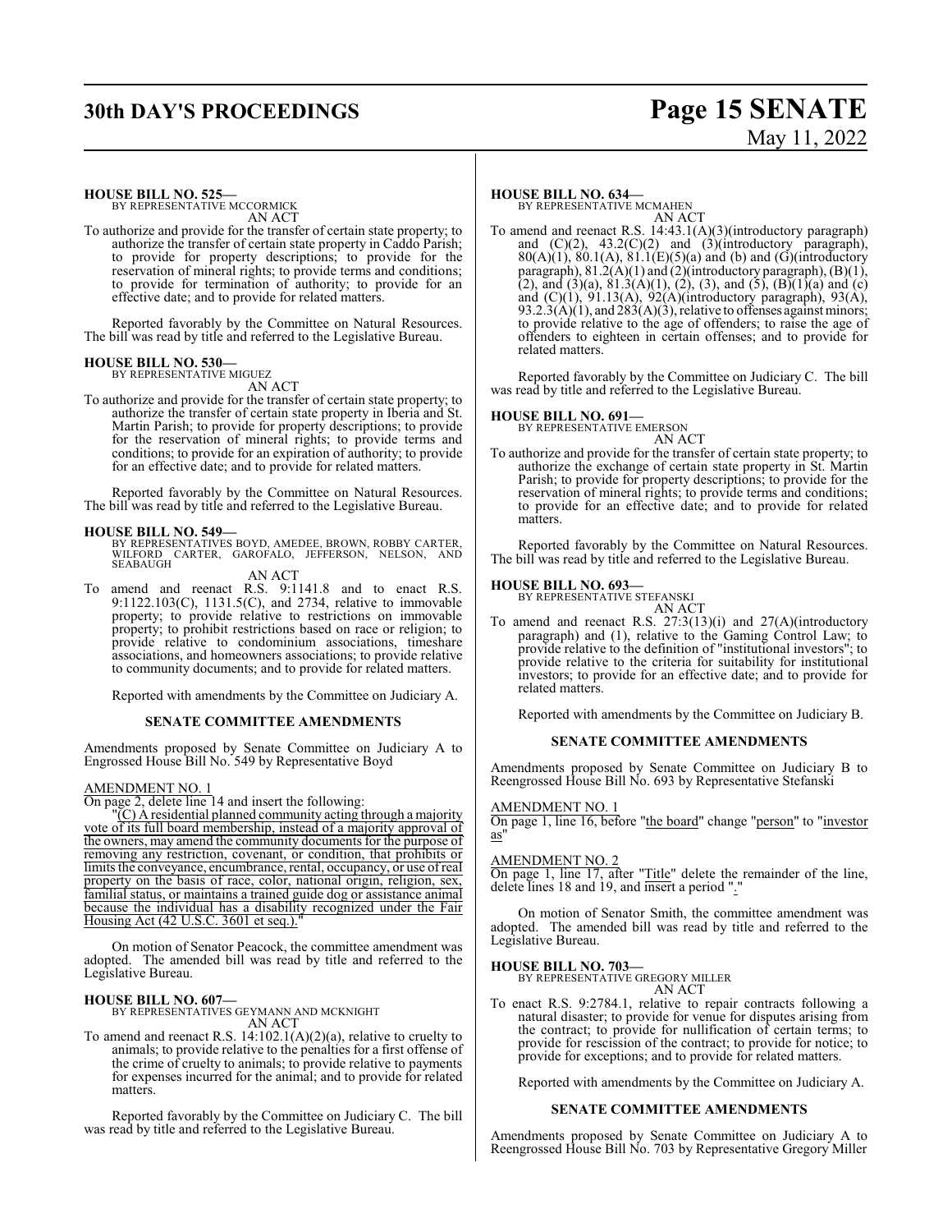**HOUSE BILL NO. 525—**
BY REPRESENTATIVE MCCORMICK

AN ACT

To authorize and provide for the transfer of certain state property; to authorize the transfer of certain state property in Caddo Parish; to provide for property descriptions; to provide for the reservation of mineral rights; to provide terms and conditions; to provide for termination of authority; to provide for an effective date; and to provide for related matters.

Reported favorably by the Committee on Natural Resources. The bill was read by title and referred to the Legislative Bureau.

**HOUSE BILL NO. 530—**
BY REPRESENTATIVE MIGUEZ

AN ACT

To authorize and provide for the transfer of certain state property; to authorize the transfer of certain state property in Iberia and St. Martin Parish; to provide for property descriptions; to provide for the reservation of mineral rights; to provide terms and conditions; to provide for an expiration of authority; to provide for an effective date; and to provide for related matters.

Reported favorably by the Committee on Natural Resources. The bill was read by title and referred to the Legislative Bureau.

**HOUSE BILL NO. 549—**
BY REPRESENTATIVES BOYD, AMEDEE, BROWN, ROBBY CARTER, WILFORD CARTER, GAROFALO, JEFFERSON, NELSON, AND SEABAUGH

AN ACT

To amend and reenact R.S. 9:1141.8 and to enact R.S. 9:1122.103(C), 1131.5(C), and 2734, relative to immovable property; to provide relative to restrictions on immovable property; to prohibit restrictions based on race or religion; to provide relative to condominium associations, timeshare associations, and homeowners associations; to provide relative to community documents; and to provide for related matters.

Reported with amendments by the Committee on Judiciary A.

**SENATE COMMITTEE AMENDMENTS**

Amendments proposed by Senate Committee on Judiciary A to Engrossed House Bill No. 549 by Representative Boyd

AMENDMENT NO. 1

On page 2, delete line 14 and insert the following:

"(C) A residential planned community acting through a majority vote of its full board membership, instead of a majority approval of the owners, may amend the community documents for the purpose of removing any restriction, covenant, or condition, that prohibits or limits the conveyance, encumbrance, rental, occupancy, or use of real property on the basis of race, color, national origin, religion, sex, familial status, or maintains a trained guide dog or assistance animal because the individual has a disability recognized under the Fair Housing Act (42 U.S.C. 3601 et seq.)."

On motion of Senator Peacock, the committee amendment was adopted. The amended bill was read by title and referred to the Legislative Bureau.

**HOUSE BILL NO. 607—**
BY REPRESENTATIVES GEYMANN AND MCKNIGHT

AN ACT

To amend and reenact R.S. 14:102.1(A)(2)(a), relative to cruelty to animals; to provide relative to the penalties for a first offense of the crime of cruelty to animals; to provide relative to payments for expenses incurred for the animal; and to provide for related matters.

Reported favorably by the Committee on Judiciary C. The bill was read by title and referred to the Legislative Bureau.

**HOUSE BILL NO. 634—**
BY REPRESENTATIVE MCMAHEN

AN ACT

To amend and reenact R.S. 14:43.1(A)(3)(introductory paragraph) and (C)(2), 43.2(C)(2) and (3)(introductory paragraph), 80(A)(1), 80.1(A), 81.1(E)(5)(a) and (b) and (G)(introductory paragraph), 81.2(A)(1) and (2)(introductory paragraph), (B)(1), (2), and (3)(a), 81.3(A)(1), (2), (3), and (5), (B)(1)(a) and (c) and (C)(1), 91.13(A), 92(A)(introductory paragraph), 93(A), 93.2.3(A)(1), and 283(A)(3), relative to offenses against minors; to provide relative to the age of offenders; to raise the age of offenders to eighteen in certain offenses; and to provide for related matters.

Reported favorably by the Committee on Judiciary C. The bill was read by title and referred to the Legislative Bureau.

**HOUSE BILL NO. 691—**
BY REPRESENTATIVE EMERSON

AN ACT

To authorize and provide for the transfer of certain state property; to authorize the exchange of certain state property in St. Martin Parish; to provide for property descriptions; to provide for the reservation of mineral rights; to provide terms and conditions; to provide for an effective date; and to provide for related matters.

Reported favorably by the Committee on Natural Resources. The bill was read by title and referred to the Legislative Bureau.

**HOUSE BILL NO. 693—**
BY REPRESENTATIVE STEFANSKI

AN ACT

To amend and reenact R.S. 27:3(13)(i) and 27(A)(introductory paragraph) and (1), relative to the Gaming Control Law; to provide relative to the definition of "institutional investors"; to provide relative to the criteria for suitability for institutional investors; to provide for an effective date; and to provide for related matters.

Reported with amendments by the Committee on Judiciary B.

**SENATE COMMITTEE AMENDMENTS**

Amendments proposed by Senate Committee on Judiciary B to Reengrossed House Bill No. 693 by Representative Stefanski

AMENDMENT NO. 1

On page 1, line 16, before "the board" change "person" to "investor as"

AMENDMENT NO. 2

On page 1, line 17, after "Title" delete the remainder of the line, delete lines 18 and 19, and insert a period "."

On motion of Senator Smith, the committee amendment was adopted. The amended bill was read by title and referred to the Legislative Bureau.

**HOUSE BILL NO. 703—**
BY REPRESENTATIVE GREGORY MILLER

AN ACT

To enact R.S. 9:2784.1, relative to repair contracts following a natural disaster; to provide for venue for disputes arising from the contract; to provide for nullification of certain terms; to provide for rescission of the contract; to provide for notice; to provide for exceptions; and to provide for related matters.

Reported with amendments by the Committee on Judiciary A.

**SENATE COMMITTEE AMENDMENTS**

Amendments proposed by Senate Committee on Judiciary A to Reengrossed House Bill No. 703 by Representative Gregory Miller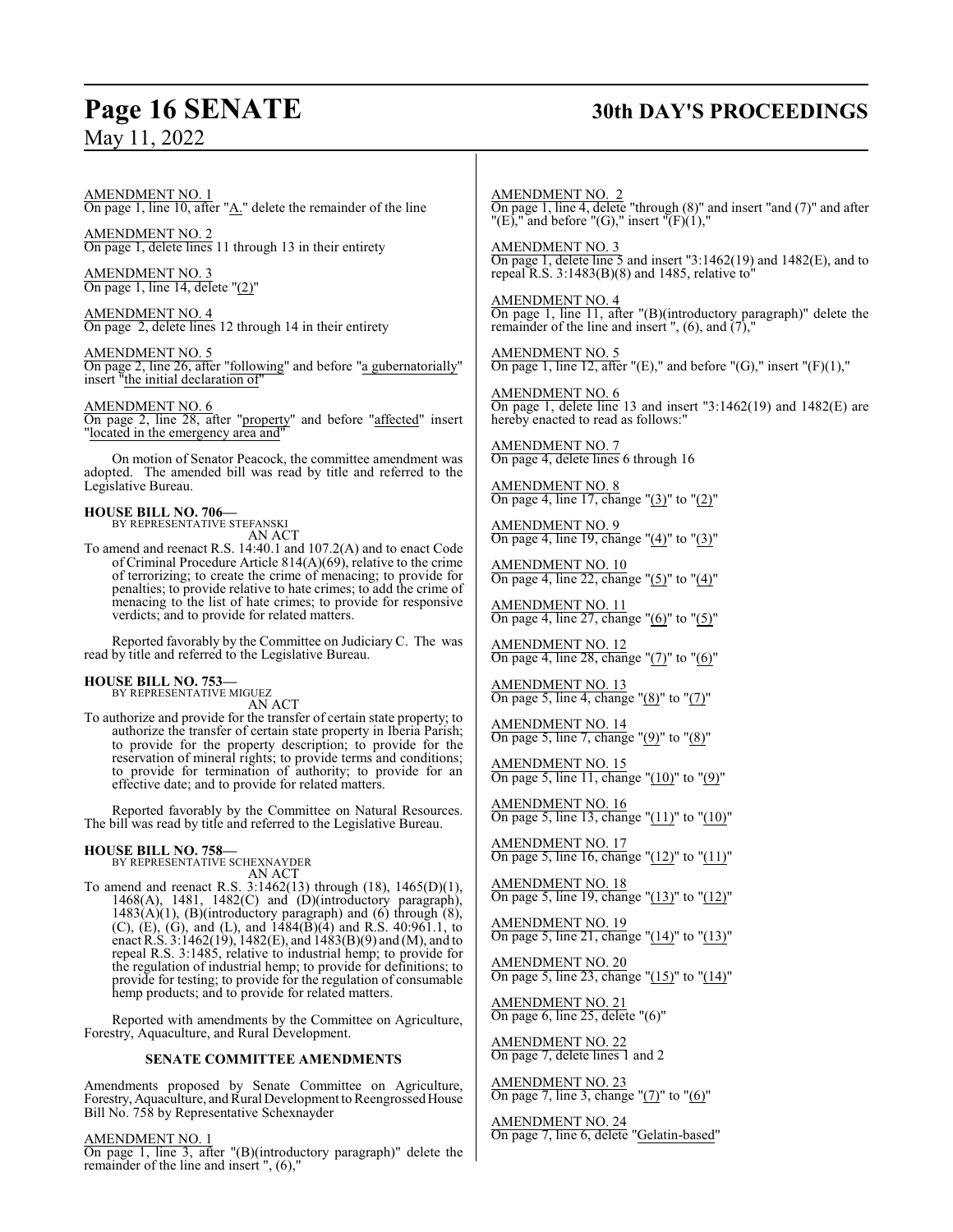AMENDMENT NO. 1
On page 1, line 10, after "A." delete the remainder of the line

AMENDMENT NO. 2
On page 1, delete lines 11 through 13 in their entirety

AMENDMENT NO. 3
On page 1, line 14, delete "(2)"

AMENDMENT NO. 4
On page 2, delete lines 12 through 14 in their entirety

AMENDMENT NO. 5
On page 2, line 26, after "following" and before "a gubernatorially" insert "the initial declaration of"

AMENDMENT NO. 6
On page 2, line 28, after "property" and before "affected" insert "located in the emergency area and"

On motion of Senator Peacock, the committee amendment was adopted. The amended bill was read by title and referred to the Legislative Bureau.

**HOUSE BILL NO. 706—**
BY REPRESENTATIVE STEFANSKI
AN ACT
To amend and reenact R.S. 14:40.1 and 107.2(A) and to enact Code of Criminal Procedure Article 814(A)(69), relative to the crime of terrorizing; to create the crime of menacing; to provide for penalties; to provide relative to hate crimes; to add the crime of menacing to the list of hate crimes; to provide for responsive verdicts; and to provide for related matters.

Reported favorably by the Committee on Judiciary C. The was read by title and referred to the Legislative Bureau.

**HOUSE BILL NO. 753—**
BY REPRESENTATIVE MIGUEZ
AN ACT
To authorize and provide for the transfer of certain state property; to authorize the transfer of certain state property in Iberia Parish; to provide for the property description; to provide for the reservation of mineral rights; to provide terms and conditions; to provide for termination of authority; to provide for an effective date; and to provide for related matters.

Reported favorably by the Committee on Natural Resources. The bill was read by title and referred to the Legislative Bureau.

**HOUSE BILL NO. 758—**
BY REPRESENTATIVE SCHEXNAYDER
AN ACT
To amend and reenact R.S. 3:1462(13) through (18), 1465(D)(1), 1468(A), 1481, 1482(C) and (D)(introductory paragraph), 1483(A)(1), (B)(introductory paragraph) and (6) through (8), (C), (E), (G), and (L), and 1484(B)(4) and R.S. 40:961.1, to enact R.S. 3:1462(19), 1482(E), and 1483(B)(9) and (M), and to repeal R.S. 3:1485, relative to industrial hemp; to provide for the regulation of industrial hemp; to provide for definitions; to provide for testing; to provide for the regulation of consumable hemp products; and to provide for related matters.

Reported with amendments by the Committee on Agriculture, Forestry, Aquaculture, and Rural Development.

**SENATE COMMITTEE AMENDMENTS**

Amendments proposed by Senate Committee on Agriculture, Forestry, Aquaculture, and Rural Development to Reengrossed House Bill No. 758 by Representative Schexnayder

AMENDMENT NO. 1
On page 1, line 3, after "(B)(introductory paragraph)" delete the remainder of the line and insert ", (6),"

AMENDMENT NO. 2
On page 1, line 4, delete "through (8)" and insert "and (7)" and after "(E)," and before "(G)," insert "(F)(1),"

AMENDMENT NO. 3
On page 1, delete line 5 and insert "3:1462(19) and 1482(E), and to repeal R.S. 3:1483(B)(8) and 1485, relative to"

AMENDMENT NO. 4
On page 1, line 11, after "(B)(introductory paragraph)" delete the remainder of the line and insert ", (6), and (7),"

AMENDMENT NO. 5
On page 1, line 12, after "(E)," and before "(G)," insert "(F)(1),"

AMENDMENT NO. 6
On page 1, delete line 13 and insert "3:1462(19) and 1482(E) are hereby enacted to read as follows:"

AMENDMENT NO. 7
On page 4, delete lines 6 through 16

AMENDMENT NO. 8
On page 4, line 17, change "(3)" to "(2)"

AMENDMENT NO. 9
On page 4, line 19, change "(4)" to "(3)"

AMENDMENT NO. 10
On page 4, line 22, change "(5)" to "(4)"

AMENDMENT NO. 11
On page 4, line 27, change "(6)" to "(5)"

AMENDMENT NO. 12
On page 4, line 28, change "(7)" to "(6)"

AMENDMENT NO. 13
On page 5, line 4, change "(8)" to "(7)"

AMENDMENT NO. 14
On page 5, line 7, change "(9)" to "(8)"

AMENDMENT NO. 15
On page 5, line 11, change "(10)" to "(9)"

AMENDMENT NO. 16
On page 5, line 13, change "(11)" to "(10)"

AMENDMENT NO. 17
On page 5, line 16, change "(12)" to "(11)"

AMENDMENT NO. 18
On page 5, line 19, change "(13)" to "(12)"

AMENDMENT NO. 19
On page 5, line 21, change "(14)" to "(13)"

AMENDMENT NO. 20
On page 5, line 23, change "(15)" to "(14)"

AMENDMENT NO. 21
On page 6, line 25, delete "(6)"

AMENDMENT NO. 22
On page 7, delete lines 1 and 2

AMENDMENT NO. 23
On page 7, line 3, change "(7)" to "(6)"

AMENDMENT NO. 24
On page 7, line 6, delete "Gelatin-based"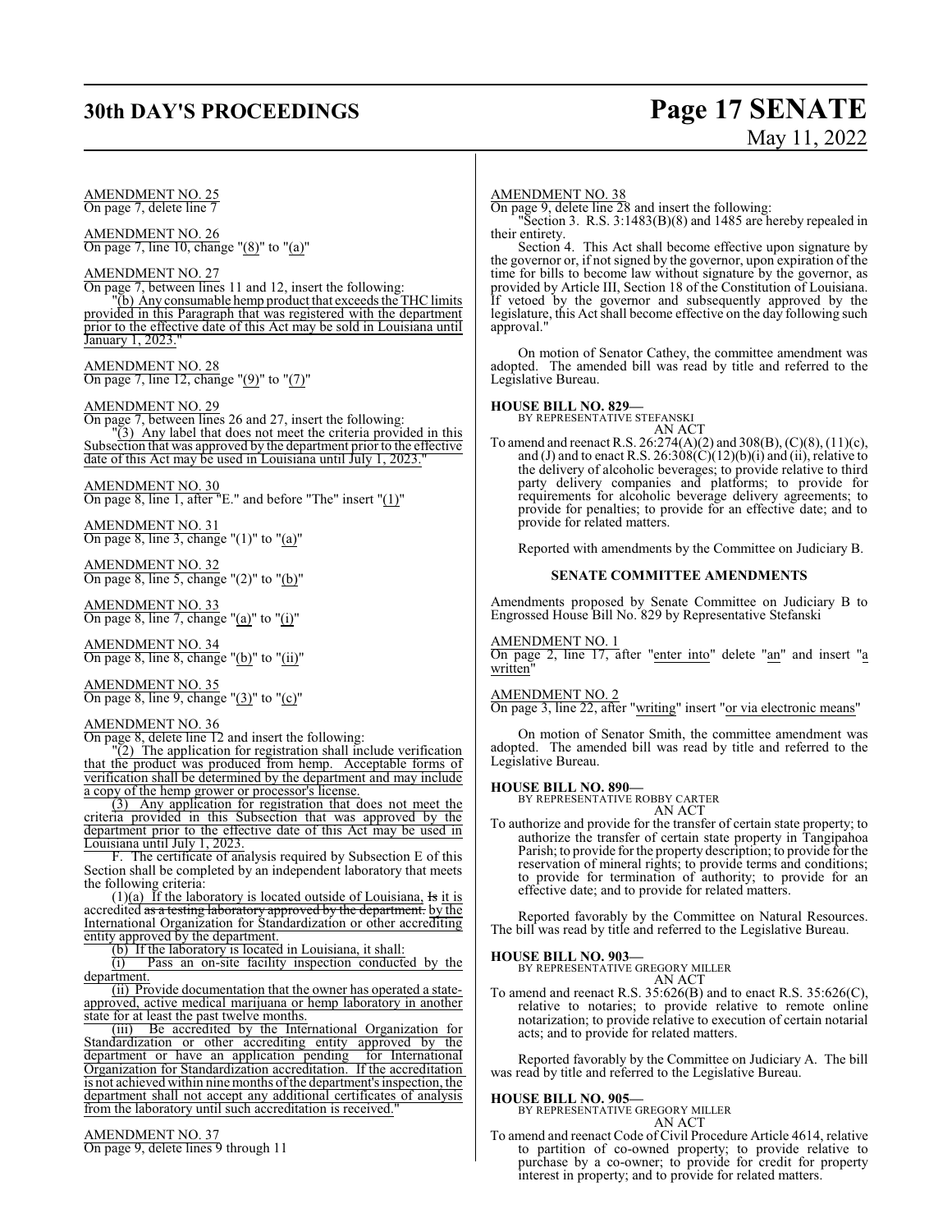AMENDMENT NO. 25
On page 7, delete line 7

AMENDMENT NO. 26
On page 7, line 10, change "(8)" to "(a)"

AMENDMENT NO. 27
On page 7, between lines 11 and 12, insert the following:
"(b) Any consumable hemp product that exceeds the THC limits provided in this Paragraph that was registered with the department prior to the effective date of this Act may be sold in Louisiana until January 1, 2023."

AMENDMENT NO. 28
On page 7, line 12, change "(9)" to "(7)"

AMENDMENT NO. 29
On page 7, between lines 26 and 27, insert the following:
"(3) Any label that does not meet the criteria provided in this Subsection that was approved by the department prior to the effective date of this Act may be used in Louisiana until July 1, 2023."

AMENDMENT NO. 30
On page 8, line 1, after "E." and before "The" insert "(1)"

AMENDMENT NO. 31
On page 8, line 3, change "(1)" to "(a)"

AMENDMENT NO. 32
On page 8, line 5, change "(2)" to "(b)"

AMENDMENT NO. 33
On page 8, line 7, change "(a)" to "(i)"

AMENDMENT NO. 34
On page 8, line 8, change "(b)" to "(ii)"

AMENDMENT NO. 35
On page 8, line 9, change "(3)" to "(c)"

AMENDMENT NO. 36
On page 8, delete line 12 and insert the following:
"(2) The application for registration shall include verification that the product was produced from hemp. Acceptable forms of verification shall be determined by the department and may include a copy of the hemp grower or processor's license.

(3) Any application for registration that does not meet the criteria provided in this Subsection that was approved by the department prior to the effective date of this Act may be used in Louisiana until July 1, 2023.

F. The certificate of analysis required by Subsection E of this Section shall be completed by an independent laboratory that meets the following criteria:

(1)(a) If the laboratory is located outside of Louisiana, Is it is accredited as a testing laboratory approved by the department. by the International Organization for Standardization or other accrediting entity approved by the department.

(b) If the laboratory is located in Louisiana, it shall:

(i) Pass an on-site facility inspection conducted by the department.

(ii) Provide documentation that the owner has operated a state-approved, active medical marijuana or hemp laboratory in another state for at least the past twelve months.

(iii) Be accredited by the International Organization for Standardization or other accrediting entity approved by the department or have an application pending for International Organization for Standardization accreditation. If the accreditation is not achieved within nine months of the department's inspection, the department shall not accept any additional certificates of analysis from the laboratory until such accreditation is received."

AMENDMENT NO. 37
On page 9, delete lines 9 through 11

AMENDMENT NO. 38
On page 9, delete line 28 and insert the following:
"Section 3. R.S. 3:1483(B)(8) and 1485 are hereby repealed in their entirety.

Section 4. This Act shall become effective upon signature by the governor or, if not signed by the governor, upon expiration of the time for bills to become law without signature by the governor, as provided by Article III, Section 18 of the Constitution of Louisiana. If vetoed by the governor and subsequently approved by the legislature, this Act shall become effective on the day following such approval."

On motion of Senator Cathey, the committee amendment was adopted. The amended bill was read by title and referred to the Legislative Bureau.

**HOUSE BILL NO. 829—**
BY REPRESENTATIVE STEFANSKI
AN ACT
To amend and reenact R.S. 26:274(A)(2) and 308(B), (C)(8), (11)(c), and (J) and to enact R.S. 26:308(C)(12)(b)(i) and (ii), relative to the delivery of alcoholic beverages; to provide relative to third party delivery companies and platforms; to provide for requirements for alcoholic beverage delivery agreements; to provide for penalties; to provide for an effective date; and to provide for related matters.

Reported with amendments by the Committee on Judiciary B.

**SENATE COMMITTEE AMENDMENTS**

Amendments proposed by Senate Committee on Judiciary B to Engrossed House Bill No. 829 by Representative Stefanski

AMENDMENT NO. 1
On page 2, line 17, after "enter into" delete "an" and insert "a written"

AMENDMENT NO. 2
On page 3, line 22, after "writing" insert "or via electronic means"

On motion of Senator Smith, the committee amendment was adopted. The amended bill was read by title and referred to the Legislative Bureau.

**HOUSE BILL NO. 890—**
BY REPRESENTATIVE ROBBY CARTER
AN ACT
To authorize and provide for the transfer of certain state property; to authorize the transfer of certain state property in Tangipahoa Parish; to provide for the property description; to provide for the reservation of mineral rights; to provide terms and conditions; to provide for termination of authority; to provide for an effective date; and to provide for related matters.

Reported favorably by the Committee on Natural Resources. The bill was read by title and referred to the Legislative Bureau.

**HOUSE BILL NO. 903—**
BY REPRESENTATIVE GREGORY MILLER
AN ACT
To amend and reenact R.S. 35:626(B) and to enact R.S. 35:626(C), relative to notaries; to provide relative to remote online notarization; to provide relative to execution of certain notarial acts; and to provide for related matters.

Reported favorably by the Committee on Judiciary A. The bill was read by title and referred to the Legislative Bureau.

**HOUSE BILL NO. 905—**
BY REPRESENTATIVE GREGORY MILLER
AN ACT
To amend and reenact Code of Civil Procedure Article 4614, relative to partition of co-owned property; to provide relative to purchase by a co-owner; to provide for credit for property interest in property; and to provide for related matters.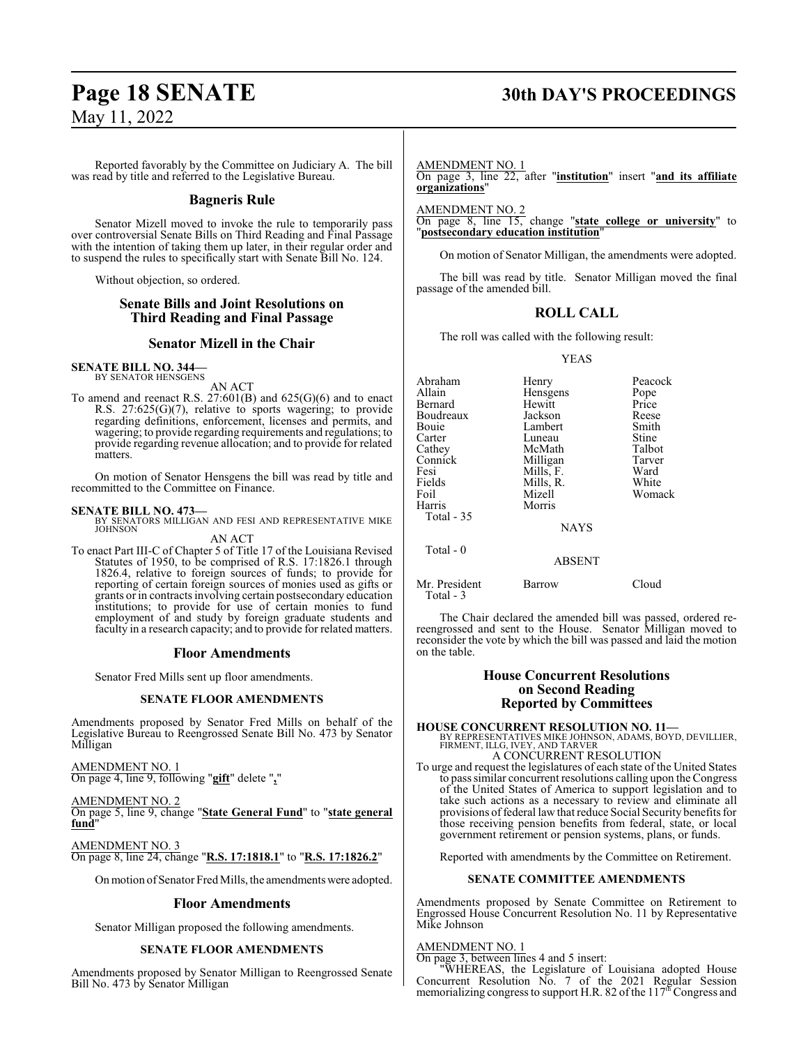Reported favorably by the Committee on Judiciary A. The bill was read by title and referred to the Legislative Bureau.

## Bagneris Rule

Senator Mizell moved to invoke the rule to temporarily pass over controversial Senate Bills on Third Reading and Final Passage with the intention of taking them up later, in their regular order and to suspend the rules to specifically start with Senate Bill No. 124.

Without objection, so ordered.

## Senate Bills and Joint Resolutions on Third Reading and Final Passage

## Senator Mizell in the Chair

**SENATE BILL NO. 344—**
BY SENATOR HENSGENS

AN ACT

To amend and reenact R.S. 27:601(B) and 625(G)(6) and to enact R.S. 27:625(G)(7), relative to sports wagering; to provide regarding definitions, enforcement, licenses and permits, and wagering; to provide regarding requirements and regulations; to provide regarding revenue allocation; and to provide for related matters.

On motion of Senator Hensgens the bill was read by title and recommitted to the Committee on Finance.

**SENATE BILL NO. 473—**
BY SENATORS MILLIGAN AND FESI AND REPRESENTATIVE MIKE JOHNSON

AN ACT

To enact Part III-C of Chapter 5 of Title 17 of the Louisiana Revised Statutes of 1950, to be comprised of R.S. 17:1826.1 through 1826.4, relative to foreign sources of funds; to provide for reporting of certain foreign sources of monies used as gifts or grants or in contracts involving certain postsecondary education institutions; to provide for use of certain monies to fund employment of and study by foreign graduate students and faculty in a research capacity; and to provide for related matters.

## Floor Amendments

Senator Fred Mills sent up floor amendments.

### SENATE FLOOR AMENDMENTS

Amendments proposed by Senator Fred Mills on behalf of the Legislative Bureau to Reengrossed Senate Bill No. 473 by Senator Milligan

AMENDMENT NO. 1
On page 4, line 9, following "**gift**" delete "**,**"

AMENDMENT NO. 2
On page 5, line 9, change "**State General Fund**" to "**state general fund**"

AMENDMENT NO. 3
On page 8, line 24, change "**R.S. 17:1818.1**" to "**R.S. 17:1826.2**"

On motion of Senator Fred Mills, the amendments were adopted.

## Floor Amendments

Senator Milligan proposed the following amendments.

### SENATE FLOOR AMENDMENTS

Amendments proposed by Senator Milligan to Reengrossed Senate Bill No. 473 by Senator Milligan

AMENDMENT NO. 1
On page 3, line 22, after "**institution**" insert "**and its affiliate organizations**"

AMENDMENT NO. 2
On page 8, line 15, change "**state college or university**" to "**postsecondary education institution**"

On motion of Senator Milligan, the amendments were adopted.

The bill was read by title. Senator Milligan moved the final passage of the amended bill.

## ROLL CALL

The roll was called with the following result:

YEAS

| | | |
|---|---|---|
| Abraham | Henry | Peacock |
| Allain | Hensgens | Pope |
| Bernard | Hewitt | Price |
| Boudreaux | Jackson | Reese |
| Bouie | Lambert | Smith |
| Carter | Luneau | Stine |
| Cathey | McMath | Talbot |
| Connick | Milligan | Tarver |
| Fesi | Mills, F. | Ward |
| Fields | Mills, R. | White |
| Foil | Mizell | Womack |
| Harris | Morris | |

Total - 35

NAYS

Total - 0

ABSENT

| | | |
|---|---|---|
| Mr. President | Barrow | Cloud |

Total - 3

The Chair declared the amended bill was passed, ordered re-reengrossed and sent to the House. Senator Milligan moved to reconsider the vote by which the bill was passed and laid the motion on the table.

## House Concurrent Resolutions on Second Reading Reported by Committees

**HOUSE CONCURRENT RESOLUTION NO. 11—**
BY REPRESENTATIVES MIKE JOHNSON, ADAMS, BOYD, DEVILLIER, FIRMENT, ILLG, IVEY, AND TARVER

A CONCURRENT RESOLUTION

To urge and request the legislatures of each state of the United States to pass similar concurrent resolutions calling upon the Congress of the United States of America to support legislation and to take such actions as a necessary to review and eliminate all provisions of federal law that reduce Social Security benefits for those receiving pension benefits from federal, state, or local government retirement or pension systems, plans, or funds.

Reported with amendments by the Committee on Retirement.

### SENATE COMMITTEE AMENDMENTS

Amendments proposed by Senate Committee on Retirement to Engrossed House Concurrent Resolution No. 11 by Representative Mike Johnson

AMENDMENT NO. 1
On page 3, between lines 4 and 5 insert:

"WHEREAS, the Legislature of Louisiana adopted House Concurrent Resolution No. 7 of the 2021 Regular Session memorializing congress to support H.R. 82 of the 117th Congress and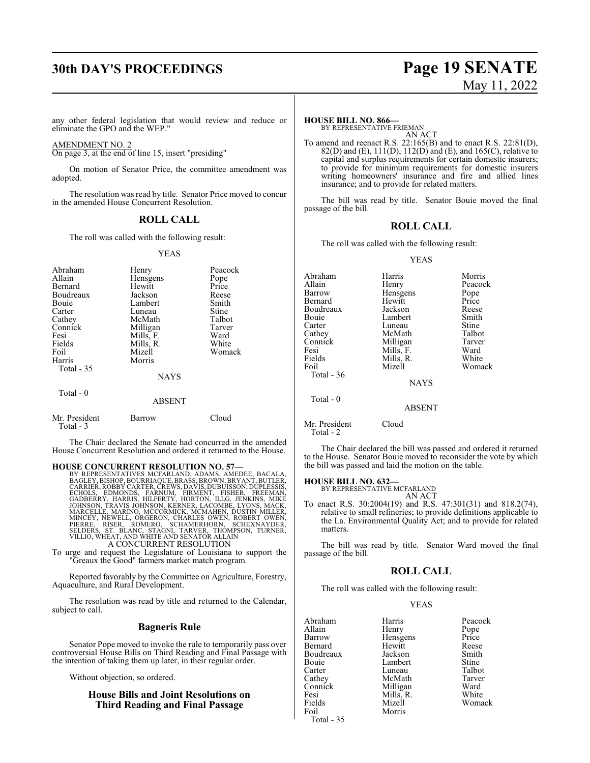any other federal legislation that would review and reduce or eliminate the GPO and the WEP."

AMENDMENT NO. 2
On page 3, at the end of line 15, insert "presiding"

On motion of Senator Price, the committee amendment was adopted.

The resolution was read by title. Senator Price moved to concur in the amended House Concurrent Resolution.

## ROLL CALL

The roll was called with the following result:

YEAS

| | | |
|---|---|---|
| Abraham | Henry | Peacock |
| Allain | Hensgens | Pope |
| Bernard | Hewitt | Price |
| Boudreaux | Jackson | Reese |
| Bouie | Lambert | Smith |
| Carter | Luneau | Stine |
| Cathey | McMath | Talbot |
| Connick | Milligan | Tarver |
| Fesi | Mills, F. | Ward |
| Fields | Mills, R. | White |
| Foil | Mizell | Womack |
| Harris | Morris | |

Total - 35

NAYS

Total - 0

ABSENT

| | | |
|---|---|---|
| Mr. President | Barrow | Cloud |

Total - 3

The Chair declared the Senate had concurred in the amended House Concurrent Resolution and ordered it returned to the House.

**HOUSE CONCURRENT RESOLUTION NO. 57—**
BY REPRESENTATIVES MCFARLAND, ADAMS, AMEDEE, BACALA, BAGLEY, BISHOP, BOURRIAQUE, BRASS, BROWN, BRYANT, BUTLER, CARRIER, ROBBY CARTER, CREWS, DAVIS, DUBUISSON, DUPLESSIS, ECHOLS, EDMONDS, FARNUM, FIRMENT, FISHER, FREEMAN, GADBERRY, HARRIS, HILFERTY, HORTON, ILLG, JENKINS, MIKE JOHNSON, TRAVIS JOHNSON, KERNER, LACOMBE, LYONS, MACK, MARCELLE, MARINO, MCCORMICK, MCMAHEN, DUSTIN MILLER, MINCEY, NEWELL, ORGERON, CHARLES OWEN, ROBERT OWEN, PIERRE, RISER, ROMERO, SCHAMERHORN, SCHEXNAYDER, SELDERS, ST. BLANC, STAGNI, TARVER, THOMPSON, TURNER, VILLIO, WHEAT, AND WHITE AND SENATOR ALLAIN

A CONCURRENT RESOLUTION

To urge and request the Legislature of Louisiana to support the "Greaux the Good" farmers market match program.

Reported favorably by the Committee on Agriculture, Forestry, Aquaculture, and Rural Development.

The resolution was read by title and returned to the Calendar, subject to call.

## Bagneris Rule

Senator Pope moved to invoke the rule to temporarily pass over controversial House Bills on Third Reading and Final Passage with the intention of taking them up later, in their regular order.

Without objection, so ordered.

## House Bills and Joint Resolutions on Third Reading and Final Passage

**HOUSE BILL NO. 866—**
BY REPRESENTATIVE FRIEMAN

AN ACT

To amend and reenact R.S. 22:165(B) and to enact R.S. 22:81(D), 82(D) and (E), 111(D), 112(D) and (E), and 165(C), relative to capital and surplus requirements for certain domestic insurers; to provide for minimum requirements for domestic insurers writing homeowners' insurance and fire and allied lines insurance; and to provide for related matters.

The bill was read by title. Senator Bouie moved the final passage of the bill.

## ROLL CALL

The roll was called with the following result:

YEAS

| | | |
|---|---|---|
| Abraham | Harris | Morris |
| Allain | Henry | Peacock |
| Barrow | Hensgens | Pope |
| Bernard | Hewitt | Price |
| Boudreaux | Jackson | Reese |
| Bouie | Lambert | Smith |
| Carter | Luneau | Stine |
| Cathey | McMath | Talbot |
| Connick | Milligan | Tarver |
| Fesi | Mills, F. | Ward |
| Fields | Mills, R. | White |
| Foil | Mizell | Womack |

Total - 36

NAYS

Total - 0

ABSENT

| | |
|---|---|
| Mr. President | Cloud |

Total - 2

The Chair declared the bill was passed and ordered it returned to the House. Senator Bouie moved to reconsider the vote by which the bill was passed and laid the motion on the table.

**HOUSE BILL NO. 632—**
BY REPRESENTATIVE MCFARLAND

AN ACT

To enact R.S. 30:2004(19) and R.S. 47:301(31) and 818.2(74), relative to small refineries; to provide definitions applicable to the La. Environmental Quality Act; and to provide for related matters.

The bill was read by title. Senator Ward moved the final passage of the bill.

## ROLL CALL

The roll was called with the following result:

YEAS

| | | |
|---|---|---|
| Abraham | Harris | Peacock |
| Allain | Henry | Pope |
| Barrow | Hensgens | Price |
| Bernard | Hewitt | Reese |
| Boudreaux | Jackson | Smith |
| Bouie | Lambert | Stine |
| Carter | Luneau | Talbot |
| Cathey | McMath | Tarver |
| Connick | Milligan | Ward |
| Fesi | Mills, R. | White |
| Fields | Mizell | Womack |
| Foil | Morris | |

Total - 35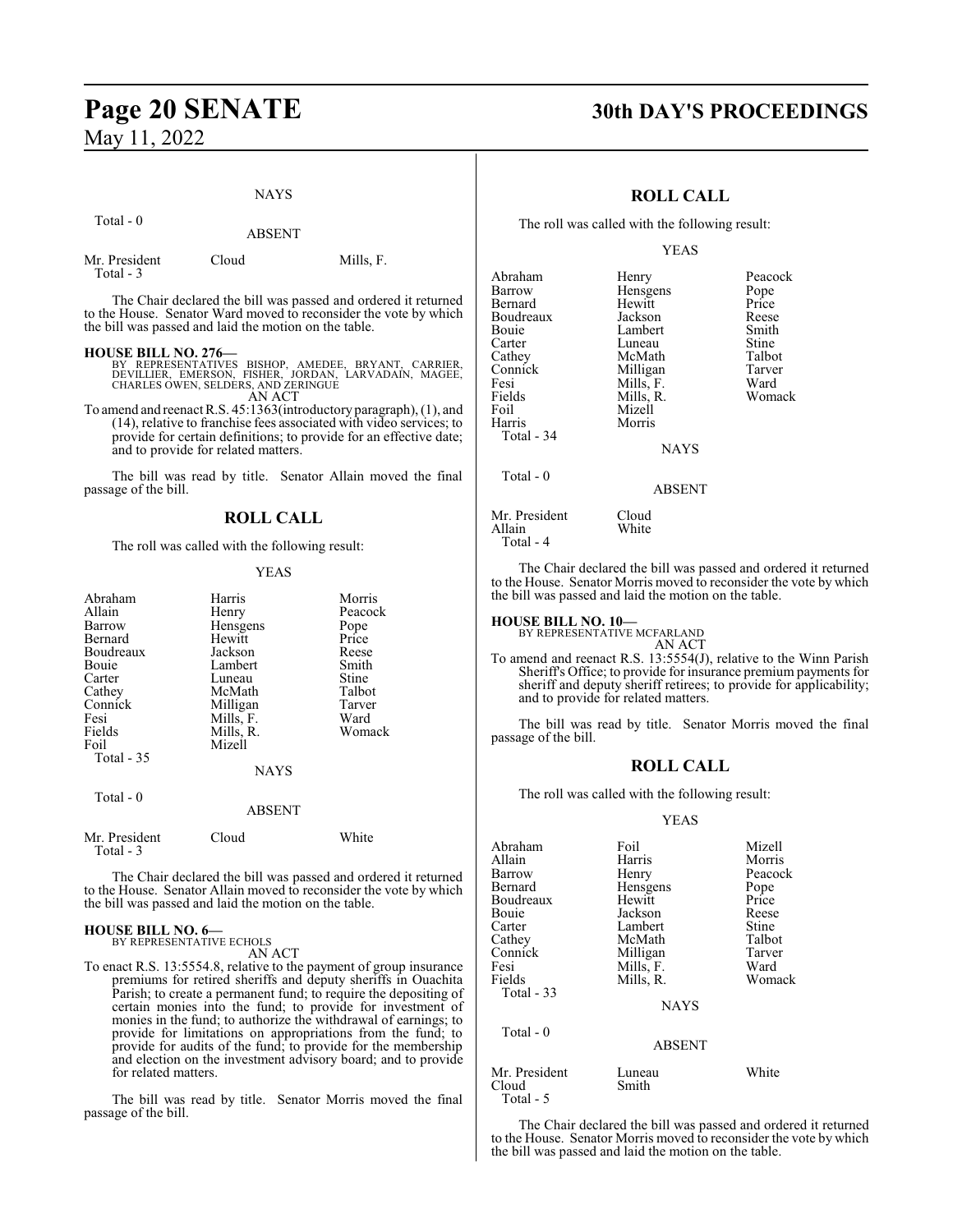NAYS

Total - 0

ABSENT

| | | |
|---|---|---|
| Mr. President | Cloud | Mills, F. |

Total - 3

The Chair declared the bill was passed and ordered it returned to the House. Senator Ward moved to reconsider the vote by which the bill was passed and laid the motion on the table.

**HOUSE BILL NO. 276—**
BY REPRESENTATIVES BISHOP, AMEDEE, BRYANT, CARRIER, DEVILLIER, EMERSON, FISHER, JORDAN, LARVADAIN, MAGEE, CHARLES OWEN, SELDERS, AND ZERINGUE
AN ACT

To amend and reenact R.S. 45:1363(introductory paragraph), (1), and (14), relative to franchise fees associated with video services; to provide for certain definitions; to provide for an effective date; and to provide for related matters.

The bill was read by title. Senator Allain moved the final passage of the bill.

## ROLL CALL

The roll was called with the following result:

YEAS

| | | |
|---|---|---|
| Abraham | Harris | Morris |
| Allain | Henry | Peacock |
| Barrow | Hensgens | Pope |
| Bernard | Hewitt | Price |
| Boudreaux | Jackson | Reese |
| Bouie | Lambert | Smith |
| Carter | Luneau | Stine |
| Cathey | McMath | Talbot |
| Connick | Milligan | Tarver |
| Fesi | Mills, F. | Ward |
| Fields | Mills, R. | Womack |
| Foil | Mizell | |

Total - 35

NAYS

Total - 0

ABSENT

| | | |
|---|---|---|
| Mr. President | Cloud | White |

Total - 3

The Chair declared the bill was passed and ordered it returned to the House. Senator Allain moved to reconsider the vote by which the bill was passed and laid the motion on the table.

**HOUSE BILL NO. 6—**
BY REPRESENTATIVE ECHOLS
AN ACT

To enact R.S. 13:5554.8, relative to the payment of group insurance premiums for retired sheriffs and deputy sheriffs in Ouachita Parish; to create a permanent fund; to require the depositing of certain monies into the fund; to provide for investment of monies in the fund; to authorize the withdrawal of earnings; to provide for limitations on appropriations from the fund; to provide for audits of the fund; to provide for the membership and election on the investment advisory board; and to provide for related matters.

The bill was read by title. Senator Morris moved the final passage of the bill.

## ROLL CALL

The roll was called with the following result:

YEAS

| | | |
|---|---|---|
| Abraham | Henry | Peacock |
| Barrow | Hensgens | Pope |
| Bernard | Hewitt | Price |
| Boudreaux | Jackson | Reese |
| Bouie | Lambert | Smith |
| Carter | Luneau | Stine |
| Cathey | McMath | Talbot |
| Connick | Milligan | Tarver |
| Fesi | Mills, F. | Ward |
| Fields | Mills, R. | Womack |
| Foil | Mizell | |
| Harris | Morris | |

Total - 34

NAYS

Total - 0

ABSENT

| | |
|---|---|
| Mr. President | Cloud |
| Allain | White |

Total - 4

The Chair declared the bill was passed and ordered it returned to the House. Senator Morris moved to reconsider the vote by which the bill was passed and laid the motion on the table.

**HOUSE BILL NO. 10—**
BY REPRESENTATIVE MCFARLAND
AN ACT

To amend and reenact R.S. 13:5554(J), relative to the Winn Parish Sheriff's Office; to provide for insurance premium payments for sheriff and deputy sheriff retirees; to provide for applicability; and to provide for related matters.

The bill was read by title. Senator Morris moved the final passage of the bill.

## ROLL CALL

The roll was called with the following result:

YEAS

| | | |
|---|---|---|
| Abraham | Foil | Mizell |
| Allain | Harris | Morris |
| Barrow | Henry | Peacock |
| Bernard | Hensgens | Pope |
| Boudreaux | Hewitt | Price |
| Bouie | Jackson | Reese |
| Carter | Lambert | Stine |
| Cathey | McMath | Talbot |
| Connick | Milligan | Tarver |
| Fesi | Mills, F. | Ward |
| Fields | Mills, R. | Womack |

Total - 33

NAYS

Total - 0

ABSENT

| | | |
|---|---|---|
| Mr. President | Luneau | White |
| Cloud | Smith | |

Total - 5

The Chair declared the bill was passed and ordered it returned to the House. Senator Morris moved to reconsider the vote by which the bill was passed and laid the motion on the table.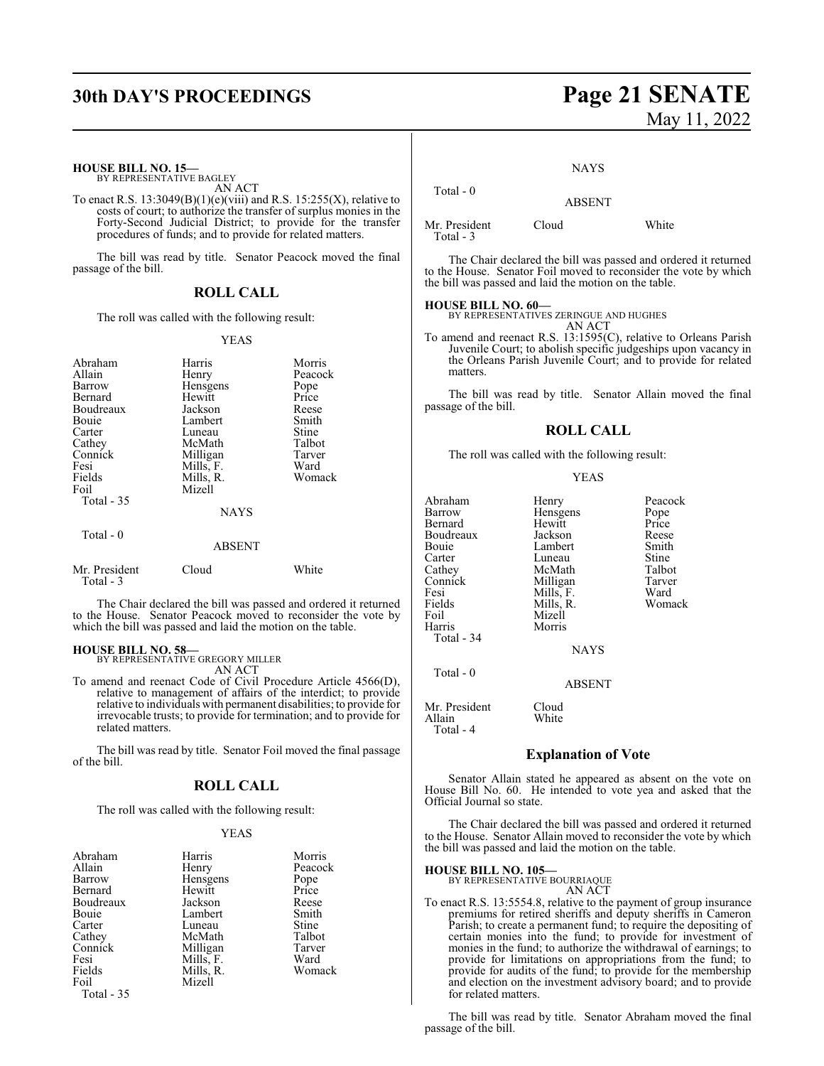**HOUSE BILL NO. 15—**
BY REPRESENTATIVE BAGLEY
AN ACT

To enact R.S. 13:3049(B)(1)(e)(viii) and R.S. 15:255(X), relative to costs of court; to authorize the transfer of surplus monies in the Forty-Second Judicial District; to provide for the transfer procedures of funds; and to provide for related matters.

The bill was read by title. Senator Peacock moved the final passage of the bill.

## ROLL CALL

The roll was called with the following result:

YEAS

| | | |
|---|---|---|
| Abraham | Harris | Morris |
| Allain | Henry | Peacock |
| Barrow | Hensgens | Pope |
| Bernard | Hewitt | Price |
| Boudreaux | Jackson | Reese |
| Bouie | Lambert | Smith |
| Carter | Luneau | Stine |
| Cathey | McMath | Talbot |
| Connick | Milligan | Tarver |
| Fesi | Mills, F. | Ward |
| Fields | Mills, R. | Womack |
| Foil | Mizell | |

Total - 35

NAYS

Total - 0

ABSENT

| | | |
|---|---|---|
| Mr. President | Cloud | White |

Total - 3

The Chair declared the bill was passed and ordered it returned to the House. Senator Peacock moved to reconsider the vote by which the bill was passed and laid the motion on the table.

**HOUSE BILL NO. 58—**
BY REPRESENTATIVE GREGORY MILLER
AN ACT

To amend and reenact Code of Civil Procedure Article 4566(D), relative to management of affairs of the interdict; to provide relative to individuals with permanent disabilities; to provide for irrevocable trusts; to provide for termination; and to provide for related matters.

The bill was read by title. Senator Foil moved the final passage of the bill.

## ROLL CALL

The roll was called with the following result:

YEAS

| | | |
|---|---|---|
| Abraham | Harris | Morris |
| Allain | Henry | Peacock |
| Barrow | Hensgens | Pope |
| Bernard | Hewitt | Price |
| Boudreaux | Jackson | Reese |
| Bouie | Lambert | Smith |
| Carter | Luneau | Stine |
| Cathey | McMath | Talbot |
| Connick | Milligan | Tarver |
| Fesi | Mills, F. | Ward |
| Fields | Mills, R. | Womack |
| Foil | Mizell | |

Total - 35

NAYS

Total - 0

ABSENT

| | | |
|---|---|---|
| Mr. President | Cloud | White |

Total - 3

The Chair declared the bill was passed and ordered it returned to the House. Senator Foil moved to reconsider the vote by which the bill was passed and laid the motion on the table.

**HOUSE BILL NO. 60—**
BY REPRESENTATIVES ZERINGUE AND HUGHES
AN ACT

To amend and reenact R.S. 13:1595(C), relative to Orleans Parish Juvenile Court; to abolish specific judgeships upon vacancy in the Orleans Parish Juvenile Court; and to provide for related matters.

The bill was read by title. Senator Allain moved the final passage of the bill.

## ROLL CALL

The roll was called with the following result:

YEAS

| | | |
|---|---|---|
| Abraham | Henry | Peacock |
| Barrow | Hensgens | Pope |
| Bernard | Hewitt | Price |
| Boudreaux | Jackson | Reese |
| Bouie | Lambert | Smith |
| Carter | Luneau | Stine |
| Cathey | McMath | Talbot |
| Connick | Milligan | Tarver |
| Fesi | Mills, F. | Ward |
| Fields | Mills, R. | Womack |
| Foil | Mizell | |
| Harris | Morris | |

Total - 34

NAYS

Total - 0

ABSENT

| | |
|---|---|
| Mr. President | Cloud |
| Allain | White |

Total - 4

## Explanation of Vote

Senator Allain stated he appeared as absent on the vote on House Bill No. 60. He intended to vote yea and asked that the Official Journal so state.

The Chair declared the bill was passed and ordered it returned to the House. Senator Allain moved to reconsider the vote by which the bill was passed and laid the motion on the table.

**HOUSE BILL NO. 105—**
BY REPRESENTATIVE BOURRIAQUE
AN ACT

To enact R.S. 13:5554.8, relative to the payment of group insurance premiums for retired sheriffs and deputy sheriffs in Cameron Parish; to create a permanent fund; to require the depositing of certain monies into the fund; to provide for investment of monies in the fund; to authorize the withdrawal of earnings; to provide for limitations on appropriations from the fund; to provide for audits of the fund; to provide for the membership and election on the investment advisory board; and to provide for related matters.

The bill was read by title. Senator Abraham moved the final passage of the bill.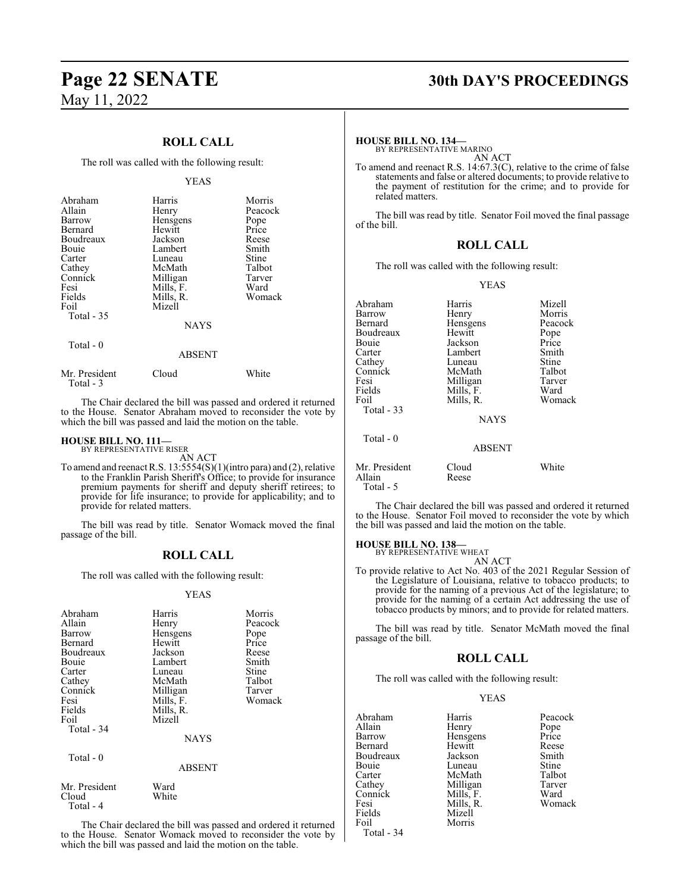## ROLL CALL

The roll was called with the following result:

YEAS

| | | |
|---|---|---|
| Abraham | Harris | Morris |
| Allain | Henry | Peacock |
| Barrow | Hensgens | Pope |
| Bernard | Hewitt | Price |
| Boudreaux | Jackson | Reese |
| Bouie | Lambert | Smith |
| Carter | Luneau | Stine |
| Cathey | McMath | Talbot |
| Connick | Milligan | Tarver |
| Fesi | Mills, F. | Ward |
| Fields | Mills, R. | Womack |
| Foil | Mizell | |
| Total - 35 | | |

NAYS

Total - 0

ABSENT

| | | |
|---|---|---|
| Mr. President | Cloud | White |
| Total - 3 | | |

The Chair declared the bill was passed and ordered it returned to the House. Senator Abraham moved to reconsider the vote by which the bill was passed and laid the motion on the table.

**HOUSE BILL NO. 111—**
BY REPRESENTATIVE RISER
AN ACT

To amend and reenact R.S. 13:5554(S)(1)(intro para) and (2), relative to the Franklin Parish Sheriff's Office; to provide for insurance premium payments for sheriff and deputy sheriff retirees; to provide for life insurance; to provide for applicability; and to provide for related matters.

The bill was read by title. Senator Womack moved the final passage of the bill.

## ROLL CALL

The roll was called with the following result:

YEAS

| | | |
|---|---|---|
| Abraham | Harris | Morris |
| Allain | Henry | Peacock |
| Barrow | Hensgens | Pope |
| Bernard | Hewitt | Price |
| Boudreaux | Jackson | Reese |
| Bouie | Lambert | Smith |
| Carter | Luneau | Stine |
| Cathey | McMath | Talbot |
| Connick | Milligan | Tarver |
| Fesi | Mills, F. | Womack |
| Fields | Mills, R. | |
| Foil | Mizell | |
| Total - 34 | | |

NAYS

Total - 0

ABSENT

| | |
|---|---|
| Mr. President | Ward |
| Cloud | White |
| Total - 4 | |

The Chair declared the bill was passed and ordered it returned to the House. Senator Womack moved to reconsider the vote by which the bill was passed and laid the motion on the table.

**HOUSE BILL NO. 134—**
BY REPRESENTATIVE MARINO
AN ACT

To amend and reenact R.S. 14:67.3(C), relative to the crime of false statements and false or altered documents; to provide relative to the payment of restitution for the crime; and to provide for related matters.

The bill was read by title. Senator Foil moved the final passage of the bill.

## ROLL CALL

The roll was called with the following result:

YEAS

| | | |
|---|---|---|
| Abraham | Harris | Mizell |
| Barrow | Henry | Morris |
| Bernard | Hensgens | Peacock |
| Boudreaux | Hewitt | Pope |
| Bouie | Jackson | Price |
| Carter | Lambert | Smith |
| Cathey | Luneau | Stine |
| Connick | McMath | Talbot |
| Fesi | Milligan | Tarver |
| Fields | Mills, F. | Ward |
| Foil | Mills, R. | Womack |
| Total - 33 | | |

NAYS

Total - 0

ABSENT

| | | |
|---|---|---|
| Mr. President | Cloud | White |
| Allain | Reese | |
| Total - 5 | | |

The Chair declared the bill was passed and ordered it returned to the House. Senator Foil moved to reconsider the vote by which the bill was passed and laid the motion on the table.

**HOUSE BILL NO. 138—**
BY REPRESENTATIVE WHEAT
AN ACT

To provide relative to Act No. 403 of the 2021 Regular Session of the Legislature of Louisiana, relative to tobacco products; to provide for the naming of a previous Act of the legislature; to provide for the naming of a certain Act addressing the use of tobacco products by minors; and to provide for related matters.

The bill was read by title. Senator McMath moved the final passage of the bill.

## ROLL CALL

The roll was called with the following result:

YEAS

| | | |
|---|---|---|
| Abraham | Harris | Peacock |
| Allain | Henry | Pope |
| Barrow | Hensgens | Price |
| Bernard | Hewitt | Reese |
| Boudreaux | Jackson | Smith |
| Bouie | Luneau | Stine |
| Carter | McMath | Talbot |
| Cathey | Milligan | Tarver |
| Connick | Mills, F. | Ward |
| Fesi | Mills, R. | Womack |
| Fields | Mizell | |
| Foil | Morris | |
| Total - 34 | | |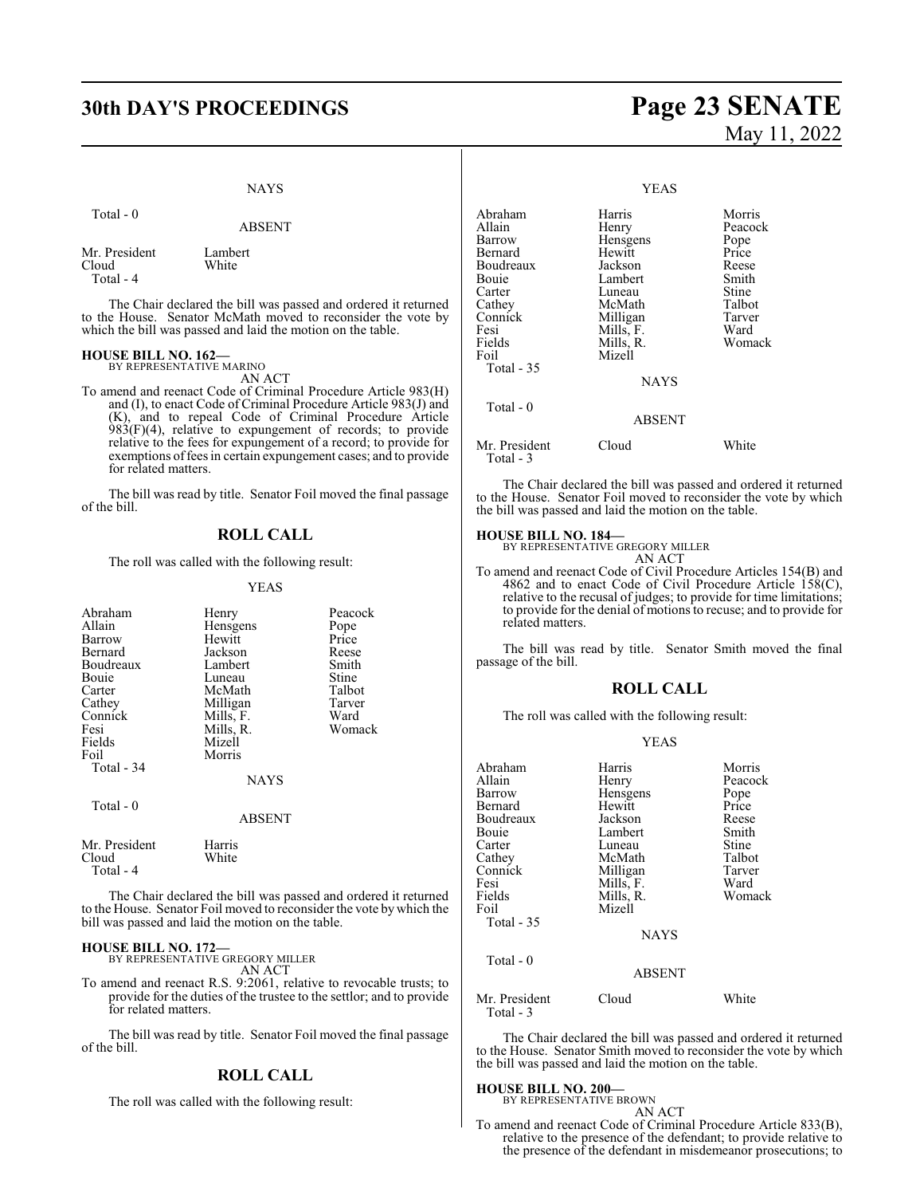NAYS

Total - 0

ABSENT

| | |
|---|---|
| Mr. President | Lambert |
| Cloud | White |
| Total - 4 | |

The Chair declared the bill was passed and ordered it returned to the House. Senator McMath moved to reconsider the vote by which the bill was passed and laid the motion on the table.

**HOUSE BILL NO. 162—**
BY REPRESENTATIVE MARINO

AN ACT

To amend and reenact Code of Criminal Procedure Article 983(H) and (I), to enact Code of Criminal Procedure Article 983(J) and (K), and to repeal Code of Criminal Procedure Article 983(F)(4), relative to expungement of records; to provide relative to the fees for expungement of a record; to provide for exemptions of fees in certain expungement cases; and to provide for related matters.

The bill was read by title. Senator Foil moved the final passage of the bill.

## ROLL CALL

The roll was called with the following result:

YEAS

| | | |
|---|---|---|
| Abraham | Henry | Peacock |
| Allain | Hensgens | Pope |
| Barrow | Hewitt | Price |
| Bernard | Jackson | Reese |
| Boudreaux | Lambert | Smith |
| Bouie | Luneau | Stine |
| Carter | McMath | Talbot |
| Cathey | Milligan | Tarver |
| Connick | Mills, F. | Ward |
| Fesi | Mills, R. | Womack |
| Fields | Mizell | |
| Foil | Morris | |
| Total - 34 | | |

NAYS

Total - 0

ABSENT

| | |
|---|---|
| Mr. President | Harris |
| Cloud | White |
| Total - 4 | |

The Chair declared the bill was passed and ordered it returned to the House. Senator Foil moved to reconsider the vote by which the bill was passed and laid the motion on the table.

**HOUSE BILL NO. 172—**
BY REPRESENTATIVE GREGORY MILLER

AN ACT

To amend and reenact R.S. 9:2061, relative to revocable trusts; to provide for the duties of the trustee to the settlor; and to provide for related matters.

The bill was read by title. Senator Foil moved the final passage of the bill.

## ROLL CALL

The roll was called with the following result:

YEAS

| | | |
|---|---|---|
| Abraham | Harris | Morris |
| Allain | Henry | Peacock |
| Barrow | Hensgens | Pope |
| Bernard | Hewitt | Price |
| Boudreaux | Jackson | Reese |
| Bouie | Lambert | Smith |
| Carter | Luneau | Stine |
| Cathey | McMath | Talbot |
| Connick | Milligan | Tarver |
| Fesi | Mills, F. | Ward |
| Fields | Mills, R. | Womack |
| Foil | Mizell | |
| Total - 35 | | |

NAYS

Total - 0

ABSENT

| | | |
|---|---|---|
| Mr. President | Cloud | White |
| Total - 3 | | |

The Chair declared the bill was passed and ordered it returned to the House. Senator Foil moved to reconsider the vote by which the bill was passed and laid the motion on the table.

**HOUSE BILL NO. 184—**
BY REPRESENTATIVE GREGORY MILLER

AN ACT

To amend and reenact Code of Civil Procedure Articles 154(B) and 4862 and to enact Code of Civil Procedure Article 158(C), relative to the recusal of judges; to provide for time limitations; to provide for the denial of motions to recuse; and to provide for related matters.

The bill was read by title. Senator Smith moved the final passage of the bill.

## ROLL CALL

The roll was called with the following result:

YEAS

| | | |
|---|---|---|
| Abraham | Harris | Morris |
| Allain | Henry | Peacock |
| Barrow | Hensgens | Pope |
| Bernard | Hewitt | Price |
| Boudreaux | Jackson | Reese |
| Bouie | Lambert | Smith |
| Carter | Luneau | Stine |
| Cathey | McMath | Talbot |
| Connick | Milligan | Tarver |
| Fesi | Mills, F. | Ward |
| Fields | Mills, R. | Womack |
| Foil | Mizell | |
| Total - 35 | | |

NAYS

Total - 0

ABSENT

| | | |
|---|---|---|
| Mr. President | Cloud | White |
| Total - 3 | | |

The Chair declared the bill was passed and ordered it returned to the House. Senator Smith moved to reconsider the vote by which the bill was passed and laid the motion on the table.

**HOUSE BILL NO. 200—**
BY REPRESENTATIVE BROWN

AN ACT

To amend and reenact Code of Criminal Procedure Article 833(B), relative to the presence of the defendant; to provide relative to the presence of the defendant in misdemeanor prosecutions; to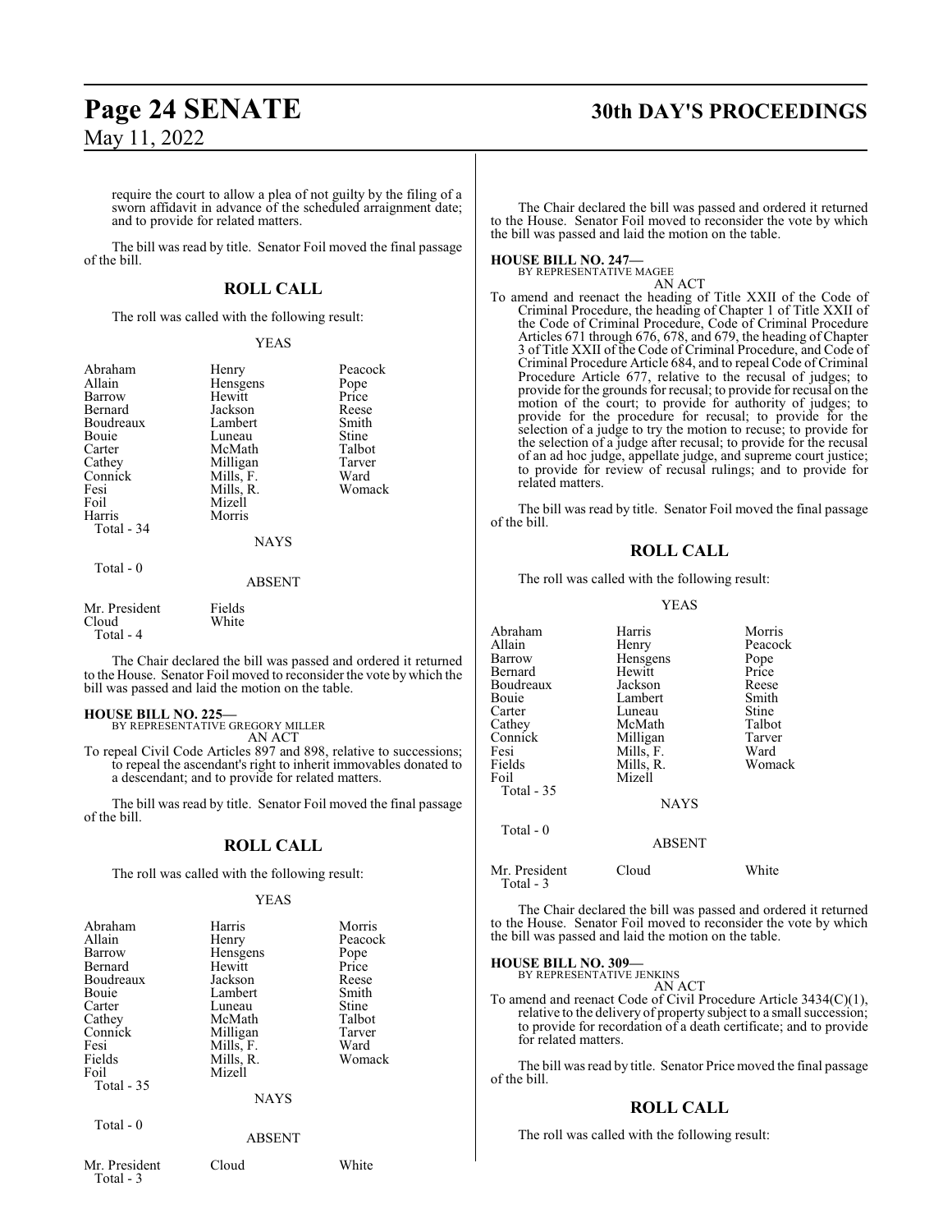require the court to allow a plea of not guilty by the filing of a sworn affidavit in advance of the scheduled arraignment date; and to provide for related matters.

The bill was read by title. Senator Foil moved the final passage of the bill.

## ROLL CALL

The roll was called with the following result:

YEAS

| | | |
|---|---|---|
| Abraham | Henry | Peacock |
| Allain | Hensgens | Pope |
| Barrow | Hewitt | Price |
| Bernard | Jackson | Reese |
| Boudreaux | Lambert | Smith |
| Bouie | Luneau | Stine |
| Carter | McMath | Talbot |
| Cathey | Milligan | Tarver |
| Connick | Mills, F. | Ward |
| Fesi | Mills, R. | Womack |
| Foil | Mizell | |
| Harris | Morris | |

Total - 34

NAYS

Total - 0

ABSENT

| | |
|---|---|
| Mr. President | Fields |
| Cloud | White |

Total - 4

The Chair declared the bill was passed and ordered it returned to the House. Senator Foil moved to reconsider the vote by which the bill was passed and laid the motion on the table.

**HOUSE BILL NO. 225—**
BY REPRESENTATIVE GREGORY MILLER
AN ACT

To repeal Civil Code Articles 897 and 898, relative to successions; to repeal the ascendant's right to inherit immovables donated to a descendant; and to provide for related matters.

The bill was read by title. Senator Foil moved the final passage of the bill.

## ROLL CALL

The roll was called with the following result:

YEAS

| | | |
|---|---|---|
| Abraham | Harris | Morris |
| Allain | Henry | Peacock |
| Barrow | Hensgens | Pope |
| Bernard | Hewitt | Price |
| Boudreaux | Jackson | Reese |
| Bouie | Lambert | Smith |
| Carter | Luneau | Stine |
| Cathey | McMath | Talbot |
| Connick | Milligan | Tarver |
| Fesi | Mills, F. | Ward |
| Fields | Mills, R. | Womack |
| Foil | Mizell | |

Total - 35

NAYS

Total - 0

ABSENT

| | | |
|---|---|---|
| Mr. President | Cloud | White |

Total - 3

The Chair declared the bill was passed and ordered it returned to the House. Senator Foil moved to reconsider the vote by which the bill was passed and laid the motion on the table.

**HOUSE BILL NO. 247—**
BY REPRESENTATIVE MAGEE
AN ACT

To amend and reenact the heading of Title XXII of the Code of Criminal Procedure, the heading of Chapter 1 of Title XXII of the Code of Criminal Procedure, Code of Criminal Procedure Articles 671 through 676, 678, and 679, the heading of Chapter 3 of Title XXII of the Code of Criminal Procedure, and Code of Criminal Procedure Article 684, and to repeal Code of Criminal Procedure Article 677, relative to the recusal of judges; to provide for the grounds for recusal; to provide for recusal on the motion of the court; to provide for authority of judges; to provide for the procedure for recusal; to provide for the selection of a judge to try the motion to recuse; to provide for the selection of a judge after recusal; to provide for the recusal of an ad hoc judge, appellate judge, and supreme court justice; to provide for review of recusal rulings; and to provide for related matters.

The bill was read by title. Senator Foil moved the final passage of the bill.

## ROLL CALL

The roll was called with the following result:

YEAS

| | | |
|---|---|---|
| Abraham | Harris | Morris |
| Allain | Henry | Peacock |
| Barrow | Hensgens | Pope |
| Bernard | Hewitt | Price |
| Boudreaux | Jackson | Reese |
| Bouie | Lambert | Smith |
| Carter | Luneau | Stine |
| Cathey | McMath | Talbot |
| Connick | Milligan | Tarver |
| Fesi | Mills, F. | Ward |
| Fields | Mills, R. | Womack |
| Foil | Mizell | |

Total - 35

NAYS

Total - 0

ABSENT

| | | |
|---|---|---|
| Mr. President | Cloud | White |

Total - 3

The Chair declared the bill was passed and ordered it returned to the House. Senator Foil moved to reconsider the vote by which the bill was passed and laid the motion on the table.

**HOUSE BILL NO. 309—**
BY REPRESENTATIVE JENKINS
AN ACT

To amend and reenact Code of Civil Procedure Article 3434(C)(1), relative to the delivery of property subject to a small succession; to provide for recordation of a death certificate; and to provide for related matters.

The bill was read by title. Senator Price moved the final passage of the bill.

## ROLL CALL

The roll was called with the following result: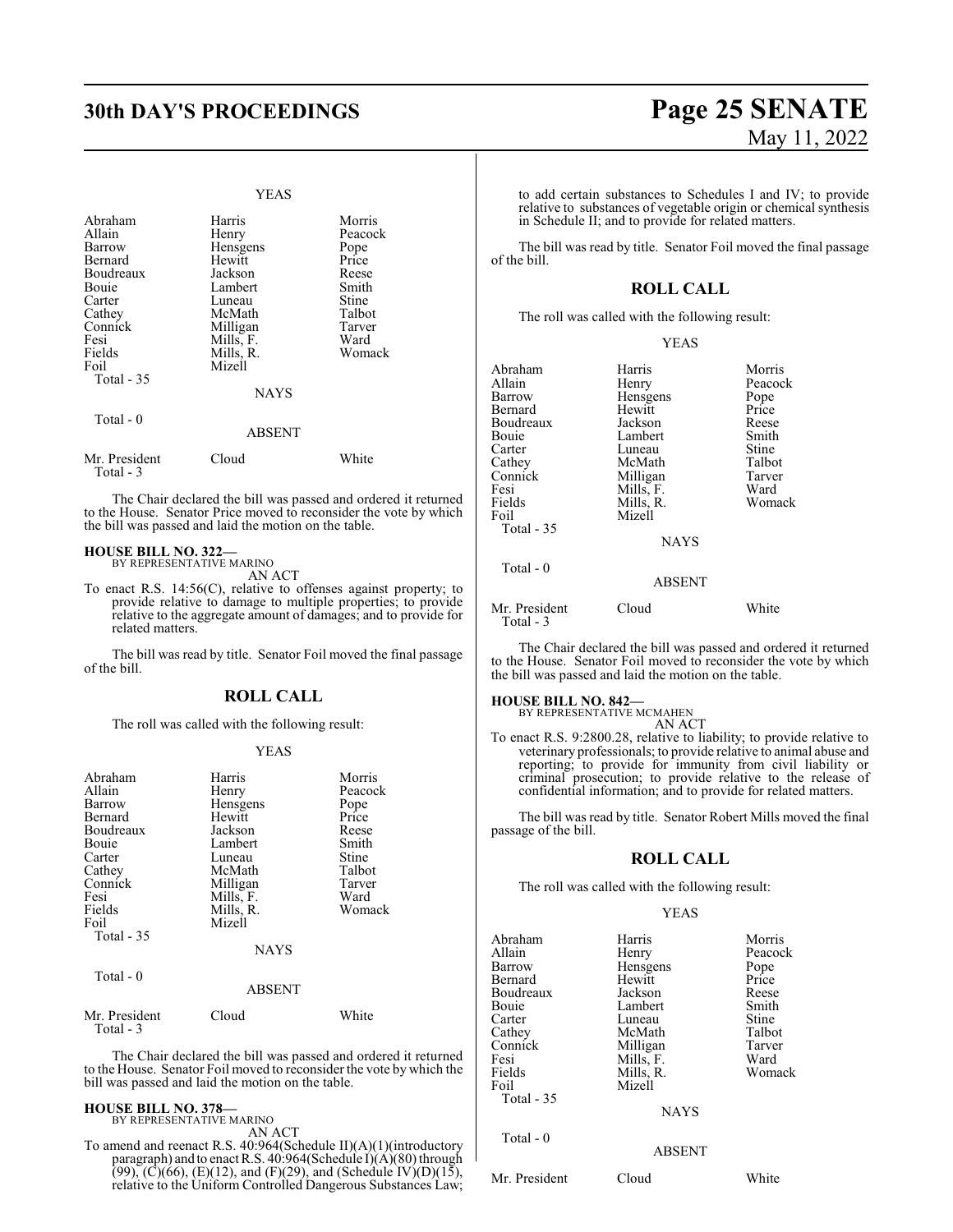YEAS

| Abraham | Harris | Morris |
|---|---|---|
| Allain | Henry | Peacock |
| Barrow | Hensgens | Pope |
| Bernard | Hewitt | Price |
| Boudreaux | Jackson | Reese |
| Bouie | Lambert | Smith |
| Carter | Luneau | Stine |
| Cathey | McMath | Talbot |
| Connick | Milligan | Tarver |
| Fesi | Mills, F. | Ward |
| Fields | Mills, R. | Womack |
| Foil | Mizell | |
| Total - 35 | | |

NAYS

Total - 0

ABSENT

| Mr. President | Cloud | White |
|---|---|---|
| Total - 3 | | |

The Chair declared the bill was passed and ordered it returned to the House. Senator Price moved to reconsider the vote by which the bill was passed and laid the motion on the table.

**HOUSE BILL NO. 322—**
BY REPRESENTATIVE MARINO
AN ACT

To enact R.S. 14:56(C), relative to offenses against property; to provide relative to damage to multiple properties; to provide relative to the aggregate amount of damages; and to provide for related matters.

The bill was read by title. Senator Foil moved the final passage of the bill.

## ROLL CALL

The roll was called with the following result:

YEAS

| Abraham | Harris | Morris |
|---|---|---|
| Allain | Henry | Peacock |
| Barrow | Hensgens | Pope |
| Bernard | Hewitt | Price |
| Boudreaux | Jackson | Reese |
| Bouie | Lambert | Smith |
| Carter | Luneau | Stine |
| Cathey | McMath | Talbot |
| Connick | Milligan | Tarver |
| Fesi | Mills, F. | Ward |
| Fields | Mills, R. | Womack |
| Foil | Mizell | |
| Total - 35 | | |

NAYS

Total - 0

ABSENT

| Mr. President | Cloud | White |
|---|---|---|
| Total - 3 | | |

The Chair declared the bill was passed and ordered it returned to the House. Senator Foil moved to reconsider the vote by which the bill was passed and laid the motion on the table.

**HOUSE BILL NO. 378—**
BY REPRESENTATIVE MARINO
AN ACT

To amend and reenact R.S. 40:964(Schedule II)(A)(1)(introductory paragraph) and to enact R.S. 40:964(Schedule I)(A)(80) through (99), (C)(66), (E)(12), and (F)(29), and (Schedule IV)(D)(15), relative to the Uniform Controlled Dangerous Substances Law; to add certain substances to Schedules I and IV; to provide relative to substances of vegetable origin or chemical synthesis in Schedule II; and to provide for related matters.

The bill was read by title. Senator Foil moved the final passage of the bill.

## ROLL CALL

The roll was called with the following result:

YEAS

| Abraham | Harris | Morris |
|---|---|---|
| Allain | Henry | Peacock |
| Barrow | Hensgens | Pope |
| Bernard | Hewitt | Price |
| Boudreaux | Jackson | Reese |
| Bouie | Lambert | Smith |
| Carter | Luneau | Stine |
| Cathey | McMath | Talbot |
| Connick | Milligan | Tarver |
| Fesi | Mills, F. | Ward |
| Fields | Mills, R. | Womack |
| Foil | Mizell | |
| Total - 35 | | |

NAYS

Total - 0

ABSENT

| Mr. President | Cloud | White |
|---|---|---|
| Total - 3 | | |

The Chair declared the bill was passed and ordered it returned to the House. Senator Foil moved to reconsider the vote by which the bill was passed and laid the motion on the table.

**HOUSE BILL NO. 842—**
BY REPRESENTATIVE MCMAHEN
AN ACT

To enact R.S. 9:2800.28, relative to liability; to provide relative to veterinary professionals; to provide relative to animal abuse and reporting; to provide for immunity from civil liability or criminal prosecution; to provide relative to the release of confidential information; and to provide for related matters.

The bill was read by title. Senator Robert Mills moved the final passage of the bill.

## ROLL CALL

The roll was called with the following result:

YEAS

| Abraham | Harris | Morris |
|---|---|---|
| Allain | Henry | Peacock |
| Barrow | Hensgens | Pope |
| Bernard | Hewitt | Price |
| Boudreaux | Jackson | Reese |
| Bouie | Lambert | Smith |
| Carter | Luneau | Stine |
| Cathey | McMath | Talbot |
| Connick | Milligan | Tarver |
| Fesi | Mills, F. | Ward |
| Fields | Mills, R. | Womack |
| Foil | Mizell | |
| Total - 35 | | |

NAYS

Total - 0

ABSENT

| Mr. President | Cloud | White |
|---|---|---|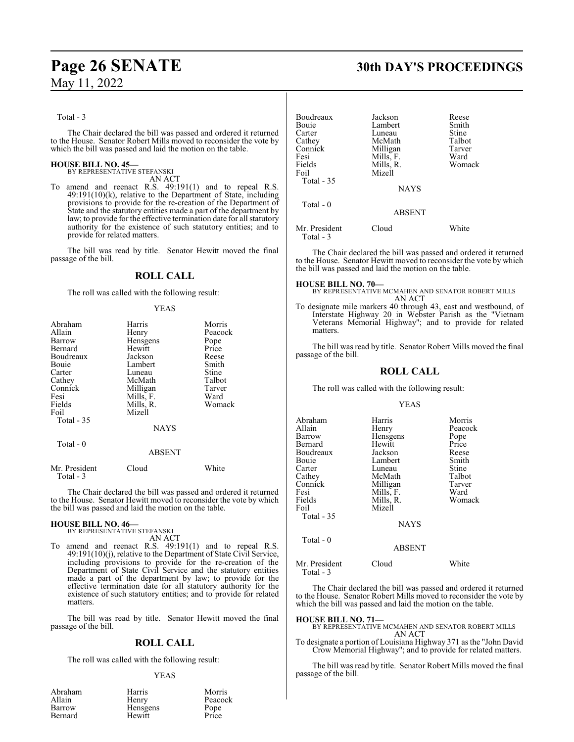Total - 3

The Chair declared the bill was passed and ordered it returned to the House. Senator Robert Mills moved to reconsider the vote by which the bill was passed and laid the motion on the table.

**HOUSE BILL NO. 45—**
BY REPRESENTATIVE STEFANSKI
AN ACT

To amend and reenact R.S. 49:191(1) and to repeal R.S. 49:191(10)(k), relative to the Department of State, including provisions to provide for the re-creation of the Department of State and the statutory entities made a part of the department by law; to provide for the effective termination date for all statutory authority for the existence of such statutory entities; and to provide for related matters.

The bill was read by title. Senator Hewitt moved the final passage of the bill.

## ROLL CALL

The roll was called with the following result:

YEAS

| | | |
|---|---|---|
| Abraham | Harris | Morris |
| Allain | Henry | Peacock |
| Barrow | Hensgens | Pope |
| Bernard | Hewitt | Price |
| Boudreaux | Jackson | Reese |
| Bouie | Lambert | Smith |
| Carter | Luneau | Stine |
| Cathey | McMath | Talbot |
| Connick | Milligan | Tarver |
| Fesi | Mills, F. | Ward |
| Fields | Mills, R. | Womack |
| Foil | Mizell | |

Total - 35

NAYS

Total - 0

ABSENT

| | | |
|---|---|---|
| Mr. President | Cloud | White |

Total - 3

The Chair declared the bill was passed and ordered it returned to the House. Senator Hewitt moved to reconsider the vote by which the bill was passed and laid the motion on the table.

**HOUSE BILL NO. 46—**
BY REPRESENTATIVE STEFANSKI
AN ACT

To amend and reenact R.S. 49:191(1) and to repeal R.S. 49:191(10)(j), relative to the Department of State Civil Service, including provisions to provide for the re-creation of the Department of State Civil Service and the statutory entities made a part of the department by law; to provide for the effective termination date for all statutory authority for the existence of such statutory entities; and to provide for related matters.

The bill was read by title. Senator Hewitt moved the final passage of the bill.

## ROLL CALL

The roll was called with the following result:

YEAS

| | | |
|---|---|---|
| Abraham | Harris | Morris |
| Allain | Henry | Peacock |
| Barrow | Hensgens | Pope |
| Bernard | Hewitt | Price |
| Boudreaux | Jackson | Reese |
| Bouie | Lambert | Smith |
| Carter | Luneau | Stine |
| Cathey | McMath | Talbot |
| Connick | Milligan | Tarver |
| Fesi | Mills, F. | Ward |
| Fields | Mills, R. | Womack |
| Foil | Mizell | |

Total - 35

NAYS

Total - 0

ABSENT

| | | |
|---|---|---|
| Mr. President | Cloud | White |

Total - 3

The Chair declared the bill was passed and ordered it returned to the House. Senator Hewitt moved to reconsider the vote by which the bill was passed and laid the motion on the table.

**HOUSE BILL NO. 70—**
BY REPRESENTATIVE MCMAHEN AND SENATOR ROBERT MILLS
AN ACT

To designate mile markers 40 through 43, east and westbound, of Interstate Highway 20 in Webster Parish as the "Vietnam Veterans Memorial Highway"; and to provide for related matters.

The bill was read by title. Senator Robert Mills moved the final passage of the bill.

## ROLL CALL

The roll was called with the following result:

YEAS

| | | |
|---|---|---|
| Abraham | Harris | Morris |
| Allain | Henry | Peacock |
| Barrow | Hensgens | Pope |
| Bernard | Hewitt | Price |
| Boudreaux | Jackson | Reese |
| Bouie | Lambert | Smith |
| Carter | Luneau | Stine |
| Cathey | McMath | Talbot |
| Connick | Milligan | Tarver |
| Fesi | Mills, F. | Ward |
| Fields | Mills, R. | Womack |
| Foil | Mizell | |

Total - 35

NAYS

Total - 0

ABSENT

| | | |
|---|---|---|
| Mr. President | Cloud | White |

Total - 3

The Chair declared the bill was passed and ordered it returned to the House. Senator Robert Mills moved to reconsider the vote by which the bill was passed and laid the motion on the table.

**HOUSE BILL NO. 71—**
BY REPRESENTATIVE MCMAHEN AND SENATOR ROBERT MILLS
AN ACT

To designate a portion of Louisiana Highway 371 as the "John David Crow Memorial Highway"; and to provide for related matters.

The bill was read by title. Senator Robert Mills moved the final passage of the bill.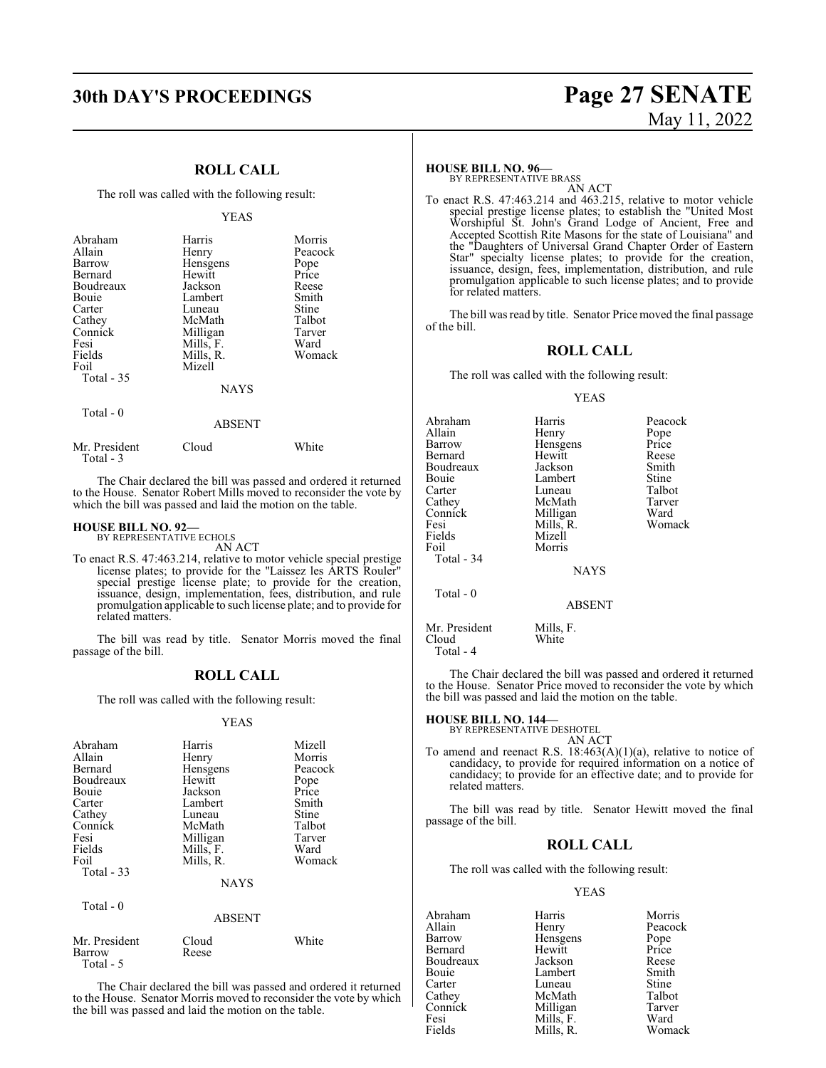## ROLL CALL

The roll was called with the following result:

YEAS

| | | |
|---|---|---|
| Abraham | Harris | Morris |
| Allain | Henry | Peacock |
| Barrow | Hensgens | Pope |
| Bernard | Hewitt | Price |
| Boudreaux | Jackson | Reese |
| Bouie | Lambert | Smith |
| Carter | Luneau | Stine |
| Cathey | McMath | Talbot |
| Connick | Milligan | Tarver |
| Fesi | Mills, F. | Ward |
| Fields | Mills, R. | Womack |
| Foil | Mizell | |

Total - 35

NAYS

Total - 0

ABSENT

| | | |
|---|---|---|
| Mr. President | Cloud | White |

Total - 3

The Chair declared the bill was passed and ordered it returned to the House. Senator Robert Mills moved to reconsider the vote by which the bill was passed and laid the motion on the table.

**HOUSE BILL NO. 92—**
BY REPRESENTATIVE ECHOLS

AN ACT

To enact R.S. 47:463.214, relative to motor vehicle special prestige license plates; to provide for the "Laissez les ARTS Rouler" special prestige license plate; to provide for the creation, issuance, design, implementation, fees, distribution, and rule promulgation applicable to such license plate; and to provide for related matters.

The bill was read by title. Senator Morris moved the final passage of the bill.

## ROLL CALL

The roll was called with the following result:

YEAS

| | | |
|---|---|---|
| Abraham | Harris | Mizell |
| Allain | Henry | Morris |
| Bernard | Hensgens | Peacock |
| Boudreaux | Hewitt | Pope |
| Bouie | Jackson | Price |
| Carter | Lambert | Smith |
| Cathey | Luneau | Stine |
| Connick | McMath | Talbot |
| Fesi | Milligan | Tarver |
| Fields | Mills, F. | Ward |
| Foil | Mills, R. | Womack |

Total - 33

NAYS

Total - 0

ABSENT

| | | |
|---|---|---|
| Mr. President | Cloud | White |
| Barrow | Reese | |

Total - 5

The Chair declared the bill was passed and ordered it returned to the House. Senator Morris moved to reconsider the vote by which the bill was passed and laid the motion on the table.

**HOUSE BILL NO. 96—**
BY REPRESENTATIVE BRASS

AN ACT

To enact R.S. 47:463.214 and 463.215, relative to motor vehicle special prestige license plates; to establish the "United Most Worshipful St. John's Grand Lodge of Ancient, Free and Accepted Scottish Rite Masons for the state of Louisiana" and the "Daughters of Universal Grand Chapter Order of Eastern Star" specialty license plates; to provide for the creation, issuance, design, fees, implementation, distribution, and rule promulgation applicable to such license plates; and to provide for related matters.

The bill was read by title. Senator Price moved the final passage of the bill.

## ROLL CALL

The roll was called with the following result:

YEAS

| | | |
|---|---|---|
| Abraham | Harris | Peacock |
| Allain | Henry | Pope |
| Barrow | Hensgens | Price |
| Bernard | Hewitt | Reese |
| Boudreaux | Jackson | Smith |
| Bouie | Lambert | Stine |
| Carter | Luneau | Talbot |
| Cathey | McMath | Tarver |
| Connick | Milligan | Ward |
| Fesi | Mills, R. | Womack |
| Fields | Mizell | |
| Foil | Morris | |

Total - 34

NAYS

Total - 0

ABSENT

| | |
|---|---|
| Mr. President | Mills, F. |
| Cloud | White |

Total - 4

The Chair declared the bill was passed and ordered it returned to the House. Senator Price moved to reconsider the vote by which the bill was passed and laid the motion on the table.

**HOUSE BILL NO. 144—**
BY REPRESENTATIVE DESHOTEL

AN ACT

To amend and reenact R.S. 18:463(A)(1)(a), relative to notice of candidacy, to provide for required information on a notice of candidacy; to provide for an effective date; and to provide for related matters.

The bill was read by title. Senator Hewitt moved the final passage of the bill.

## ROLL CALL

The roll was called with the following result:

YEAS

| | | |
|---|---|---|
| Abraham | Harris | Morris |
| Allain | Henry | Peacock |
| Barrow | Hensgens | Pope |
| Bernard | Hewitt | Price |
| Boudreaux | Jackson | Reese |
| Bouie | Lambert | Smith |
| Carter | Luneau | Stine |
| Cathey | McMath | Talbot |
| Connick | Milligan | Tarver |
| Fesi | Mills, F. | Ward |
| Fields | Mills, R. | Womack |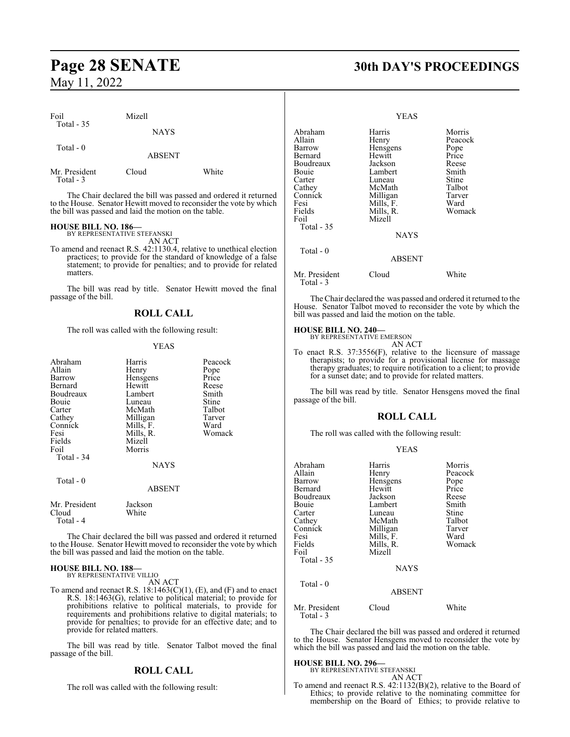| | | |
|---|---|---|
| Foil | Mizell | |
| Total - 35 | | |

NAYS

Total - 0

ABSENT

| | | |
|---|---|---|
| Mr. President | Cloud | White |
| Total - 3 | | |

The Chair declared the bill was passed and ordered it returned to the House. Senator Hewitt moved to reconsider the vote by which the bill was passed and laid the motion on the table.

**HOUSE BILL NO. 186—**
BY REPRESENTATIVE STEFANSKI
AN ACT
To amend and reenact R.S. 42:1130.4, relative to unethical election practices; to provide for the standard of knowledge of a false statement; to provide for penalties; and to provide for related matters.

The bill was read by title. Senator Hewitt moved the final passage of the bill.

## ROLL CALL

The roll was called with the following result:

YEAS

| | | |
|---|---|---|
| Abraham | Harris | Peacock |
| Allain | Henry | Pope |
| Barrow | Hensgens | Price |
| Bernard | Hewitt | Reese |
| Boudreaux | Lambert | Smith |
| Bouie | Luneau | Stine |
| Carter | McMath | Talbot |
| Cathey | Milligan | Tarver |
| Connick | Mills, F. | Ward |
| Fesi | Mills, R. | Womack |
| Fields | Mizell | |
| Foil | Morris | |
| Total - 34 | | |

NAYS

Total - 0

ABSENT

| | |
|---|---|
| Mr. President | Jackson |
| Cloud | White |
| Total - 4 | |

The Chair declared the bill was passed and ordered it returned to the House. Senator Hewitt moved to reconsider the vote by which the bill was passed and laid the motion on the table.

**HOUSE BILL NO. 188—**
BY REPRESENTATIVE VILLIO
AN ACT
To amend and reenact R.S. 18:1463(C)(1), (E), and (F) and to enact R.S. 18:1463(G), relative to political material; to provide for prohibitions relative to political materials, to provide for requirements and prohibitions relative to digital materials; to provide for penalties; to provide for an effective date; and to provide for related matters.

The bill was read by title. Senator Talbot moved the final passage of the bill.

## ROLL CALL

The roll was called with the following result:

YEAS

| | | |
|---|---|---|
| Abraham | Harris | Morris |
| Allain | Henry | Peacock |
| Barrow | Hensgens | Pope |
| Bernard | Hewitt | Price |
| Boudreaux | Jackson | Reese |
| Bouie | Lambert | Smith |
| Carter | Luneau | Stine |
| Cathey | McMath | Talbot |
| Connick | Milligan | Tarver |
| Fesi | Mills, F. | Ward |
| Fields | Mills, R. | Womack |
| Foil | Mizell | |
| Total - 35 | | |

NAYS

Total - 0

ABSENT

| | | |
|---|---|---|
| Mr. President | Cloud | White |
| Total - 3 | | |

The Chair declared the was passed and ordered it returned to the House. Senator Talbot moved to reconsider the vote by which the bill was passed and laid the motion on the table.

**HOUSE BILL NO. 240—**
BY REPRESENTATIVE EMERSON
AN ACT
To enact R.S. 37:3556(F), relative to the licensure of massage therapists; to provide for a provisional license for massage therapy graduates; to require notification to a client; to provide for a sunset date; and to provide for related matters.

The bill was read by title. Senator Hensgens moved the final passage of the bill.

## ROLL CALL

The roll was called with the following result:

YEAS

| | | |
|---|---|---|
| Abraham | Harris | Morris |
| Allain | Henry | Peacock |
| Barrow | Hensgens | Pope |
| Bernard | Hewitt | Price |
| Boudreaux | Jackson | Reese |
| Bouie | Lambert | Smith |
| Carter | Luneau | Stine |
| Cathey | McMath | Talbot |
| Connick | Milligan | Tarver |
| Fesi | Mills, F. | Ward |
| Fields | Mills, R. | Womack |
| Foil | Mizell | |
| Total - 35 | | |

NAYS

Total - 0

ABSENT

| | | |
|---|---|---|
| Mr. President | Cloud | White |
| Total - 3 | | |

The Chair declared the bill was passed and ordered it returned to the House. Senator Hensgens moved to reconsider the vote by which the bill was passed and laid the motion on the table.

**HOUSE BILL NO. 296—**
BY REPRESENTATIVE STEFANSKI
AN ACT
To amend and reenact R.S. 42:1132(B)(2), relative to the Board of Ethics; to provide relative to the nominating committee for membership on the Board of Ethics; to provide relative to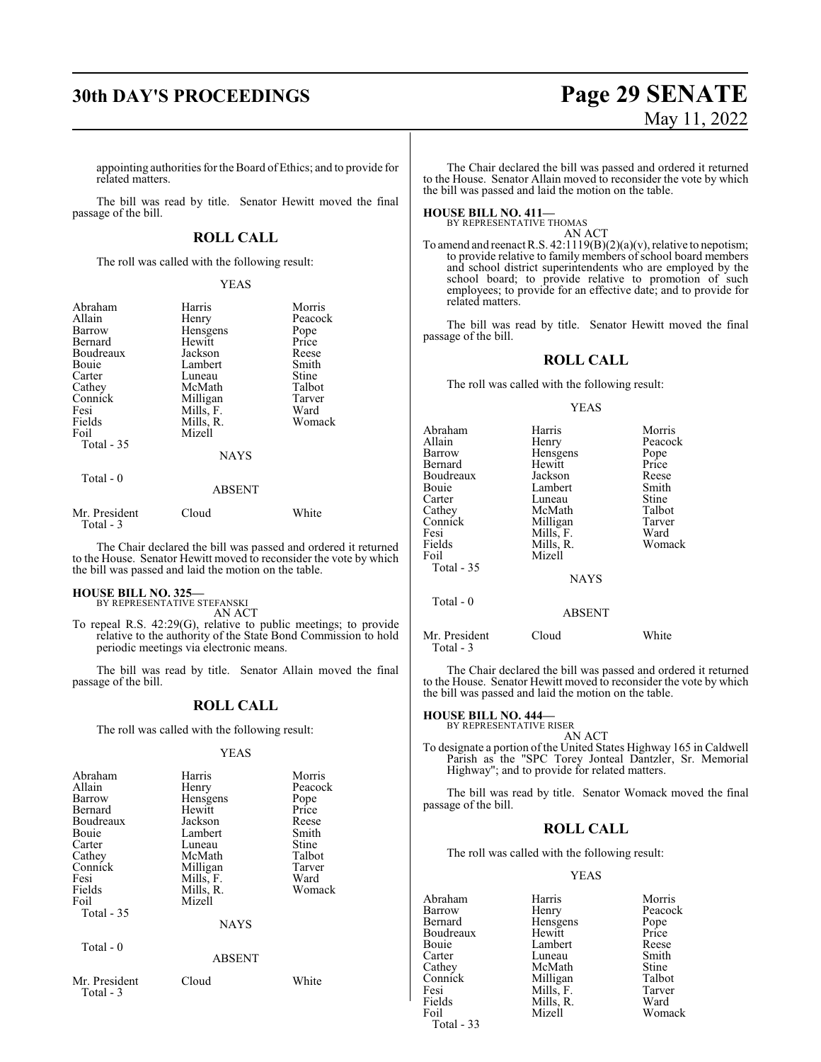appointing authorities for the Board of Ethics; and to provide for related matters.

The bill was read by title. Senator Hewitt moved the final passage of the bill.

## ROLL CALL

The roll was called with the following result:

YEAS

| | | |
|---|---|---|
| Abraham | Harris | Morris |
| Allain | Henry | Peacock |
| Barrow | Hensgens | Pope |
| Bernard | Hewitt | Price |
| Boudreaux | Jackson | Reese |
| Bouie | Lambert | Smith |
| Carter | Luneau | Stine |
| Cathey | McMath | Talbot |
| Connick | Milligan | Tarver |
| Fesi | Mills, F. | Ward |
| Fields | Mills, R. | Womack |
| Foil | Mizell | |
| Total - 35 | | |

NAYS

Total - 0

ABSENT

| | | |
|---|---|---|
| Mr. President | Cloud | White |
| Total - 3 | | |

The Chair declared the bill was passed and ordered it returned to the House. Senator Hewitt moved to reconsider the vote by which the bill was passed and laid the motion on the table.

**HOUSE BILL NO. 325—**
BY REPRESENTATIVE STEFANSKI
AN ACT
To repeal R.S. 42:29(G), relative to public meetings; to provide relative to the authority of the State Bond Commission to hold periodic meetings via electronic means.

The bill was read by title. Senator Allain moved the final passage of the bill.

## ROLL CALL

The roll was called with the following result:

YEAS

| | | |
|---|---|---|
| Abraham | Harris | Morris |
| Allain | Henry | Peacock |
| Barrow | Hensgens | Pope |
| Bernard | Hewitt | Price |
| Boudreaux | Jackson | Reese |
| Bouie | Lambert | Smith |
| Carter | Luneau | Stine |
| Cathey | McMath | Talbot |
| Connick | Milligan | Tarver |
| Fesi | Mills, F. | Ward |
| Fields | Mills, R. | Womack |
| Foil | Mizell | |
| Total - 35 | | |

NAYS

Total - 0

ABSENT

| | | |
|---|---|---|
| Mr. President | Cloud | White |
| Total - 3 | | |

The Chair declared the bill was passed and ordered it returned to the House. Senator Allain moved to reconsider the vote by which the bill was passed and laid the motion on the table.

**HOUSE BILL NO. 411—**
BY REPRESENTATIVE THOMAS
AN ACT
To amend and reenact R.S. 42:1119(B)(2)(a)(v), relative to nepotism; to provide relative to family members of school board members and school district superintendents who are employed by the school board; to provide relative to promotion of such employees; to provide for an effective date; and to provide for related matters.

The bill was read by title. Senator Hewitt moved the final passage of the bill.

## ROLL CALL

The roll was called with the following result:

YEAS

| | | |
|---|---|---|
| Abraham | Harris | Morris |
| Allain | Henry | Peacock |
| Barrow | Hensgens | Pope |
| Bernard | Hewitt | Price |
| Boudreaux | Jackson | Reese |
| Bouie | Lambert | Smith |
| Carter | Luneau | Stine |
| Cathey | McMath | Talbot |
| Connick | Milligan | Tarver |
| Fesi | Mills, F. | Ward |
| Fields | Mills, R. | Womack |
| Foil | Mizell | |
| Total - 35 | | |

NAYS

Total - 0

ABSENT

| | | |
|---|---|---|
| Mr. President | Cloud | White |
| Total - 3 | | |

The Chair declared the bill was passed and ordered it returned to the House. Senator Hewitt moved to reconsider the vote by which the bill was passed and laid the motion on the table.

**HOUSE BILL NO. 444—**
BY REPRESENTATIVE RISER
AN ACT
To designate a portion of the United States Highway 165 in Caldwell Parish as the "SPC Torey Jonteal Dantzler, Sr. Memorial Highway"; and to provide for related matters.

The bill was read by title. Senator Womack moved the final passage of the bill.

## ROLL CALL

The roll was called with the following result:

YEAS

| | | |
|---|---|---|
| Abraham | Harris | Morris |
| Barrow | Henry | Peacock |
| Bernard | Hensgens | Pope |
| Boudreaux | Hewitt | Price |
| Bouie | Lambert | Reese |
| Carter | Luneau | Smith |
| Cathey | McMath | Stine |
| Connick | Milligan | Talbot |
| Fesi | Mills, F. | Tarver |
| Fields | Mills, R. | Ward |
| Foil | Mizell | Womack |
| Total - 33 | | |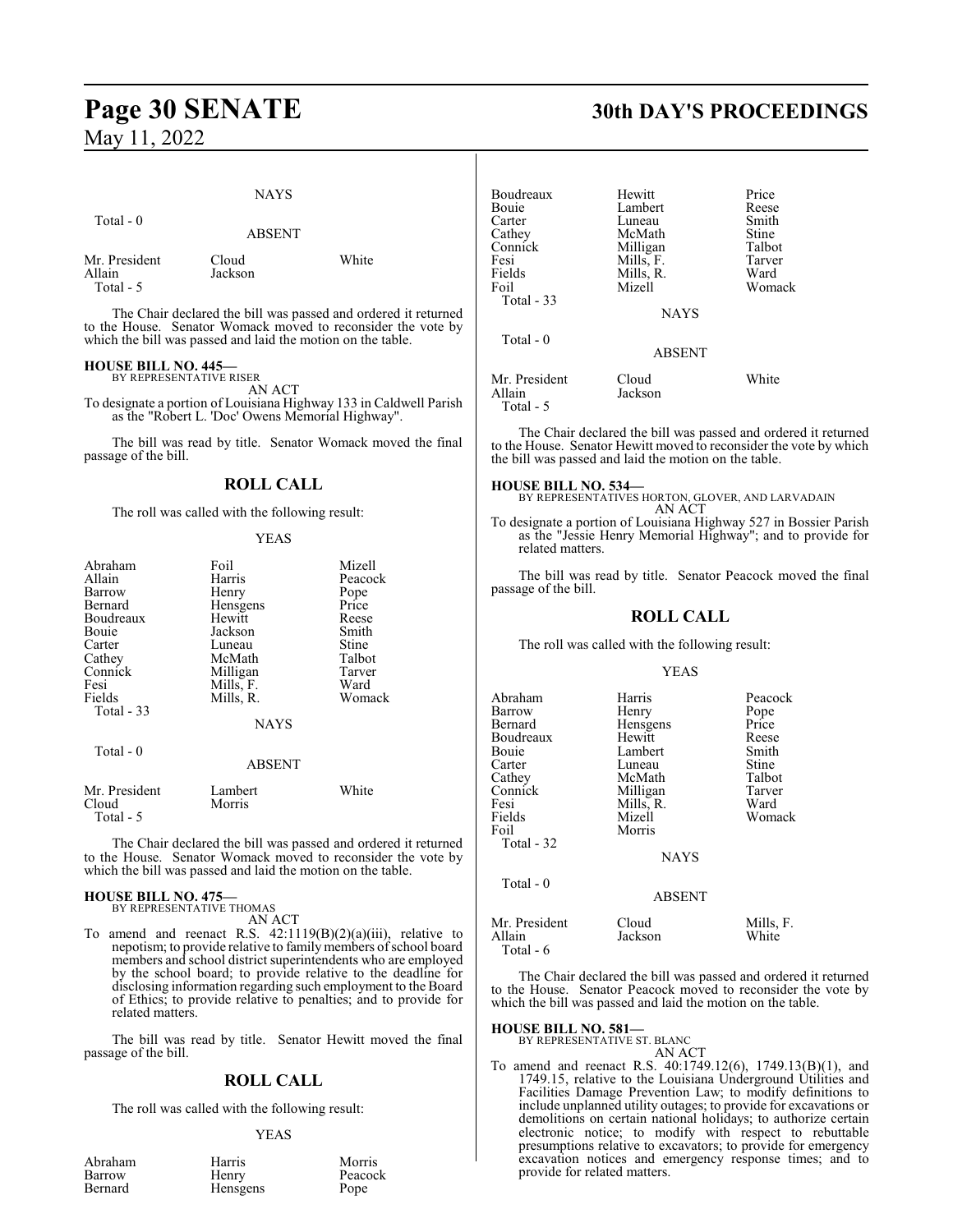NAYS

Total - 0

ABSENT

| | | |
|---|---|---|
| Mr. President | Cloud | White |
| Allain | Jackson | |
| Total - 5 | | |

The Chair declared the bill was passed and ordered it returned to the House. Senator Womack moved to reconsider the vote by which the bill was passed and laid the motion on the table.

**HOUSE BILL NO. 445—**
BY REPRESENTATIVE RISER

AN ACT

To designate a portion of Louisiana Highway 133 in Caldwell Parish as the "Robert L. 'Doc' Owens Memorial Highway".

The bill was read by title. Senator Womack moved the final passage of the bill.

## ROLL CALL

The roll was called with the following result:

YEAS

| | | |
|---|---|---|
| Abraham | Foil | Mizell |
| Allain | Harris | Peacock |
| Barrow | Henry | Pope |
| Bernard | Hensgens | Price |
| Boudreaux | Hewitt | Reese |
| Bouie | Jackson | Smith |
| Carter | Luneau | Stine |
| Cathey | McMath | Talbot |
| Connick | Milligan | Tarver |
| Fesi | Mills, F. | Ward |
| Fields | Mills, R. | Womack |
| Total - 33 | | |

NAYS

Total - 0

ABSENT

| | | |
|---|---|---|
| Mr. President | Lambert | White |
| Cloud | Morris | |
| Total - 5 | | |

The Chair declared the bill was passed and ordered it returned to the House. Senator Womack moved to reconsider the vote by which the bill was passed and laid the motion on the table.

**HOUSE BILL NO. 475—**
BY REPRESENTATIVE THOMAS

AN ACT

To amend and reenact R.S. 42:1119(B)(2)(a)(iii), relative to nepotism; to provide relative to family members of school board members and school district superintendents who are employed by the school board; to provide relative to the deadline for disclosing information regarding such employment to the Board of Ethics; to provide relative to penalties; and to provide for related matters.

The bill was read by title. Senator Hewitt moved the final passage of the bill.

## ROLL CALL

The roll was called with the following result:

YEAS

| | | |
|---|---|---|
| Abraham | Harris | Morris |
| Barrow | Henry | Peacock |
| Bernard | Hensgens | Pope |
| Boudreaux | Hewitt | Price |
| Bouie | Lambert | Reese |
| Carter | Luneau | Smith |
| Cathey | McMath | Stine |
| Connick | Milligan | Talbot |
| Fesi | Mills, F. | Tarver |
| Fields | Mills, R. | Ward |
| Foil | Mizell | Womack |
| Total - 33 | | |

NAYS

Total - 0

ABSENT

| | | |
|---|---|---|
| Mr. President | Cloud | White |
| Allain | Jackson | |
| Total - 5 | | |

The Chair declared the bill was passed and ordered it returned to the House. Senator Hewitt moved to reconsider the vote by which the bill was passed and laid the motion on the table.

**HOUSE BILL NO. 534—**
BY REPRESENTATIVES HORTON, GLOVER, AND LARVADAIN

AN ACT

To designate a portion of Louisiana Highway 527 in Bossier Parish as the "Jessie Henry Memorial Highway"; and to provide for related matters.

The bill was read by title. Senator Peacock moved the final passage of the bill.

## ROLL CALL

The roll was called with the following result:

YEAS

| | | |
|---|---|---|
| Abraham | Harris | Peacock |
| Barrow | Henry | Pope |
| Bernard | Hensgens | Price |
| Boudreaux | Hewitt | Reese |
| Bouie | Lambert | Smith |
| Carter | Luneau | Stine |
| Cathey | McMath | Talbot |
| Connick | Milligan | Tarver |
| Fesi | Mills, R. | Ward |
| Fields | Mizell | Womack |
| Foil | Morris | |
| Total - 32 | | |

NAYS

Total - 0

ABSENT

| | | |
|---|---|---|
| Mr. President | Cloud | Mills, F. |
| Allain | Jackson | White |
| Total - 6 | | |

The Chair declared the bill was passed and ordered it returned to the House. Senator Peacock moved to reconsider the vote by which the bill was passed and laid the motion on the table.

**HOUSE BILL NO. 581—**
BY REPRESENTATIVE ST. BLANC

AN ACT

To amend and reenact R.S. 40:1749.12(6), 1749.13(B)(1), and 1749.15, relative to the Louisiana Underground Utilities and Facilities Damage Prevention Law; to modify definitions to include unplanned utility outages; to provide for excavations or demolitions on certain national holidays; to authorize certain electronic notice; to modify with respect to rebuttable presumptions relative to excavators; to provide for emergency excavation notices and emergency response times; and to provide for related matters.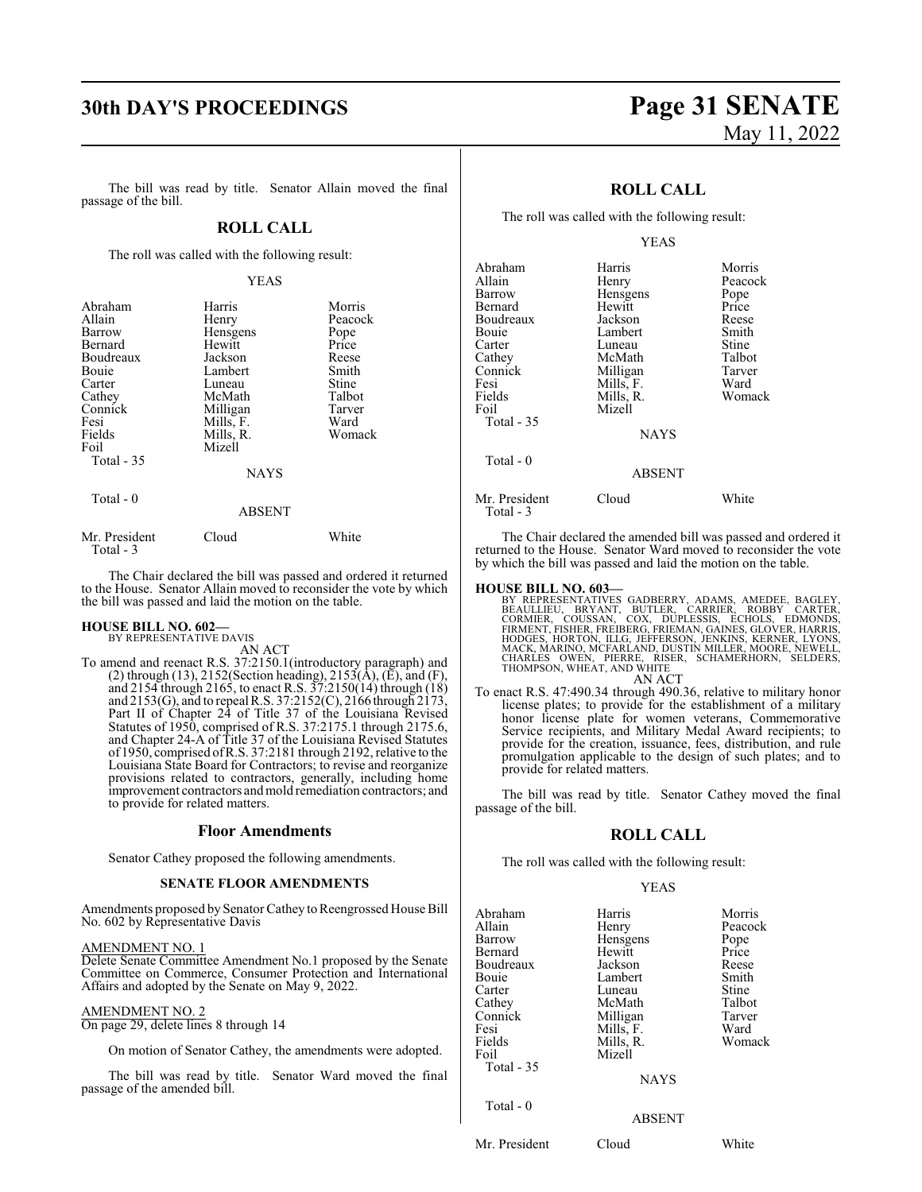The bill was read by title. Senator Allain moved the final passage of the bill.

## ROLL CALL

The roll was called with the following result:

YEAS

| | | |
|---|---|---|
| Abraham | Harris | Morris |
| Allain | Henry | Peacock |
| Barrow | Hensgens | Pope |
| Bernard | Hewitt | Price |
| Boudreaux | Jackson | Reese |
| Bouie | Lambert | Smith |
| Carter | Luneau | Stine |
| Cathey | McMath | Talbot |
| Connick | Milligan | Tarver |
| Fesi | Mills, F. | Ward |
| Fields | Mills, R. | Womack |
| Foil | Mizell | |
| Total - 35 | | |

NAYS

Total - 0

ABSENT

| | | |
|---|---|---|
| Mr. President | Cloud | White |
| Total - 3 | | |

The Chair declared the bill was passed and ordered it returned to the House. Senator Allain moved to reconsider the vote by which the bill was passed and laid the motion on the table.

**HOUSE BILL NO. 602—**
BY REPRESENTATIVE DAVIS
AN ACT

To amend and reenact R.S. 37:2150.1(introductory paragraph) and (2) through (13), 2152(Section heading), 2153(A), (E), and (F), and 2154 through 2165, to enact R.S. 37:2150(14) through (18) and 2153(G), and to repeal R.S. 37:2152(C), 2166 through 2173, Part II of Chapter 24 of Title 37 of the Louisiana Revised Statutes of 1950, comprised of R.S. 37:2175.1 through 2175.6, and Chapter 24-A of Title 37 of the Louisiana Revised Statutes of 1950, comprised of R.S. 37:2181 through 2192, relative to the Louisiana State Board for Contractors; to revise and reorganize provisions related to contractors, generally, including home improvement contractors and mold remediation contractors; and to provide for related matters.

## Floor Amendments

Senator Cathey proposed the following amendments.

### SENATE FLOOR AMENDMENTS

Amendments proposed by Senator Cathey to Reengrossed House Bill No. 602 by Representative Davis

AMENDMENT NO. 1
Delete Senate Committee Amendment No.1 proposed by the Senate Committee on Commerce, Consumer Protection and International Affairs and adopted by the Senate on May 9, 2022.

AMENDMENT NO. 2
On page 29, delete lines 8 through 14

On motion of Senator Cathey, the amendments were adopted.

The bill was read by title. Senator Ward moved the final passage of the amended bill.

## ROLL CALL

The roll was called with the following result:

YEAS

| | | |
|---|---|---|
| Abraham | Harris | Morris |
| Allain | Henry | Peacock |
| Barrow | Hensgens | Pope |
| Bernard | Hewitt | Price |
| Boudreaux | Jackson | Reese |
| Bouie | Lambert | Smith |
| Carter | Luneau | Stine |
| Cathey | McMath | Talbot |
| Connick | Milligan | Tarver |
| Fesi | Mills, F. | Ward |
| Fields | Mills, R. | Womack |
| Foil | Mizell | |
| Total - 35 | | |

NAYS

Total - 0

ABSENT

| | | |
|---|---|---|
| Mr. President | Cloud | White |
| Total - 3 | | |

The Chair declared the amended bill was passed and ordered it returned to the House. Senator Ward moved to reconsider the vote by which the bill was passed and laid the motion on the table.

**HOUSE BILL NO. 603—**
BY REPRESENTATIVES GADBERRY, ADAMS, AMEDEE, BAGLEY, BEAULLIEU, BRYANT, BUTLER, CARRIER, ROBBY CARTER, CORMIER, COUSSAN, COX, DUPLESSIS, ECHOLS, EDMONDS, FIRMENT, FISHER, FREIBERG, FRIEMAN, GAINES, GLOVER, HARRIS, HODGES, HORTON, ILLG, JEFFERSON, JENKINS, KERNER, LYONS, MACK, MARINO, MCFARLAND, DUSTIN MILLER, MOORE, NEWELL, CHARLES OWEN, PIERRE, RISER, SCHAMERHORN, SELDERS, THOMPSON, WHEAT, AND WHITE
AN ACT

To enact R.S. 47:490.34 through 490.36, relative to military honor license plates; to provide for the establishment of a military honor license plate for women veterans, Commemorative Service recipients, and Military Medal Award recipients; to provide for the creation, issuance, fees, distribution, and rule promulgation applicable to the design of such plates; and to provide for related matters.

The bill was read by title. Senator Cathey moved the final passage of the bill.

## ROLL CALL

The roll was called with the following result:

YEAS

| | | |
|---|---|---|
| Abraham | Harris | Morris |
| Allain | Henry | Peacock |
| Barrow | Hensgens | Pope |
| Bernard | Hewitt | Price |
| Boudreaux | Jackson | Reese |
| Bouie | Lambert | Smith |
| Carter | Luneau | Stine |
| Cathey | McMath | Talbot |
| Connick | Milligan | Tarver |
| Fesi | Mills, F. | Ward |
| Fields | Mills, R. | Womack |
| Foil | Mizell | |
| Total - 35 | | |

NAYS

Total - 0

ABSENT

| | | |
|---|---|---|
| Mr. President | Cloud | White |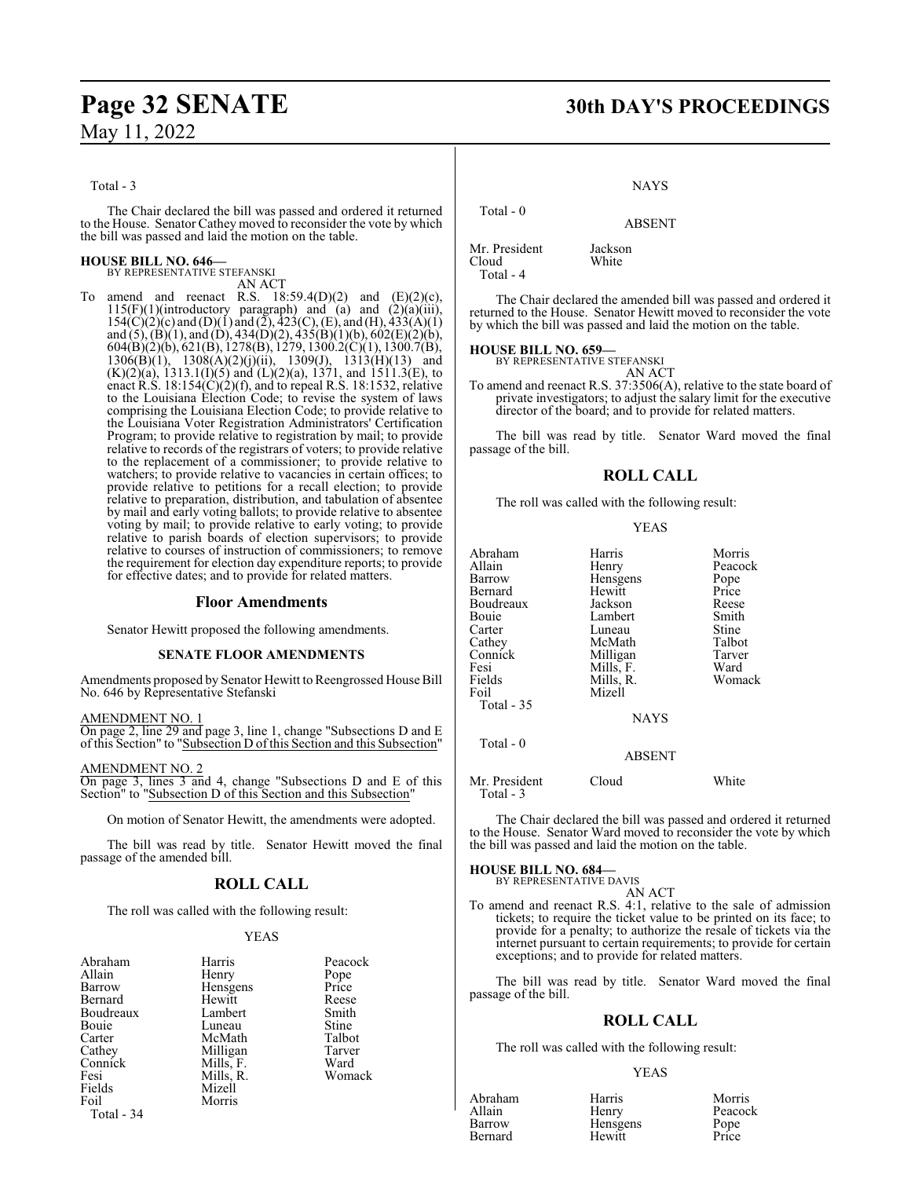Total - 3

The Chair declared the bill was passed and ordered it returned to the House. Senator Cathey moved to reconsider the vote by which the bill was passed and laid the motion on the table.

**HOUSE BILL NO. 646—**
BY REPRESENTATIVE STEFANSKI
AN ACT

To amend and reenact R.S. 18:59.4(D)(2) and (E)(2)(c), 115(F)(1)(introductory paragraph) and (a) and (2)(a)(iii), 154(C)(2)(c) and (D)(1) and (2), 423(C), (E), and (H), 433(A)(1) and (5), (B)(1), and (D), 434(D)(2), 435(B)(1)(b), 602(E)(2)(b), 604(B)(2)(b), 621(B), 1278(B), 1279, 1300.2(C)(1), 1300.7(B), 1306(B)(1), 1308(A)(2)(j)(ii), 1309(J), 1313(H)(13) and (K)(2)(a), 1313.1(I)(5) and (L)(2)(a), 1371, and 1511.3(E), to enact R.S. 18:154(C)(2)(f), and to repeal R.S. 18:1532, relative to the Louisiana Election Code; to revise the system of laws comprising the Louisiana Election Code; to provide relative to the Louisiana Voter Registration Administrators' Certification Program; to provide relative to registration by mail; to provide relative to records of the registrars of voters; to provide relative to the replacement of a commissioner; to provide relative to watchers; to provide relative to vacancies in certain offices; to provide relative to petitions for a recall election; to provide relative to preparation, distribution, and tabulation of absentee by mail and early voting ballots; to provide relative to absentee voting by mail; to provide relative to early voting; to provide relative to parish boards of election supervisors; to provide relative to courses of instruction of commissioners; to remove the requirement for election day expenditure reports; to provide for effective dates; and to provide for related matters.

## Floor Amendments

Senator Hewitt proposed the following amendments.

### SENATE FLOOR AMENDMENTS

Amendments proposed by Senator Hewitt to Reengrossed House Bill No. 646 by Representative Stefanski

AMENDMENT NO. 1
On page 2, line 29 and page 3, line 1, change "Subsections D and E of this Section" to "Subsection D of this Section and this Subsection"

AMENDMENT NO. 2
On page 3, lines 3 and 4, change "Subsections D and E of this Section" to "Subsection D of this Section and this Subsection"

On motion of Senator Hewitt, the amendments were adopted.

The bill was read by title. Senator Hewitt moved the final passage of the amended bill.

## ROLL CALL

The roll was called with the following result:

YEAS

| | | |
|---|---|---|
| Abraham | Harris | Peacock |
| Allain | Henry | Pope |
| Barrow | Hensgens | Price |
| Bernard | Hewitt | Reese |
| Boudreaux | Lambert | Smith |
| Bouie | Luneau | Stine |
| Carter | McMath | Talbot |
| Cathey | Milligan | Tarver |
| Connick | Mills, F. | Ward |
| Fesi | Mills, R. | Womack |
| Fields | Mizell | |
| Foil | Morris | |

Total - 34

NAYS

Total - 0

ABSENT

| | |
|---|---|
| Mr. President | Jackson |
| Cloud | White |

Total - 4

The Chair declared the amended bill was passed and ordered it returned to the House. Senator Hewitt moved to reconsider the vote by which the bill was passed and laid the motion on the table.

**HOUSE BILL NO. 659—**
BY REPRESENTATIVE STEFANSKI
AN ACT

To amend and reenact R.S. 37:3506(A), relative to the state board of private investigators; to adjust the salary limit for the executive director of the board; and to provide for related matters.

The bill was read by title. Senator Ward moved the final passage of the bill.

## ROLL CALL

The roll was called with the following result:

YEAS

| | | |
|---|---|---|
| Abraham | Harris | Morris |
| Allain | Henry | Peacock |
| Barrow | Hensgens | Pope |
| Bernard | Hewitt | Price |
| Boudreaux | Jackson | Reese |
| Bouie | Lambert | Smith |
| Carter | Luneau | Stine |
| Cathey | McMath | Talbot |
| Connick | Milligan | Tarver |
| Fesi | Mills, F. | Ward |
| Fields | Mills, R. | Womack |
| Foil | Mizell | |

Total - 35

NAYS

Total - 0

ABSENT

| | | |
|---|---|---|
| Mr. President | Cloud | White |

Total - 3

The Chair declared the bill was passed and ordered it returned to the House. Senator Ward moved to reconsider the vote by which the bill was passed and laid the motion on the table.

**HOUSE BILL NO. 684—**
BY REPRESENTATIVE DAVIS
AN ACT

To amend and reenact R.S. 4:1, relative to the sale of admission tickets; to require the ticket value to be printed on its face; to provide for a penalty; to authorize the resale of tickets via the internet pursuant to certain requirements; to provide for certain exceptions; and to provide for related matters.

The bill was read by title. Senator Ward moved the final passage of the bill.

## ROLL CALL

The roll was called with the following result:

YEAS

| | | |
|---|---|---|
| Abraham | Harris | Morris |
| Allain | Henry | Peacock |
| Barrow | Hensgens | Pope |
| Bernard | Hewitt | Price |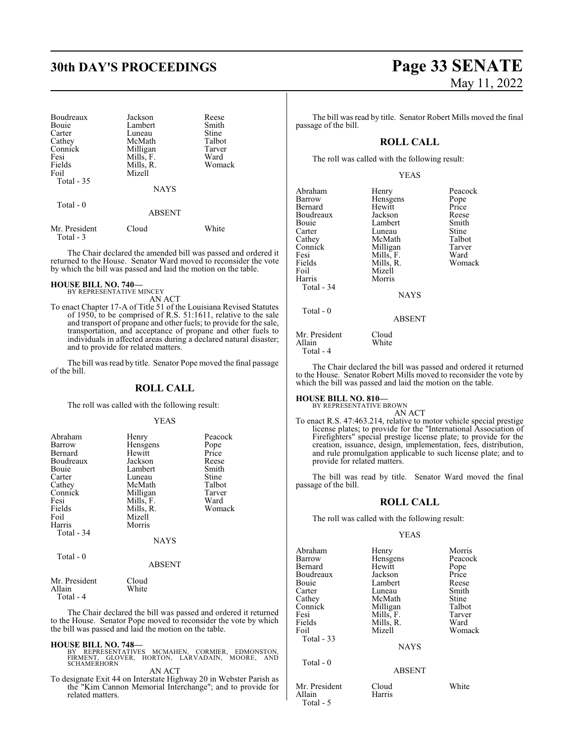| | | |
|---|---|---|
| Boudreaux | Jackson | Reese |
| Bouie | Lambert | Smith |
| Carter | Luneau | Stine |
| Cathey | McMath | Talbot |
| Connick | Milligan | Tarver |
| Fesi | Mills, F. | Ward |
| Fields | Mills, R. | Womack |
| Foil | Mizell | |
| Total - 35 | | |

NAYS

Total - 0

ABSENT

| | | |
|---|---|---|
| Mr. President | Cloud | White |
| Total - 3 | | |

The Chair declared the amended bill was passed and ordered it returned to the House. Senator Ward moved to reconsider the vote by which the bill was passed and laid the motion on the table.

**HOUSE BILL NO. 740—**
BY REPRESENTATIVE MINCEY
AN ACT

To enact Chapter 17-A of Title 51 of the Louisiana Revised Statutes of 1950, to be comprised of R.S. 51:1611, relative to the sale and transport of propane and other fuels; to provide for the sale, transportation, and acceptance of propane and other fuels to individuals in affected areas during a declared natural disaster; and to provide for related matters.

The bill was read by title. Senator Pope moved the final passage of the bill.

## ROLL CALL

The roll was called with the following result:

YEAS

| | | |
|---|---|---|
| Abraham | Henry | Peacock |
| Barrow | Hensgens | Pope |
| Bernard | Hewitt | Price |
| Boudreaux | Jackson | Reese |
| Bouie | Lambert | Smith |
| Carter | Luneau | Stine |
| Cathey | McMath | Talbot |
| Connick | Milligan | Tarver |
| Fesi | Mills, F. | Ward |
| Fields | Mills, R. | Womack |
| Foil | Mizell | |
| Harris | Morris | |
| Total - 34 | | |

NAYS

Total - 0

ABSENT

| | |
|---|---|
| Mr. President | Cloud |
| Allain | White |
| Total - 4 | |

The Chair declared the bill was passed and ordered it returned to the House. Senator Pope moved to reconsider the vote by which the bill was passed and laid the motion on the table.

**HOUSE BILL NO. 748—**
BY REPRESENTATIVES MCMAHEN, CORMIER, EDMONSTON, FIRMENT, GLOVER, HORTON, LARVADAIN, MOORE, AND SCHAMERHORN
AN ACT

To designate Exit 44 on Interstate Highway 20 in Webster Parish as the "Kim Cannon Memorial Interchange"; and to provide for related matters.

The bill was read by title. Senator Robert Mills moved the final passage of the bill.

## ROLL CALL

The roll was called with the following result:

YEAS

| | | |
|---|---|---|
| Abraham | Henry | Peacock |
| Barrow | Hensgens | Pope |
| Bernard | Hewitt | Price |
| Boudreaux | Jackson | Reese |
| Bouie | Lambert | Smith |
| Carter | Luneau | Stine |
| Cathey | McMath | Talbot |
| Connick | Milligan | Tarver |
| Fesi | Mills, F. | Ward |
| Fields | Mills, R. | Womack |
| Foil | Mizell | |
| Harris | Morris | |
| Total - 34 | | |

NAYS

Total - 0

ABSENT

| | |
|---|---|
| Mr. President | Cloud |
| Allain | White |
| Total - 4 | |

The Chair declared the bill was passed and ordered it returned to the House. Senator Robert Mills moved to reconsider the vote by which the bill was passed and laid the motion on the table.

**HOUSE BILL NO. 810—**
BY REPRESENTATIVE BROWN
AN ACT

To enact R.S. 47:463.214, relative to motor vehicle special prestige license plates; to provide for the "International Association of Firefighters" special prestige license plate; to provide for the creation, issuance, design, implementation, fees, distribution, and rule promulgation applicable to such license plate; and to provide for related matters.

The bill was read by title. Senator Ward moved the final passage of the bill.

## ROLL CALL

The roll was called with the following result:

YEAS

| | | |
|---|---|---|
| Abraham | Henry | Morris |
| Barrow | Hensgens | Peacock |
| Bernard | Hewitt | Pope |
| Boudreaux | Jackson | Price |
| Bouie | Lambert | Reese |
| Carter | Luneau | Smith |
| Cathey | McMath | Stine |
| Connick | Milligan | Talbot |
| Fesi | Mills, F. | Tarver |
| Fields | Mills, R. | Ward |
| Foil | Mizell | Womack |
| Total - 33 | | |

NAYS

Total - 0

ABSENT

| | | |
|---|---|---|
| Mr. President | Cloud | White |
| Allain | Harris | |
| Total - 5 | | |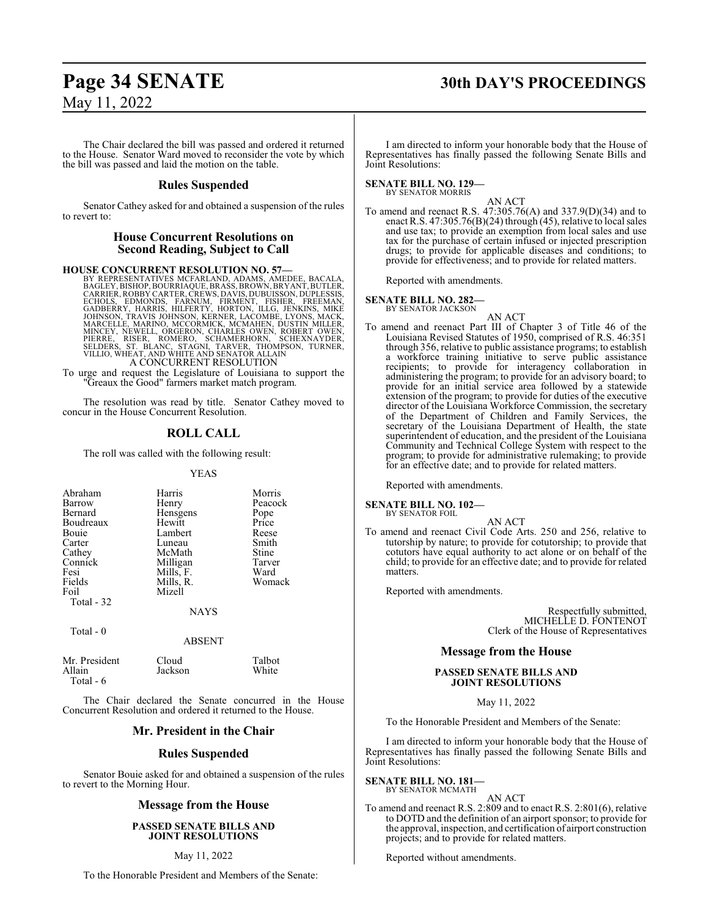The Chair declared the bill was passed and ordered it returned to the House. Senator Ward moved to reconsider the vote by which the bill was passed and laid the motion on the table.

## Rules Suspended

Senator Cathey asked for and obtained a suspension of the rules to revert to:

## House Concurrent Resolutions on Second Reading, Subject to Call

**HOUSE CONCURRENT RESOLUTION NO. 57—**

BY REPRESENTATIVES MCFARLAND, ADAMS, AMEDEE, BACALA, BAGLEY, BISHOP, BOURRIAQUE, BRASS, BROWN, BRYANT, BUTLER, CARRIER, ROBBY CARTER, CREWS, DAVIS, DUBUISSON, DUPLESSIS, ECHOLS, EDMONDS, FARNUM, FIRMENT, FISHER, FREEMAN, GADBERRY, HARRIS, HILFERTY, HORTON, ILLG, JENKINS, MIKE JOHNSON, TRAVIS JOHNSON, KERNER, LACOMBE, LYONS, MACK, MARCELLE, MARINO, MCCORMICK, MCMAHEN, DUSTIN MILLER, MINCEY, NEWELL, ORGERON, CHARLES OWEN, ROBERT OWEN, PIERRE, RISER, ROMERO, SCHAMERHORN, SCHEXNAYDER, SELDERS, ST. BLANC, STAGNI, TARVER, THOMPSON, TURNER, VILLIO, WHEAT, AND WHITE AND SENATOR ALLAIN

A CONCURRENT RESOLUTION

To urge and request the Legislature of Louisiana to support the "Greaux the Good" farmers market match program.

The resolution was read by title. Senator Cathey moved to concur in the House Concurrent Resolution.

## ROLL CALL

The roll was called with the following result:

YEAS

| | | |
|---|---|---|
| Abraham | Harris | Morris |
| Barrow | Henry | Peacock |
| Bernard | Hensgens | Pope |
| Boudreaux | Hewitt | Price |
| Bouie | Lambert | Reese |
| Carter | Luneau | Smith |
| Cathey | McMath | Stine |
| Connick | Milligan | Tarver |
| Fesi | Mills, F. | Ward |
| Fields | Mills, R. | Womack |
| Foil | Mizell | |

Total - 32

NAYS

Total - 0

ABSENT

| | | |
|---|---|---|
| Mr. President | Cloud | Talbot |
| Allain | Jackson | White |

Total - 6

The Chair declared the Senate concurred in the House Concurrent Resolution and ordered it returned to the House.

## Mr. President in the Chair

## Rules Suspended

Senator Bouie asked for and obtained a suspension of the rules to revert to the Morning Hour.

## Message from the House

**PASSED SENATE BILLS AND JOINT RESOLUTIONS**

May 11, 2022

To the Honorable President and Members of the Senate:

I am directed to inform your honorable body that the House of Representatives has finally passed the following Senate Bills and Joint Resolutions:

**SENATE BILL NO. 129—**
BY SENATOR MORRIS

AN ACT

To amend and reenact R.S. 47:305.76(A) and 337.9(D)(34) and to enact R.S. 47:305.76(B)(24) through (45), relative to local sales and use tax; to provide an exemption from local sales and use tax for the purchase of certain infused or injected prescription drugs; to provide for applicable diseases and conditions; to provide for effectiveness; and to provide for related matters.

Reported with amendments.

**SENATE BILL NO. 282—**
BY SENATOR JACKSON

AN ACT

To amend and reenact Part III of Chapter 3 of Title 46 of the Louisiana Revised Statutes of 1950, comprised of R.S. 46:351 through 356, relative to public assistance programs; to establish a workforce training initiative to serve public assistance recipients; to provide for interagency collaboration in administering the program; to provide for an advisory board; to provide for an initial service area followed by a statewide extension of the program; to provide for duties of the executive director of the Louisiana Workforce Commission, the secretary of the Department of Children and Family Services, the secretary of the Louisiana Department of Health, the state superintendent of education, and the president of the Louisiana Community and Technical College System with respect to the program; to provide for administrative rulemaking; to provide for an effective date; and to provide for related matters.

Reported with amendments.

**SENATE BILL NO. 102—**
BY SENATOR FOIL

AN ACT

To amend and reenact Civil Code Arts. 250 and 256, relative to tutorship by nature; to provide for cotutorship; to provide that cotutors have equal authority to act alone or on behalf of the child; to provide for an effective date; and to provide for related matters.

Reported with amendments.

Respectfully submitted,
MICHELLE D. FONTENOT
Clerk of the House of Representatives

## Message from the House

**PASSED SENATE BILLS AND JOINT RESOLUTIONS**

May 11, 2022

To the Honorable President and Members of the Senate:

I am directed to inform your honorable body that the House of Representatives has finally passed the following Senate Bills and Joint Resolutions:

**SENATE BILL NO. 181—**
BY SENATOR MCMATH

AN ACT

To amend and reenact R.S. 2:809 and to enact R.S. 2:801(6), relative to DOTD and the definition of an airport sponsor; to provide for the approval, inspection, and certification of airport construction projects; and to provide for related matters.

Reported without amendments.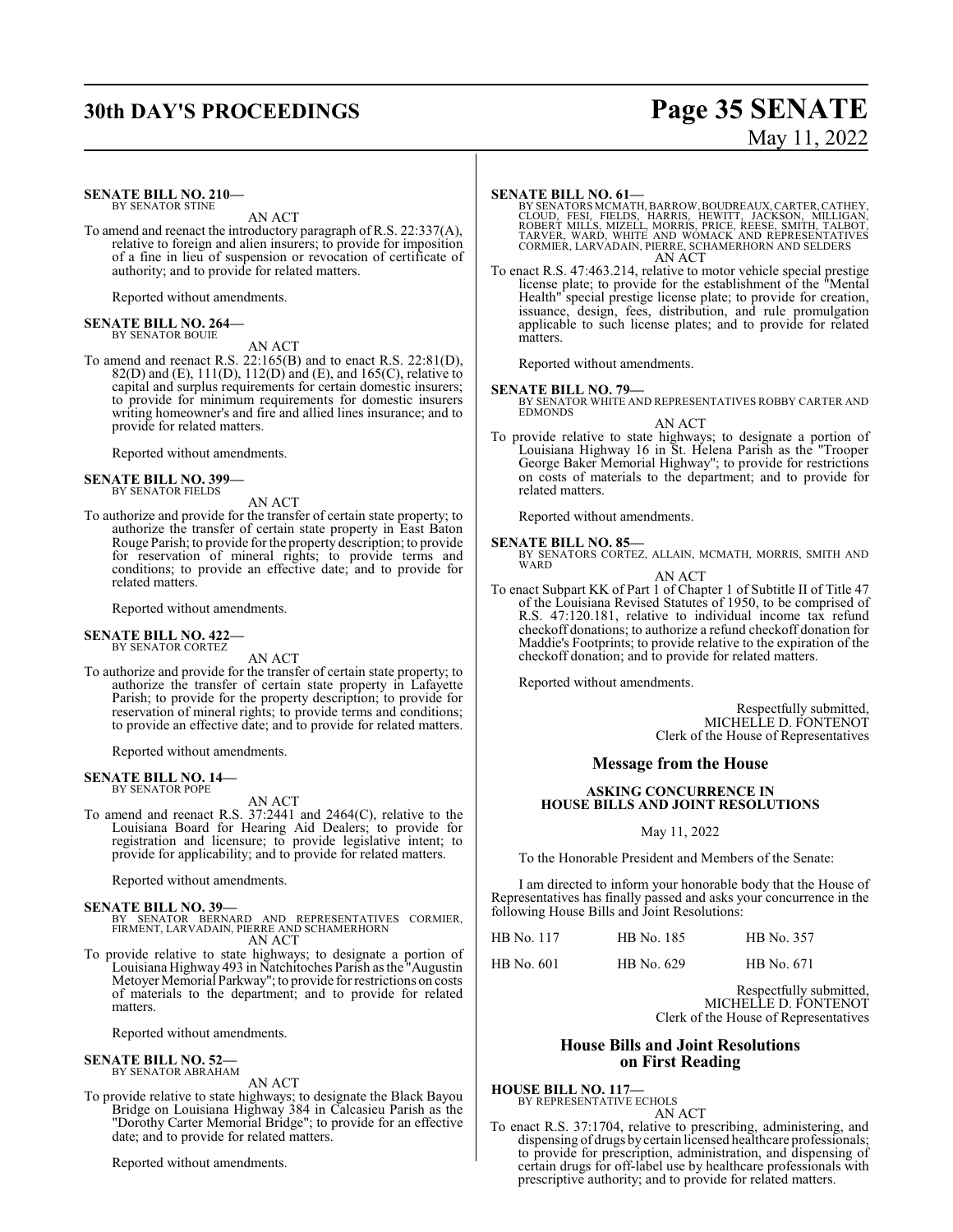**SENATE BILL NO. 210—**
BY SENATOR STINE

AN ACT

To amend and reenact the introductory paragraph of R.S. 22:337(A), relative to foreign and alien insurers; to provide for imposition of a fine in lieu of suspension or revocation of certificate of authority; and to provide for related matters.

Reported without amendments.

**SENATE BILL NO. 264—**
BY SENATOR BOUIE

AN ACT

To amend and reenact R.S. 22:165(B) and to enact R.S. 22:81(D), 82(D) and (E), 111(D), 112(D) and (E), and 165(C), relative to capital and surplus requirements for certain domestic insurers; to provide for minimum requirements for domestic insurers writing homeowner's and fire and allied lines insurance; and to provide for related matters.

Reported without amendments.

**SENATE BILL NO. 399—**
BY SENATOR FIELDS

AN ACT

To authorize and provide for the transfer of certain state property; to authorize the transfer of certain state property in East Baton Rouge Parish; to provide for the property description; to provide for reservation of mineral rights; to provide terms and conditions; to provide an effective date; and to provide for related matters.

Reported without amendments.

**SENATE BILL NO. 422—**
BY SENATOR CORTEZ

AN ACT

To authorize and provide for the transfer of certain state property; to authorize the transfer of certain state property in Lafayette Parish; to provide for the property description; to provide for reservation of mineral rights; to provide terms and conditions; to provide an effective date; and to provide for related matters.

Reported without amendments.

**SENATE BILL NO. 14—**
BY SENATOR POPE

AN ACT

To amend and reenact R.S. 37:2441 and 2464(C), relative to the Louisiana Board for Hearing Aid Dealers; to provide for registration and licensure; to provide legislative intent; to provide for applicability; and to provide for related matters.

Reported without amendments.

**SENATE BILL NO. 39—**
BY SENATOR BERNARD AND REPRESENTATIVES CORMIER, FIRMENT, LARVADAIN, PIERRE AND SCHAMERHORN

AN ACT

To provide relative to state highways; to designate a portion of Louisiana Highway 493 in Natchitoches Parish as the "Augustin Metoyer Memorial Parkway"; to provide for restrictions on costs of materials to the department; and to provide for related matters.

Reported without amendments.

**SENATE BILL NO. 52—**
BY SENATOR ABRAHAM

AN ACT

To provide relative to state highways; to designate the Black Bayou Bridge on Louisiana Highway 384 in Calcasieu Parish as the "Dorothy Carter Memorial Bridge"; to provide for an effective date; and to provide for related matters.

Reported without amendments.

**SENATE BILL NO. 61—**
BY SENATORS MCMATH, BARROW, BOUDREAUX, CARTER, CATHEY, CLOUD, FESI, FIELDS, HARRIS, HEWITT, JACKSON, MILLIGAN, ROBERT MILLS, MIZELL, MORRIS, PRICE, REESE, SMITH, TALBOT, TARVER, WARD, WHITE AND WOMACK AND REPRESENTATIVES CORMIER, LARVADAIN, PIERRE, SCHAMERHORN AND SELDERS

AN ACT

To enact R.S. 47:463.214, relative to motor vehicle special prestige license plate; to provide for the establishment of the "Mental Health" special prestige license plate; to provide for creation, issuance, design, fees, distribution, and rule promulgation applicable to such license plates; and to provide for related matters.

Reported without amendments.

**SENATE BILL NO. 79—**
BY SENATOR WHITE AND REPRESENTATIVES ROBBY CARTER AND EDMONDS

AN ACT

To provide relative to state highways; to designate a portion of Louisiana Highway 16 in St. Helena Parish as the "Trooper George Baker Memorial Highway"; to provide for restrictions on costs of materials to the department; and to provide for related matters.

Reported without amendments.

**SENATE BILL NO. 85—**
BY SENATORS CORTEZ, ALLAIN, MCMATH, MORRIS, SMITH AND WARD

AN ACT

To enact Subpart KK of Part 1 of Chapter 1 of Subtitle II of Title 47 of the Louisiana Revised Statutes of 1950, to be comprised of R.S. 47:120.181, relative to individual income tax refund checkoff donations; to authorize a refund checkoff donation for Maddie's Footprints; to provide relative to the expiration of the checkoff donation; and to provide for related matters.

Reported without amendments.

Respectfully submitted,
MICHELLE D. FONTENOT
Clerk of the House of Representatives

## Message from the House

### ASKING CONCURRENCE IN HOUSE BILLS AND JOINT RESOLUTIONS

May 11, 2022

To the Honorable President and Members of the Senate:

I am directed to inform your honorable body that the House of Representatives has finally passed and asks your concurrence in the following House Bills and Joint Resolutions:

| | | |
|---|---|---|
| HB No. 117 | HB No. 185 | HB No. 357 |
| HB No. 601 | HB No. 629 | HB No. 671 |

Respectfully submitted,
MICHELLE D. FONTENOT
Clerk of the House of Representatives

## House Bills and Joint Resolutions on First Reading

**HOUSE BILL NO. 117—**
BY REPRESENTATIVE ECHOLS

AN ACT

To enact R.S. 37:1704, relative to prescribing, administering, and dispensing of drugs by certain licensed healthcare professionals; to provide for prescription, administration, and dispensing of certain drugs for off-label use by healthcare professionals with prescriptive authority; and to provide for related matters.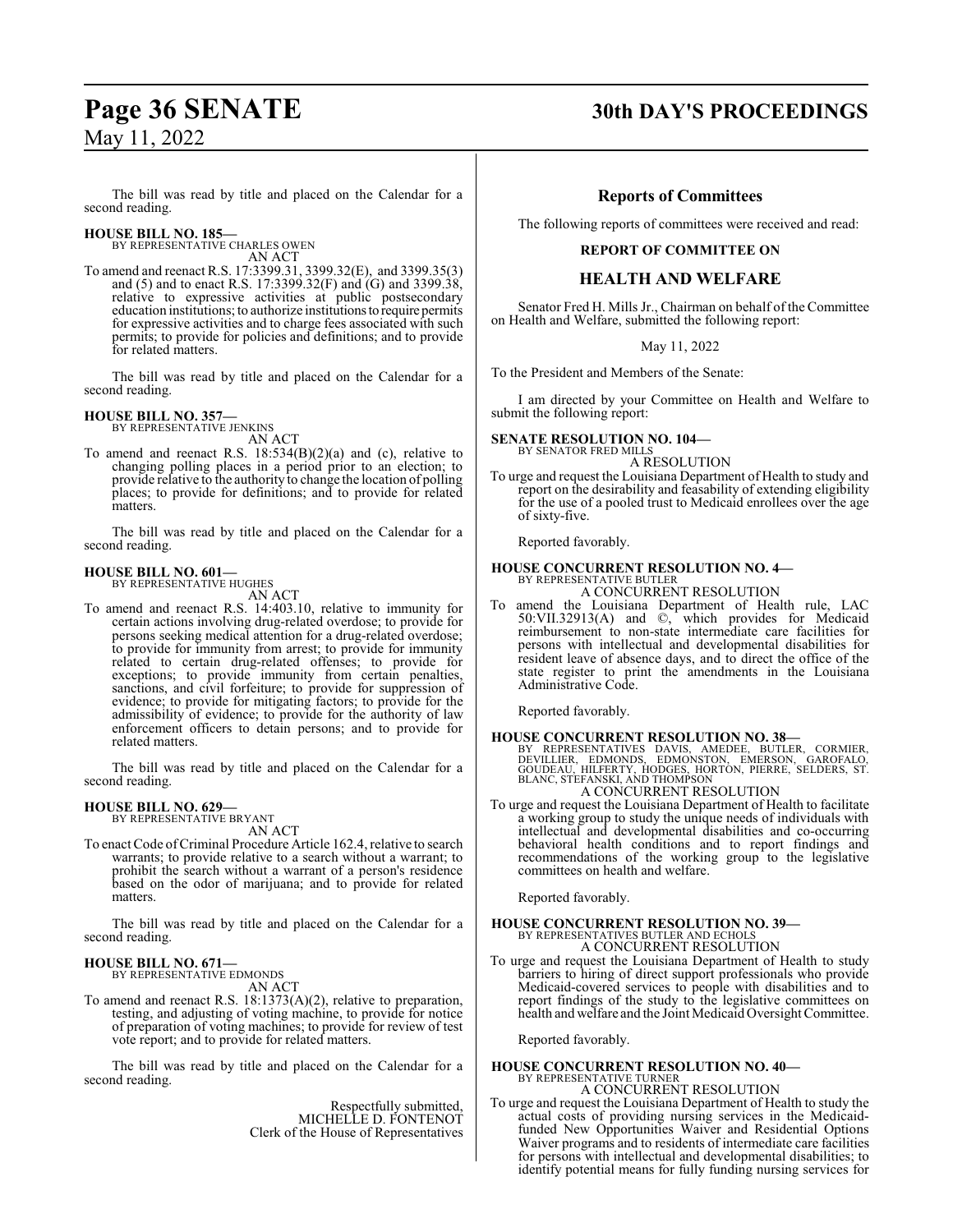The bill was read by title and placed on the Calendar for a second reading.

**HOUSE BILL NO. 185—**
BY REPRESENTATIVE CHARLES OWEN
AN ACT

To amend and reenact R.S. 17:3399.31, 3399.32(E), and 3399.35(3) and (5) and to enact R.S. 17:3399.32(F) and (G) and 3399.38, relative to expressive activities at public postsecondary education institutions; to authorize institutions to require permits for expressive activities and to charge fees associated with such permits; to provide for policies and definitions; and to provide for related matters.

The bill was read by title and placed on the Calendar for a second reading.

**HOUSE BILL NO. 357—**
BY REPRESENTATIVE JENKINS
AN ACT

To amend and reenact R.S. 18:534(B)(2)(a) and (c), relative to changing polling places in a period prior to an election; to provide relative to the authority to change the location of polling places; to provide for definitions; and to provide for related matters.

The bill was read by title and placed on the Calendar for a second reading.

**HOUSE BILL NO. 601—**
BY REPRESENTATIVE HUGHES
AN ACT

To amend and reenact R.S. 14:403.10, relative to immunity for certain actions involving drug-related overdose; to provide for persons seeking medical attention for a drug-related overdose; to provide for immunity from arrest; to provide for immunity related to certain drug-related offenses; to provide for exceptions; to provide immunity from certain penalties, sanctions, and civil forfeiture; to provide for suppression of evidence; to provide for mitigating factors; to provide for the admissibility of evidence; to provide for the authority of law enforcement officers to detain persons; and to provide for related matters.

The bill was read by title and placed on the Calendar for a second reading.

**HOUSE BILL NO. 629—**
BY REPRESENTATIVE BRYANT
AN ACT

To enact Code of Criminal Procedure Article 162.4, relative to search warrants; to provide relative to a search without a warrant; to prohibit the search without a warrant of a person's residence based on the odor of marijuana; and to provide for related matters.

The bill was read by title and placed on the Calendar for a second reading.

**HOUSE BILL NO. 671—**
BY REPRESENTATIVE EDMONDS
AN ACT

To amend and reenact R.S. 18:1373(A)(2), relative to preparation, testing, and adjusting of voting machine, to provide for notice of preparation of voting machines; to provide for review of test vote report; and to provide for related matters.

The bill was read by title and placed on the Calendar for a second reading.

Respectfully submitted,
MICHELLE D. FONTENOT
Clerk of the House of Representatives

## Reports of Committees

The following reports of committees were received and read:

**REPORT OF COMMITTEE ON**

## HEALTH AND WELFARE

Senator Fred H. Mills Jr., Chairman on behalf of the Committee on Health and Welfare, submitted the following report:

May 11, 2022

To the President and Members of the Senate:

I am directed by your Committee on Health and Welfare to submit the following report:

**SENATE RESOLUTION NO. 104—**
BY SENATOR FRED MILLS
A RESOLUTION

To urge and request the Louisiana Department of Health to study and report on the desirability and feasability of extending eligibility for the use of a pooled trust to Medicaid enrollees over the age of sixty-five.

Reported favorably.

**HOUSE CONCURRENT RESOLUTION NO. 4—**
BY REPRESENTATIVE BUTLER
A CONCURRENT RESOLUTION

To amend the Louisiana Department of Health rule, LAC 50:VII.32913(A) and ©, which provides for Medicaid reimbursement to non-state intermediate care facilities for persons with intellectual and developmental disabilities for resident leave of absence days, and to direct the office of the state register to print the amendments in the Louisiana Administrative Code.

Reported favorably.

**HOUSE CONCURRENT RESOLUTION NO. 38—**
BY REPRESENTATIVES DAVIS, AMEDEE, BUTLER, CORMIER, DEVILLIER, EDMONDS, EDMONSTON, EMERSON, GAROFALO, GOUDEAU, HILFERTY, HODGES, HORTON, PIERRE, SELDERS, ST. BLANC, STEFANSKI, AND THOMPSON
A CONCURRENT RESOLUTION

To urge and request the Louisiana Department of Health to facilitate a working group to study the unique needs of individuals with intellectual and developmental disabilities and co-occurring behavioral health conditions and to report findings and recommendations of the working group to the legislative committees on health and welfare.

Reported favorably.

**HOUSE CONCURRENT RESOLUTION NO. 39—**
BY REPRESENTATIVES BUTLER AND ECHOLS
A CONCURRENT RESOLUTION

To urge and request the Louisiana Department of Health to study barriers to hiring of direct support professionals who provide Medicaid-covered services to people with disabilities and to report findings of the study to the legislative committees on health and welfare and the Joint Medicaid Oversight Committee.

Reported favorably.

**HOUSE CONCURRENT RESOLUTION NO. 40—**
BY REPRESENTATIVE TURNER
A CONCURRENT RESOLUTION

To urge and request the Louisiana Department of Health to study the actual costs of providing nursing services in the Medicaid-funded New Opportunities Waiver and Residential Options Waiver programs and to residents of intermediate care facilities for persons with intellectual and developmental disabilities; to identify potential means for fully funding nursing services for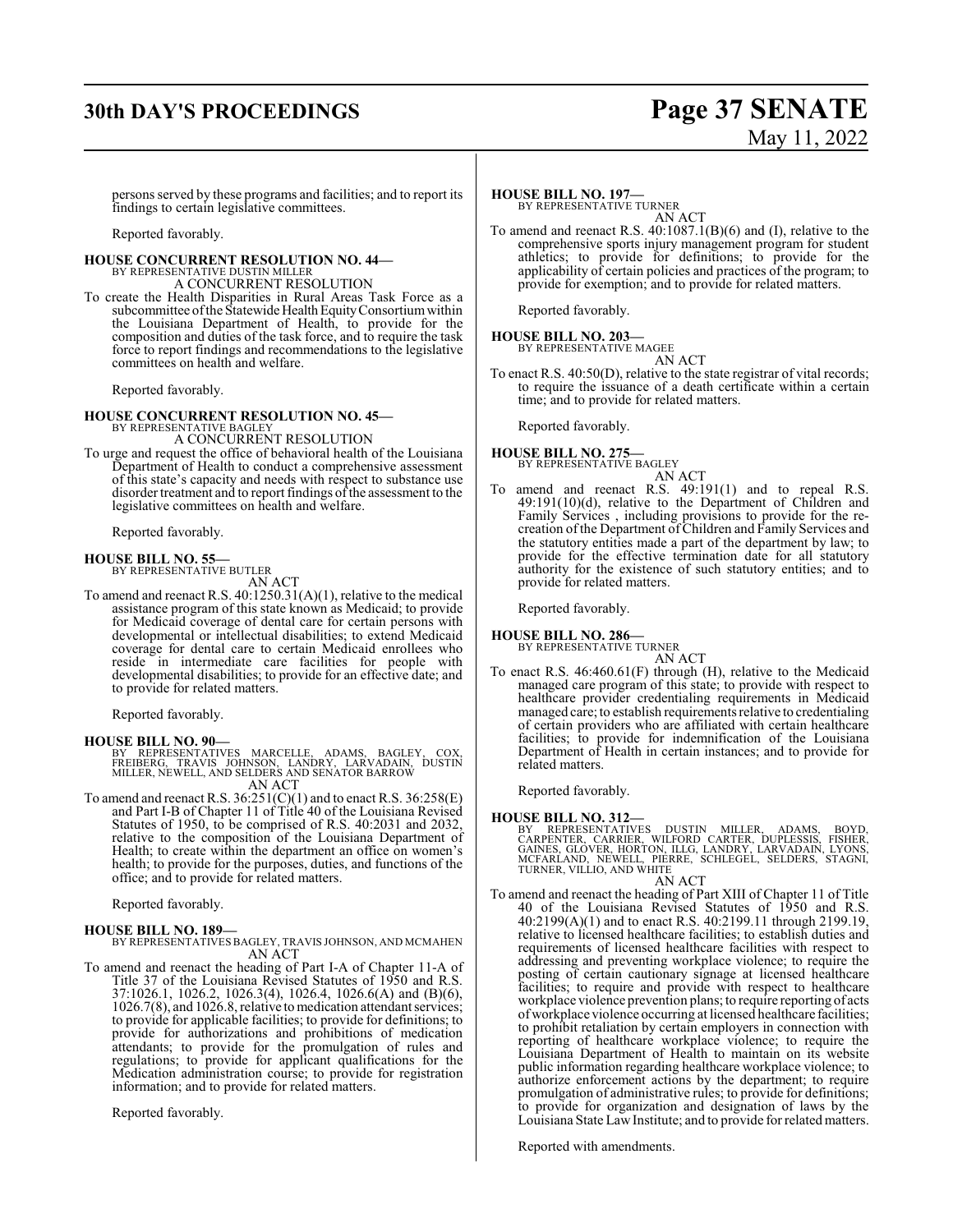persons served by these programs and facilities; and to report its findings to certain legislative committees.

Reported favorably.

**HOUSE CONCURRENT RESOLUTION NO. 44—**
BY REPRESENTATIVE DUSTIN MILLER
A CONCURRENT RESOLUTION

To create the Health Disparities in Rural Areas Task Force as a subcommittee of the Statewide Health Equity Consortium within the Louisiana Department of Health, to provide for the composition and duties of the task force, and to require the task force to report findings and recommendations to the legislative committees on health and welfare.

Reported favorably.

**HOUSE CONCURRENT RESOLUTION NO. 45—**
BY REPRESENTATIVE BAGLEY
A CONCURRENT RESOLUTION

To urge and request the office of behavioral health of the Louisiana Department of Health to conduct a comprehensive assessment of this state's capacity and needs with respect to substance use disorder treatment and to report findings of the assessment to the legislative committees on health and welfare.

Reported favorably.

**HOUSE BILL NO. 55—**
BY REPRESENTATIVE BUTLER
AN ACT

To amend and reenact R.S. 40:1250.31(A)(1), relative to the medical assistance program of this state known as Medicaid; to provide for Medicaid coverage of dental care for certain persons with developmental or intellectual disabilities; to extend Medicaid coverage for dental care to certain Medicaid enrollees who reside in intermediate care facilities for people with developmental disabilities; to provide for an effective date; and to provide for related matters.

Reported favorably.

**HOUSE BILL NO. 90—**
BY REPRESENTATIVES MARCELLE, ADAMS, BAGLEY, COX, FREIBERG, TRAVIS JOHNSON, LANDRY, LARVADAIN, DUSTIN MILLER, NEWELL, AND SELDERS AND SENATOR BARROW
AN ACT

To amend and reenact R.S. 36:251(C)(1) and to enact R.S. 36:258(E) and Part I-B of Chapter 11 of Title 40 of the Louisiana Revised Statutes of 1950, to be comprised of R.S. 40:2031 and 2032, relative to the composition of the Louisiana Department of Health; to create within the department an office on women's health; to provide for the purposes, duties, and functions of the office; and to provide for related matters.

Reported favorably.

**HOUSE BILL NO. 189—**
BY REPRESENTATIVES BAGLEY, TRAVIS JOHNSON, AND MCMAHEN
AN ACT

To amend and reenact the heading of Part I-A of Chapter 11-A of Title 37 of the Louisiana Revised Statutes of 1950 and R.S. 37:1026.1, 1026.2, 1026.3(4), 1026.4, 1026.6(A) and (B)(6), 1026.7(8), and 1026.8, relative to medication attendant services; to provide for applicable facilities; to provide for definitions; to provide for authorizations and prohibitions of medication attendants; to provide for the promulgation of rules and regulations; to provide for applicant qualifications for the Medication administration course; to provide for registration information; and to provide for related matters.

Reported favorably.

**HOUSE BILL NO. 197—**
BY REPRESENTATIVE TURNER
AN ACT

To amend and reenact R.S. 40:1087.1(B)(6) and (I), relative to the comprehensive sports injury management program for student athletics; to provide for definitions; to provide for the applicability of certain policies and practices of the program; to provide for exemption; and to provide for related matters.

Reported favorably.

**HOUSE BILL NO. 203—**
BY REPRESENTATIVE MAGEE
AN ACT

To enact R.S. 40:50(D), relative to the state registrar of vital records; to require the issuance of a death certificate within a certain time; and to provide for related matters.

Reported favorably.

**HOUSE BILL NO. 275—**
BY REPRESENTATIVE BAGLEY
AN ACT

To amend and reenact R.S. 49:191(1) and to repeal R.S. 49:191(10)(d), relative to the Department of Children and Family Services , including provisions to provide for the re-creation of the Department of Children and Family Services and the statutory entities made a part of the department by law; to provide for the effective termination date for all statutory authority for the existence of such statutory entities; and to provide for related matters.

Reported favorably.

**HOUSE BILL NO. 286—**
BY REPRESENTATIVE TURNER
AN ACT

To enact R.S. 46:460.61(F) through (H), relative to the Medicaid managed care program of this state; to provide with respect to healthcare provider credentialing requirements in Medicaid managed care; to establish requirements relative to credentialing of certain providers who are affiliated with certain healthcare facilities; to provide for indemnification of the Louisiana Department of Health in certain instances; and to provide for related matters.

Reported favorably.

**HOUSE BILL NO. 312—**
BY REPRESENTATIVES DUSTIN MILLER, ADAMS, BOYD, CARPENTER, CARRIER, WILFORD CARTER, DUPLESSIS, FISHER, GAINES, GLOVER, HORTON, ILLG, LANDRY, LARVADAIN, LYONS, MCFARLAND, NEWELL, PIERRE, SCHLEGEL, SELDERS, STAGNI, TURNER, VILLIO, AND WHITE
AN ACT

To amend and reenact the heading of Part XIII of Chapter 11 of Title 40 of the Louisiana Revised Statutes of 1950 and R.S. 40:2199(A)(1) and to enact R.S. 40:2199.11 through 2199.19, relative to licensed healthcare facilities; to establish duties and requirements of licensed healthcare facilities with respect to addressing and preventing workplace violence; to require the posting of certain cautionary signage at licensed healthcare facilities; to require and provide with respect to healthcare workplace violence prevention plans; to require reporting of acts of workplace violence occurring at licensed healthcare facilities; to prohibit retaliation by certain employers in connection with reporting of healthcare workplace violence; to require the Louisiana Department of Health to maintain on its website public information regarding healthcare workplace violence; to authorize enforcement actions by the department; to require promulgation of administrative rules; to provide for definitions; to provide for organization and designation of laws by the Louisiana State Law Institute; and to provide for related matters.

Reported with amendments.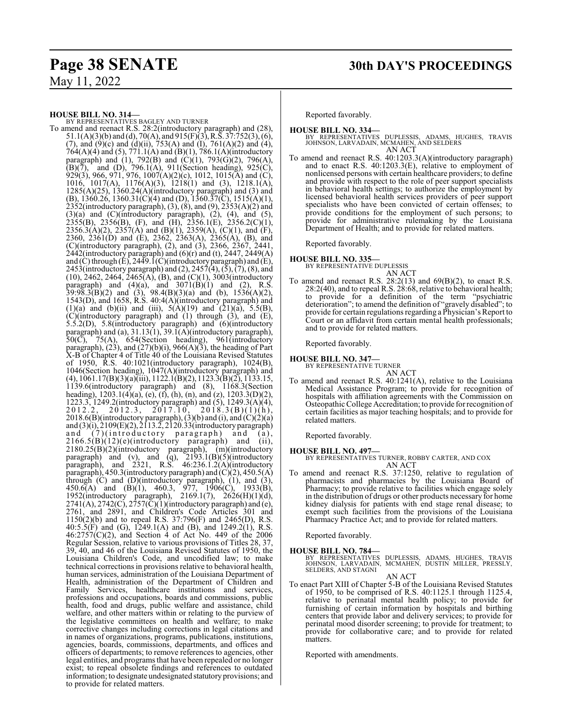**HOUSE BILL NO. 314—**
BY REPRESENTATIVES BAGLEY AND TURNER

To amend and reenact R.S. 28:2(introductory paragraph) and (28), 51.1(A)(3)(b) and (d), 70(A), and 915(F)(3), R.S. 37:752(3), (6), (7), and (9)(c) and (d)(ii), 753(A) and (I), 761(A)(2) and (4), 764(A)(4) and (5), 771.1(A) and (B)(1), 786.1(A)(introductory paragraph) and (1), 792(B) and (C)(1), 793(G)(2), 796(A), (B)(7), and (D), 796.1(A), 911(Section heading), 925(C), 929(3), 966, 971, 976, 1007(A)(2)(c), 1012, 1015(A) and (C), 1016, 1017(A), 1176(A)(3), 1218(1) and (3), 1218.1(A), 1285(A)(25), 1360.24(A)(introductory paragraph) and (3) and (B), 1360.26, 1360.31(C)(4) and (D), 1360.37(C), 1515(A)(1), 2352(introductory paragraph), (3), (8), and (9), 2353(A)(2) and (3)(a) and (C)(introductory paragraph), (2), (4), and (5), 2355(B), 2356(B), (F), and (H), 2356.1(E), 2356.2(C)(1), 2356.3(A)(2), 2357(A) and (B)(1), 2359(A), (C)(1), and (F), 2360, 2361(D) and (E), 2362, 2363(A), 2365(A), (B), and (C)(introductory paragraph), (2), and (3), 2366, 2367, 2441, 2442(introductory paragraph) and (6)(r) and (t), 2447, 2449(A) and (C) through (E), 2449.1(C)(introductory paragraph) and (E), 2453(introductory paragraph) and (2), 2457(4), (5), (7), (8), and (10), 2462, 2464, 2465(A), (B), and (C)(1), 3003(introductory paragraph) and (4)(a), and 3071(B)(1) and (2), R.S. 39:98.3(B)(2) and (3), 98.4(B)(3)(a) and (b), 1536(A)(2), 1543(D), and 1658, R.S. 40:4(A)(introductory paragraph) and (1)(a) and (b)(ii) and (iii), 5(A)(19) and (21)(a), 5.5(B), (C)(introductory paragraph) and (1) through (3), and (E), 5.5.2(D), 5.8(introductory paragraph) and (6)(introductory paragraph) and (a), 31.13(1), 39.1(A)(introductory paragraph), 50(C), 75(A), 654(Section heading), 961(introductory paragraph), (23), and (27)(b)(i), 966(A)(3), the heading of Part X-B of Chapter 4 of Title 40 of the Louisiana Revised Statutes of 1950, R.S. 40:1021(introductory paragraph), 1024(B), 1046(Section heading), 1047(A)(introductory paragraph) and (4), 1061.17(B)(3)(a)(iii), 1122.1(B)(2), 1123.3(B)(2), 1133.15, 1139.6(introductory paragraph) and (8), 1168.3(Section heading), 1203.1(4)(a), (e), (f), (h), (n), and (z), 1203.3(D)(2), 1223.3, 1249.2(introductory paragraph) and (5), 1249.3(A)(4), 2012.2, 2012.3, 2017.10, 2018.3(B)(1)(h), 2018.6(B)(introductory paragraph), (3)(b) and (i), and (C)(2)(a) and (3)(i), 2109(E)(2), 2113.2, 2120.33(introductory paragraph) and (7)(introductory paragraph) and (a), 2166.5(B)(12)(e)(introductory paragraph) and (ii), 2180.25(B)(2)(introductory paragraph), (m)(introductory paragraph) and (v), and (q), 2193.1(B)(5)(introductory paragraph), and 2321, R.S. 46:236.1.2(A)(introductory paragraph), 450.3(introductory paragraph) and (C)(2), 450.5(A) through (C) and (D)(introductory paragraph), (1), and (3), 450.6(A) and (B)(1), 460.3, 977, 1906(C), 1933(B), 1952(introductory paragraph), 2169.1(7), 2626(H)(1)(d), 2741(A), 2742(C), 2757(C)(1)(introductory paragraph) and (e), 2761, and 2891, and Children's Code Articles 301 and 1150(2)(b) and to repeal R.S. 37:796(F) and 2465(D), R.S. 40:5.5(F) and (G), 1249.1(A) and (B), and 1249.2(1), R.S. 46:2757(C)(2), and Section 4 of Act No. 449 of the 2006 Regular Session, relative to various provisions of Titles 28, 37, 39, 40, and 46 of the Louisiana Revised Statutes of 1950, the Louisiana Children's Code, and uncodified law; to make technical corrections in provisions relative to behavioral health, human services, administration of the Louisiana Department of Health, administration of the Department of Children and Family Services, healthcare institutions and services, professions and occupations, boards and commissions, public health, food and drugs, public welfare and assistance, child welfare, and other matters within or relating to the purview of the legislative committees on health and welfare; to make corrective changes including corrections in legal citations and in names of organizations, programs, publications, institutions, agencies, boards, commissions, departments, and offices and officers of departments; to remove references to agencies, other legal entities, and programs that have been repealed or no longer exist; to repeal obsolete findings and references to outdated information; to designate undesignated statutory provisions; and to provide for related matters.

Reported favorably.

**HOUSE BILL NO. 334—**
BY REPRESENTATIVES DUPLESSIS, ADAMS, HUGHES, TRAVIS JOHNSON, LARVADAIN, MCMAHEN, AND SELDERS

AN ACT

To amend and reenact R.S. 40:1203.3(A)(introductory paragraph) and to enact R.S. 40:1203.3(E), relative to employment of nonlicensed persons with certain healthcare providers; to define and provide with respect to the role of peer support specialists in behavioral health settings; to authorize the employment by licensed behavioral health services providers of peer support specialists who have been convicted of certain offenses; to provide conditions for the employment of such persons; to provide for administrative rulemaking by the Louisiana Department of Health; and to provide for related matters.

Reported favorably.

**HOUSE BILL NO. 335—**
BY REPRESENTATIVE DUPLESSIS

AN ACT

To amend and reenact R.S. 28:2(13) and 69(B)(2), to enact R.S. 28:2(40), and to repeal R.S. 28:68, relative to behavioral health; to provide for a definition of the term "psychiatric deterioration"; to amend the definition of "gravely disabled"; to provide for certain regulations regarding a Physician's Report to Court or an affidavit from certain mental health professionals; and to provide for related matters.

Reported favorably.

**HOUSE BILL NO. 347—**
BY REPRESENTATIVE TURNER

AN ACT

To amend and reenact R.S. 40:1241(A), relative to the Louisiana Medical Assistance Program; to provide for recognition of hospitals with affiliation agreements with the Commission on Osteopathic College Accreditation; to provide for recognition of certain facilities as major teaching hospitals; and to provide for related matters.

Reported favorably.

**HOUSE BILL NO. 497—**
BY REPRESENTATIVES TURNER, ROBBY CARTER, AND COX

AN ACT

To amend and reenact R.S. 37:1250, relative to regulation of pharmacists and pharmacies by the Louisiana Board of Pharmacy; to provide relative to facilities which engage solely in the distribution of drugs or other products necessary for home kidney dialysis for patients with end stage renal disease; to exempt such facilities from the provisions of the Louisiana Pharmacy Practice Act; and to provide for related matters.

Reported favorably.

**HOUSE BILL NO. 784—**
BY REPRESENTATIVES DUPLESSIS, ADAMS, HUGHES, TRAVIS JOHNSON, LARVADAIN, MCMAHEN, DUSTIN MILLER, PRESSLY, SELDERS, AND STAGNI

AN ACT

To enact Part XIII of Chapter 5-B of the Louisiana Revised Statutes of 1950, to be comprised of R.S. 40:1125.1 through 1125.4, relative to perinatal mental health policy; to provide for furnishing of certain information by hospitals and birthing centers that provide labor and delivery services; to provide for perinatal mood disorder screening; to provide for treatment; to provide for collaborative care; and to provide for related matters.

Reported with amendments.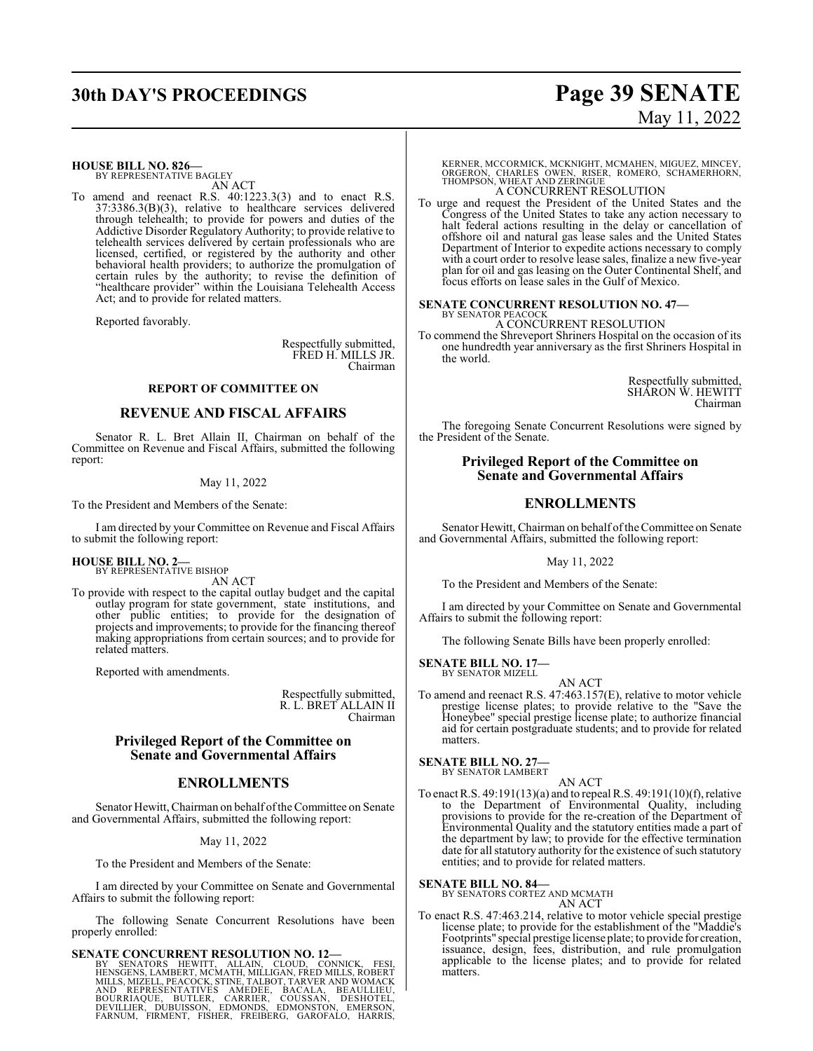**HOUSE BILL NO. 826—**
BY REPRESENTATIVE BAGLEY

AN ACT

To amend and reenact R.S. 40:1223.3(3) and to enact R.S. 37:3386.3(B)(3), relative to healthcare services delivered through telehealth; to provide for powers and duties of the Addictive Disorder Regulatory Authority; to provide relative to telehealth services delivered by certain professionals who are licensed, certified, or registered by the authority and other behavioral health providers; to authorize the promulgation of certain rules by the authority; to revise the definition of "healthcare provider" within the Louisiana Telehealth Access Act; and to provide for related matters.

Reported favorably.

Respectfully submitted,
FRED H. MILLS JR.
Chairman

**REPORT OF COMMITTEE ON**

## REVENUE AND FISCAL AFFAIRS

Senator R. L. Bret Allain II, Chairman on behalf of the Committee on Revenue and Fiscal Affairs, submitted the following report:

May 11, 2022

To the President and Members of the Senate:

I am directed by your Committee on Revenue and Fiscal Affairs to submit the following report:

**HOUSE BILL NO. 2—**
BY REPRESENTATIVE BISHOP

AN ACT

To provide with respect to the capital outlay budget and the capital outlay program for state government, state institutions, and other public entities; to provide for the designation of projects and improvements; to provide for the financing thereof making appropriations from certain sources; and to provide for related matters.

Reported with amendments.

Respectfully submitted,
R. L. BRET ALLAIN II
Chairman

## Privileged Report of the Committee on Senate and Governmental Affairs

## ENROLLMENTS

Senator Hewitt, Chairman on behalf of the Committee on Senate and Governmental Affairs, submitted the following report:

May 11, 2022

To the President and Members of the Senate:

I am directed by your Committee on Senate and Governmental Affairs to submit the following report:

The following Senate Concurrent Resolutions have been properly enrolled:

**SENATE CONCURRENT RESOLUTION NO. 12—**
BY SENATORS HEWITT, ALLAIN, CLOUD, CONNICK, FESI, HENSGENS, LAMBERT, MCMATH, MILLIGAN, FRED MILLS, ROBERT MILLS, MIZELL, PEACOCK, STINE, TALBOT, TARVER AND WOMACK AND REPRESENTATIVES AMEDEE, BACALA, BEAULLIEU, BOURRIAQUE, BUTLER, CARRIER, COUSSAN, DESHOTEL, DEVILLIER, DUBUISSON, EDMONDS, EDMONSTON, EMERSON, FARNUM, FIRMENT, FISHER, FREIBERG, GAROFALO, HARRIS, KERNER, MCCORMICK, MCKNIGHT, MCMAHEN, MIGUEZ, MINCEY, ORGERON, CHARLES OWEN, RISER, ROMERO, SCHAMERHORN, THOMPSON, WHEAT AND ZERINGUE

A CONCURRENT RESOLUTION

To urge and request the President of the United States and the Congress of the United States to take any action necessary to halt federal actions resulting in the delay or cancellation of offshore oil and natural gas lease sales and the United States Department of Interior to expedite actions necessary to comply with a court order to resolve lease sales, finalize a new five-year plan for oil and gas leasing on the Outer Continental Shelf, and focus efforts on lease sales in the Gulf of Mexico.

**SENATE CONCURRENT RESOLUTION NO. 47—**
BY SENATOR PEACOCK

A CONCURRENT RESOLUTION

To commend the Shreveport Shriners Hospital on the occasion of its one hundredth year anniversary as the first Shriners Hospital in the world.

Respectfully submitted,
SHARON W. HEWITT
Chairman

The foregoing Senate Concurrent Resolutions were signed by the President of the Senate.

## Privileged Report of the Committee on Senate and Governmental Affairs

## ENROLLMENTS

Senator Hewitt, Chairman on behalf of the Committee on Senate and Governmental Affairs, submitted the following report:

May 11, 2022

To the President and Members of the Senate:

I am directed by your Committee on Senate and Governmental Affairs to submit the following report:

The following Senate Bills have been properly enrolled:

**SENATE BILL NO. 17—**
BY SENATOR MIZELL

AN ACT

To amend and reenact R.S. 47:463.157(E), relative to motor vehicle prestige license plates; to provide relative to the "Save the Honeybee" special prestige license plate; to authorize financial aid for certain postgraduate students; and to provide for related matters.

**SENATE BILL NO. 27—**
BY SENATOR LAMBERT

AN ACT

To enact R.S. 49:191(13)(a) and to repeal R.S. 49:191(10)(f), relative to the Department of Environmental Quality, including provisions to provide for the re-creation of the Department of Environmental Quality and the statutory entities made a part of the department by law; to provide for the effective termination date for all statutory authority for the existence of such statutory entities; and to provide for related matters.

**SENATE BILL NO. 84—**
BY SENATORS CORTEZ AND MCMATH

AN ACT

To enact R.S. 47:463.214, relative to motor vehicle special prestige license plate; to provide for the establishment of the "Maddie's Footprints" special prestige license plate; to provide for creation, issuance, design, fees, distribution, and rule promulgation applicable to the license plates; and to provide for related matters.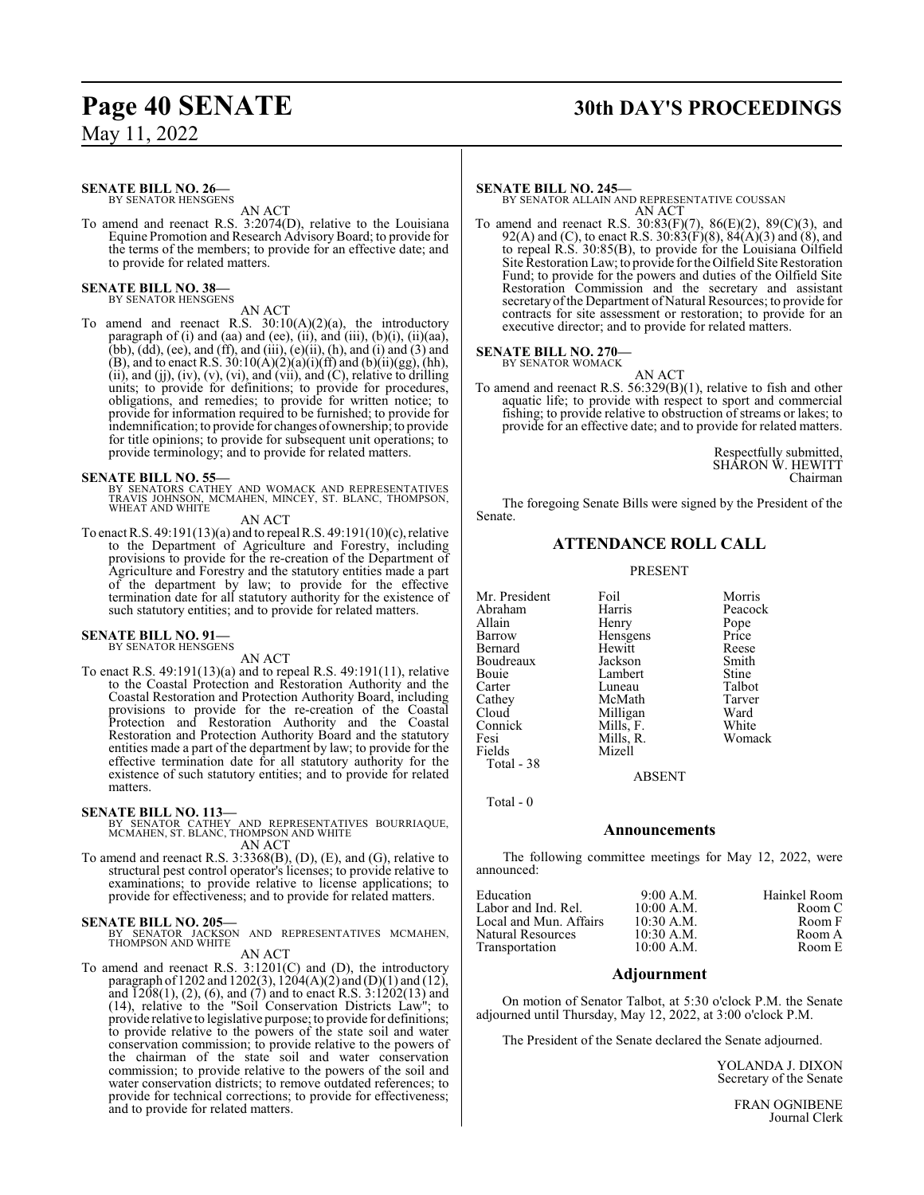**SENATE BILL NO. 26—**
BY SENATOR HENSGENS

AN ACT

To amend and reenact R.S. 3:2074(D), relative to the Louisiana Equine Promotion and Research Advisory Board; to provide for the terms of the members; to provide for an effective date; and to provide for related matters.

**SENATE BILL NO. 38—**
BY SENATOR HENSGENS

AN ACT

To amend and reenact R.S. 30:10(A)(2)(a), the introductory paragraph of (i) and (aa) and (ee), (ii), and (iii), (b)(i), (ii)(aa), (bb), (dd), (ee), and (ff), and (iii), (e)(ii), (h), and (i) and (3) and (B), and to enact R.S. 30:10(A)(2)(a)(i)(ff) and (b)(ii)(gg), (hh), (ii), and (jj), (iv), (v), (vi), and (vii), and (C), relative to drilling units; to provide for definitions; to provide for procedures, obligations, and remedies; to provide for written notice; to provide for information required to be furnished; to provide for indemnification; to provide for changes of ownership; to provide for title opinions; to provide for subsequent unit operations; to provide terminology; and to provide for related matters.

**SENATE BILL NO. 55—**
BY SENATORS CATHEY AND WOMACK AND REPRESENTATIVES TRAVIS JOHNSON, MCMAHEN, MINCEY, ST. BLANC, THOMPSON, WHEAT AND WHITE

AN ACT

To enact R.S. 49:191(13)(a) and to repeal R.S. 49:191(10)(c), relative to the Department of Agriculture and Forestry, including provisions to provide for the re-creation of the Department of Agriculture and Forestry and the statutory entities made a part of the department by law; to provide for the effective termination date for all statutory authority for the existence of such statutory entities; and to provide for related matters.

**SENATE BILL NO. 91—**
BY SENATOR HENSGENS

AN ACT

To enact R.S. 49:191(13)(a) and to repeal R.S. 49:191(11), relative to the Coastal Protection and Restoration Authority and the Coastal Restoration and Protection Authority Board, including provisions to provide for the re-creation of the Coastal Protection and Restoration Authority and the Coastal Restoration and Protection Authority Board and the statutory entities made a part of the department by law; to provide for the effective termination date for all statutory authority for the existence of such statutory entities; and to provide for related matters.

**SENATE BILL NO. 113—**
BY SENATOR CATHEY AND REPRESENTATIVES BOURRIAQUE, MCMAHEN, ST. BLANC, THOMPSON AND WHITE

AN ACT

To amend and reenact R.S. 3:3368(B), (D), (E), and (G), relative to structural pest control operator's licenses; to provide relative to examinations; to provide relative to license applications; to provide for effectiveness; and to provide for related matters.

**SENATE BILL NO. 205—**
BY SENATOR JACKSON AND REPRESENTATIVES MCMAHEN, THOMPSON AND WHITE

AN ACT

To amend and reenact R.S. 3:1201(C) and (D), the introductory paragraph of 1202 and 1202(3), 1204(A)(2) and (D)(1) and (12), and 1208(1), (2), (6), and (7) and to enact R.S. 3:1202(13) and (14), relative to the "Soil Conservation Districts Law"; to provide relative to legislative purpose; to provide for definitions; to provide relative to the powers of the state soil and water conservation commission; to provide relative to the powers of the chairman of the state soil and water conservation commission; to provide relative to the powers of the soil and water conservation districts; to remove outdated references; to provide for technical corrections; to provide for effectiveness; and to provide for related matters.

**SENATE BILL NO. 245—**
BY SENATOR ALLAIN AND REPRESENTATIVE COUSSAN

AN ACT

To amend and reenact R.S. 30:83(F)(7), 86(E)(2), 89(C)(3), and 92(A) and (C), to enact R.S. 30:83(F)(8), 84(A)(3) and (8), and to repeal R.S. 30:85(B), to provide for the Louisiana Oilfield Site Restoration Law; to provide for the Oilfield Site Restoration Fund; to provide for the powers and duties of the Oilfield Site Restoration Commission and the secretary and assistant secretary of the Department of Natural Resources; to provide for contracts for site assessment or restoration; to provide for an executive director; and to provide for related matters.

**SENATE BILL NO. 270—**
BY SENATOR WOMACK

AN ACT

To amend and reenact R.S. 56:329(B)(1), relative to fish and other aquatic life; to provide with respect to sport and commercial fishing; to provide relative to obstruction of streams or lakes; to provide for an effective date; and to provide for related matters.

Respectfully submitted,
SHARON W. HEWITT
Chairman

The foregoing Senate Bills were signed by the President of the Senate.

## ATTENDANCE ROLL CALL

PRESENT

| | | |
|---|---|---|
| Mr. President | Foil | Morris |
| Abraham | Harris | Peacock |
| Allain | Henry | Pope |
| Barrow | Hensgens | Price |
| Bernard | Hewitt | Reese |
| Boudreaux | Jackson | Smith |
| Bouie | Lambert | Stine |
| Carter | Luneau | Talbot |
| Cathey | McMath | Tarver |
| Cloud | Milligan | Ward |
| Connick | Mills, F. | White |
| Fesi | Mills, R. | Womack |
| Fields | Mizell | |
| Total - 38 | | |

ABSENT

Total - 0

## Announcements

The following committee meetings for May 12, 2022, were announced:

| | | |
|---|---|---|
| Education | 9:00 A.M. | Hainkel Room |
| Labor and Ind. Rel. | 10:00 A.M. | Room C |
| Local and Mun. Affairs | 10:30 A.M. | Room F |
| Natural Resources | 10:30 A.M. | Room A |
| Transportation | 10:00 A.M. | Room E |

## Adjournment

On motion of Senator Talbot, at 5:30 o'clock P.M. the Senate adjourned until Thursday, May 12, 2022, at 3:00 o'clock P.M.

The President of the Senate declared the Senate adjourned.

YOLANDA J. DIXON
Secretary of the Senate

FRAN OGNIBENE
Journal Clerk